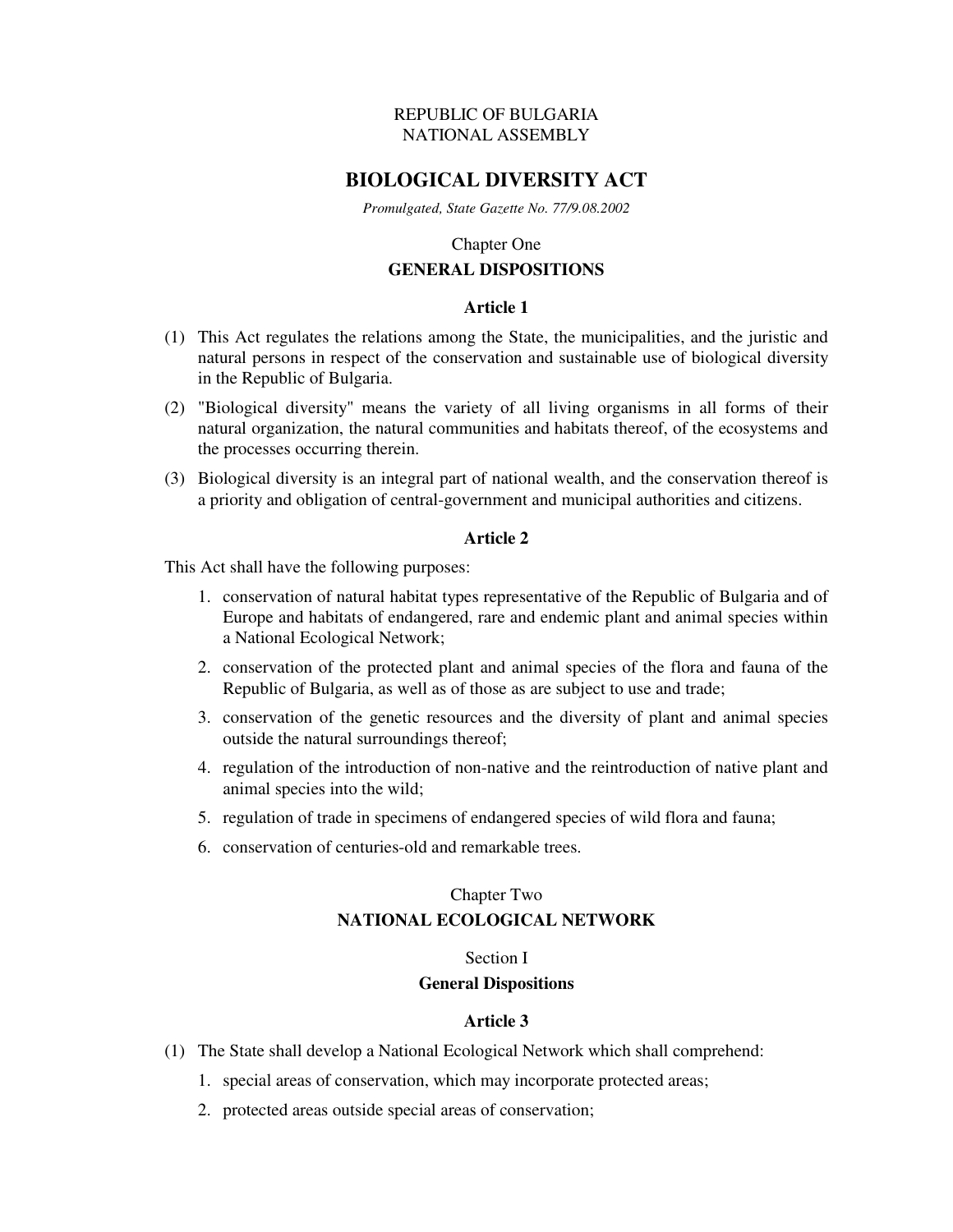REPUBLIC OF BULGARIA
NATIONAL ASSEMBLY

# BIOLOGICAL DIVERSITY ACT

*Promulgated, State Gazette No. 77/9.08.2002*

## Chapter One
## GENERAL DISPOSITIONS

### Article 1

(1) This Act regulates the relations among the State, the municipalities, and the juristic and natural persons in respect of the conservation and sustainable use of biological diversity in the Republic of Bulgaria.

(2) "Biological diversity" means the variety of all living organisms in all forms of their natural organization, the natural communities and habitats thereof, of the ecosystems and the processes occurring therein.

(3) Biological diversity is an integral part of national wealth, and the conservation thereof is a priority and obligation of central-government and municipal authorities and citizens.

### Article 2

This Act shall have the following purposes:

1. conservation of natural habitat types representative of the Republic of Bulgaria and of Europe and habitats of endangered, rare and endemic plant and animal species within a National Ecological Network;
2. conservation of the protected plant and animal species of the flora and fauna of the Republic of Bulgaria, as well as of those as are subject to use and trade;
3. conservation of the genetic resources and the diversity of plant and animal species outside the natural surroundings thereof;
4. regulation of the introduction of non-native and the reintroduction of native plant and animal species into the wild;
5. regulation of trade in specimens of endangered species of wild flora and fauna;
6. conservation of centuries-old and remarkable trees.

## Chapter Two
## NATIONAL ECOLOGICAL NETWORK

### Section I
### General Dispositions

### Article 3

(1) The State shall develop a National Ecological Network which shall comprehend:

1. special areas of conservation, which may incorporate protected areas;
2. protected areas outside special areas of conservation;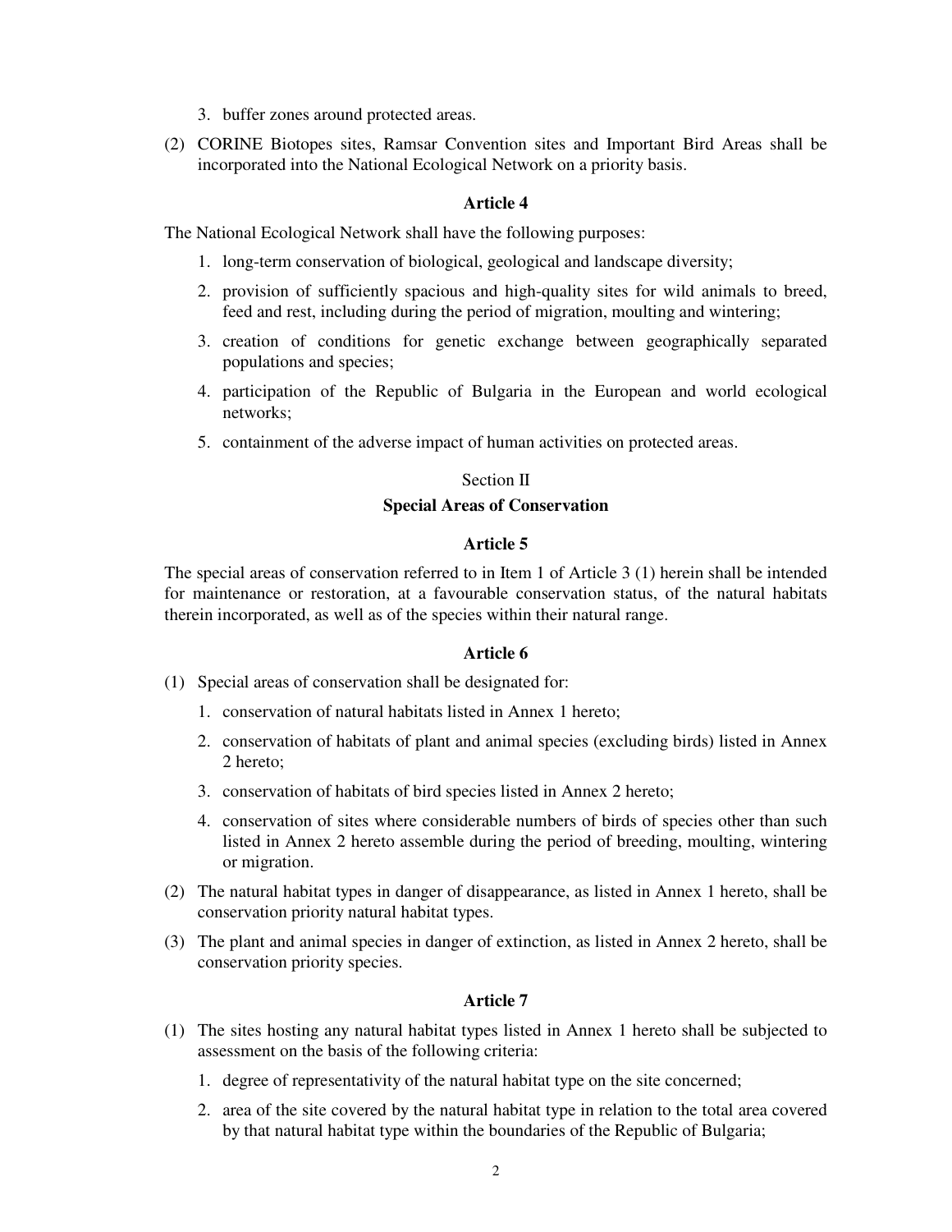3. buffer zones around protected areas.

(2) CORINE Biotopes sites, Ramsar Convention sites and Important Bird Areas shall be incorporated into the National Ecological Network on a priority basis.

**Article 4**

The National Ecological Network shall have the following purposes:

1. long-term conservation of biological, geological and landscape diversity;
2. provision of sufficiently spacious and high-quality sites for wild animals to breed, feed and rest, including during the period of migration, moulting and wintering;
3. creation of conditions for genetic exchange between geographically separated populations and species;
4. participation of the Republic of Bulgaria in the European and world ecological networks;
5. containment of the adverse impact of human activities on protected areas.

Section II

**Special Areas of Conservation**

**Article 5**

The special areas of conservation referred to in Item 1 of Article 3 (1) herein shall be intended for maintenance or restoration, at a favourable conservation status, of the natural habitats therein incorporated, as well as of the species within their natural range.

**Article 6**

(1) Special areas of conservation shall be designated for:

1. conservation of natural habitats listed in Annex 1 hereto;
2. conservation of habitats of plant and animal species (excluding birds) listed in Annex 2 hereto;
3. conservation of habitats of bird species listed in Annex 2 hereto;
4. conservation of sites where considerable numbers of birds of species other than such listed in Annex 2 hereto assemble during the period of breeding, moulting, wintering or migration.

(2) The natural habitat types in danger of disappearance, as listed in Annex 1 hereto, shall be conservation priority natural habitat types.

(3) The plant and animal species in danger of extinction, as listed in Annex 2 hereto, shall be conservation priority species.

**Article 7**

(1) The sites hosting any natural habitat types listed in Annex 1 hereto shall be subjected to assessment on the basis of the following criteria:

1. degree of representativity of the natural habitat type on the site concerned;
2. area of the site covered by the natural habitat type in relation to the total area covered by that natural habitat type within the boundaries of the Republic of Bulgaria;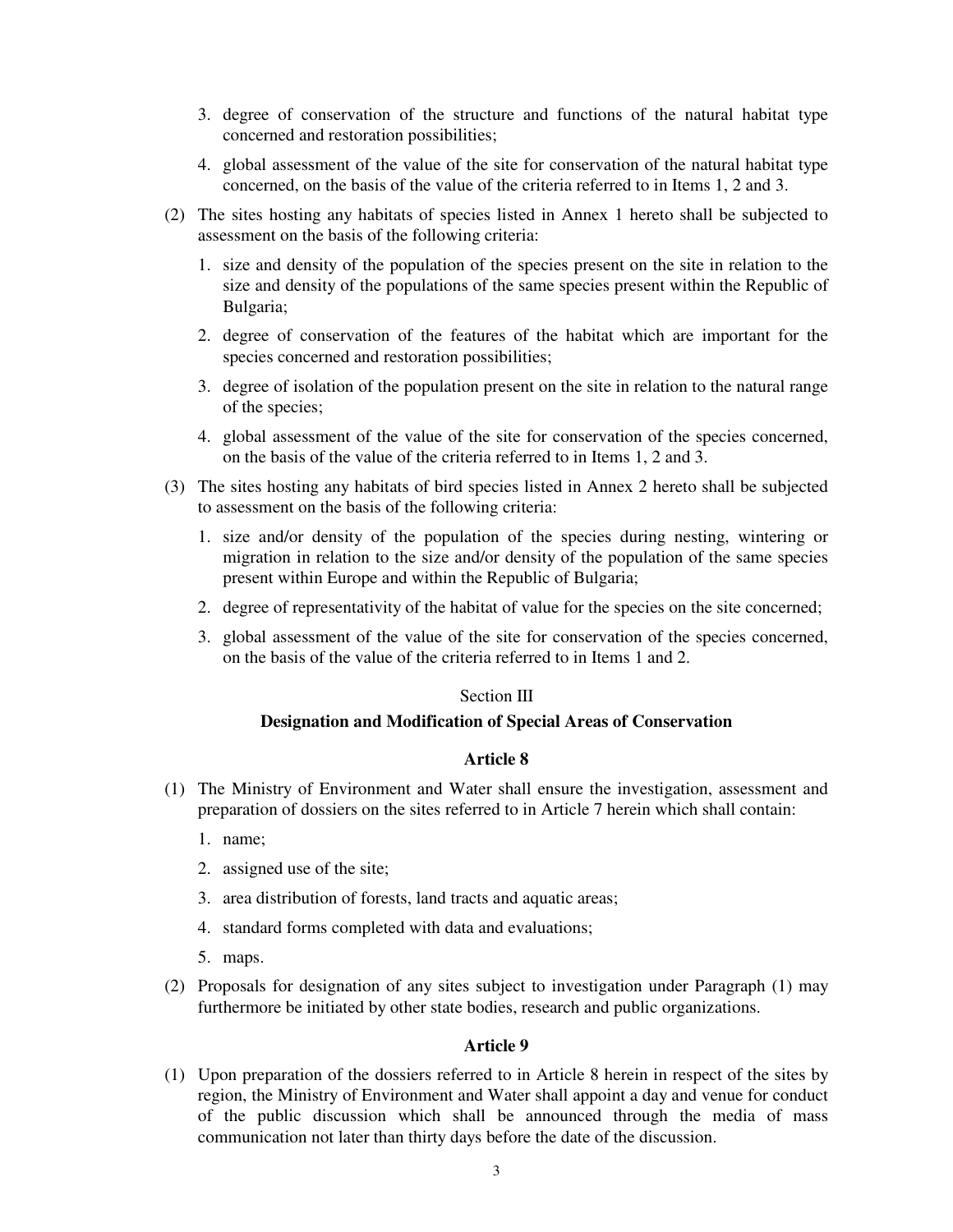3. degree of conservation of the structure and functions of the natural habitat type concerned and restoration possibilities;
4. global assessment of the value of the site for conservation of the natural habitat type concerned, on the basis of the value of the criteria referred to in Items 1, 2 and 3.

(2) The sites hosting any habitats of species listed in Annex 1 hereto shall be subjected to assessment on the basis of the following criteria:

1. size and density of the population of the species present on the site in relation to the size and density of the populations of the same species present within the Republic of Bulgaria;
2. degree of conservation of the features of the habitat which are important for the species concerned and restoration possibilities;
3. degree of isolation of the population present on the site in relation to the natural range of the species;
4. global assessment of the value of the site for conservation of the species concerned, on the basis of the value of the criteria referred to in Items 1, 2 and 3.

(3) The sites hosting any habitats of bird species listed in Annex 2 hereto shall be subjected to assessment on the basis of the following criteria:

1. size and/or density of the population of the species during nesting, wintering or migration in relation to the size and/or density of the population of the same species present within Europe and within the Republic of Bulgaria;
2. degree of representativity of the habitat of value for the species on the site concerned;
3. global assessment of the value of the site for conservation of the species concerned, on the basis of the value of the criteria referred to in Items 1 and 2.

## Section III

## Designation and Modification of Special Areas of Conservation

### Article 8

(1) The Ministry of Environment and Water shall ensure the investigation, assessment and preparation of dossiers on the sites referred to in Article 7 herein which shall contain:

1. name;
2. assigned use of the site;
3. area distribution of forests, land tracts and aquatic areas;
4. standard forms completed with data and evaluations;
5. maps.

(2) Proposals for designation of any sites subject to investigation under Paragraph (1) may furthermore be initiated by other state bodies, research and public organizations.

### Article 9

(1) Upon preparation of the dossiers referred to in Article 8 herein in respect of the sites by region, the Ministry of Environment and Water shall appoint a day and venue for conduct of the public discussion which shall be announced through the media of mass communication not later than thirty days before the date of the discussion.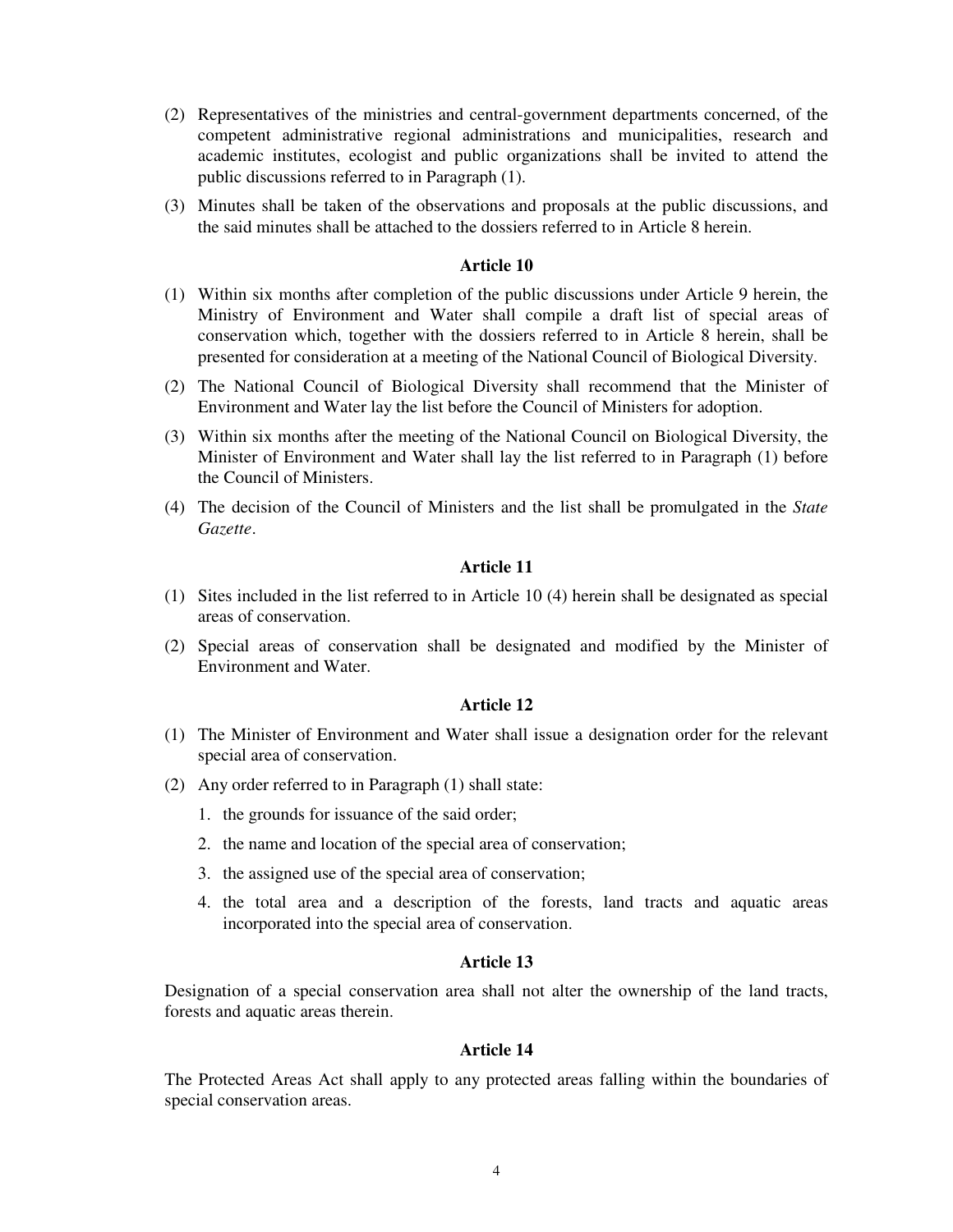(2) Representatives of the ministries and central-government departments concerned, of the competent administrative regional administrations and municipalities, research and academic institutes, ecologist and public organizations shall be invited to attend the public discussions referred to in Paragraph (1).

(3) Minutes shall be taken of the observations and proposals at the public discussions, and the said minutes shall be attached to the dossiers referred to in Article 8 herein.

### Article 10

(1) Within six months after completion of the public discussions under Article 9 herein, the Ministry of Environment and Water shall compile a draft list of special areas of conservation which, together with the dossiers referred to in Article 8 herein, shall be presented for consideration at a meeting of the National Council of Biological Diversity.

(2) The National Council of Biological Diversity shall recommend that the Minister of Environment and Water lay the list before the Council of Ministers for adoption.

(3) Within six months after the meeting of the National Council on Biological Diversity, the Minister of Environment and Water shall lay the list referred to in Paragraph (1) before the Council of Ministers.

(4) The decision of the Council of Ministers and the list shall be promulgated in the *State Gazette*.

### Article 11

(1) Sites included in the list referred to in Article 10 (4) herein shall be designated as special areas of conservation.

(2) Special areas of conservation shall be designated and modified by the Minister of Environment and Water.

### Article 12

(1) The Minister of Environment and Water shall issue a designation order for the relevant special area of conservation.

(2) Any order referred to in Paragraph (1) shall state:

1. the grounds for issuance of the said order;
2. the name and location of the special area of conservation;
3. the assigned use of the special area of conservation;
4. the total area and a description of the forests, land tracts and aquatic areas incorporated into the special area of conservation.

### Article 13

Designation of a special conservation area shall not alter the ownership of the land tracts, forests and aquatic areas therein.

### Article 14

The Protected Areas Act shall apply to any protected areas falling within the boundaries of special conservation areas.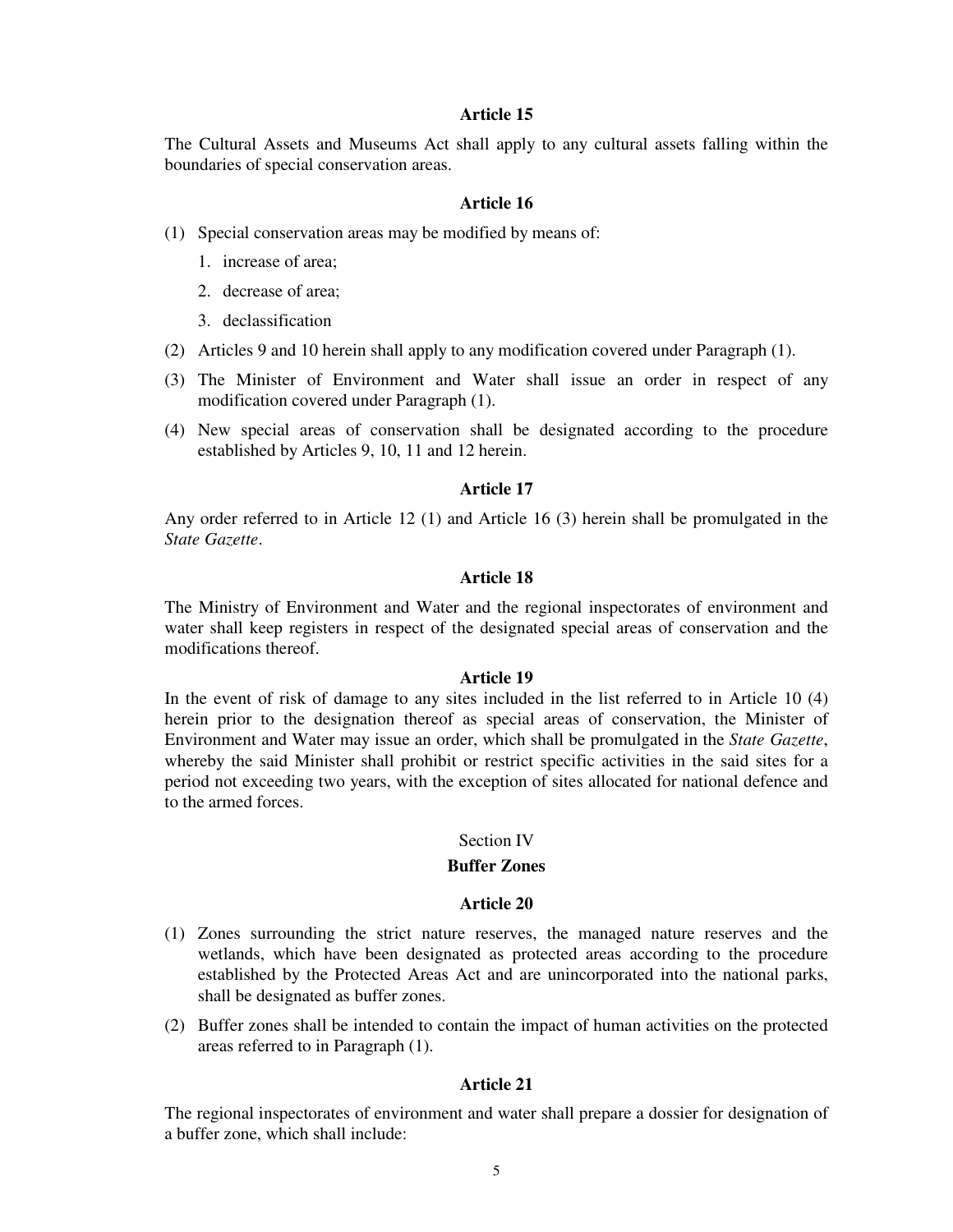### Article 15

The Cultural Assets and Museums Act shall apply to any cultural assets falling within the boundaries of special conservation areas.

### Article 16

(1) Special conservation areas may be modified by means of:

   1. increase of area;
   2. decrease of area;
   3. declassification

(2) Articles 9 and 10 herein shall apply to any modification covered under Paragraph (1).

(3) The Minister of Environment and Water shall issue an order in respect of any modification covered under Paragraph (1).

(4) New special areas of conservation shall be designated according to the procedure established by Articles 9, 10, 11 and 12 herein.

### Article 17

Any order referred to in Article 12 (1) and Article 16 (3) herein shall be promulgated in the *State Gazette*.

### Article 18

The Ministry of Environment and Water and the regional inspectorates of environment and water shall keep registers in respect of the designated special areas of conservation and the modifications thereof.

### Article 19

In the event of risk of damage to any sites included in the list referred to in Article 10 (4) herein prior to the designation thereof as special areas of conservation, the Minister of Environment and Water may issue an order, which shall be promulgated in the *State Gazette*, whereby the said Minister shall prohibit or restrict specific activities in the said sites for a period not exceeding two years, with the exception of sites allocated for national defence and to the armed forces.

## Section IV

## Buffer Zones

### Article 20

(1) Zones surrounding the strict nature reserves, the managed nature reserves and the wetlands, which have been designated as protected areas according to the procedure established by the Protected Areas Act and are unincorporated into the national parks, shall be designated as buffer zones.

(2) Buffer zones shall be intended to contain the impact of human activities on the protected areas referred to in Paragraph (1).

### Article 21

The regional inspectorates of environment and water shall prepare a dossier for designation of a buffer zone, which shall include: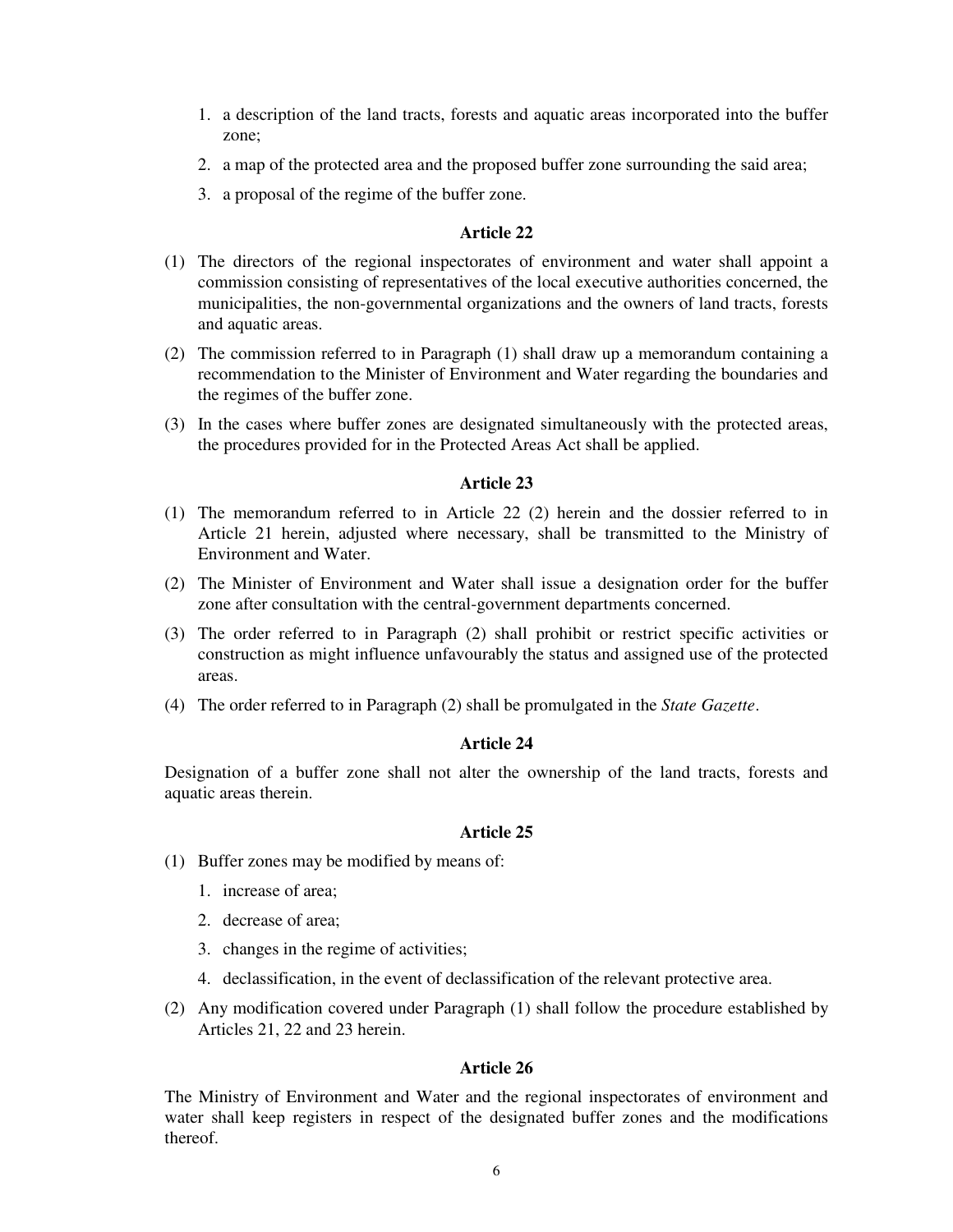1. a description of the land tracts, forests and aquatic areas incorporated into the buffer zone;
2. a map of the protected area and the proposed buffer zone surrounding the said area;
3. a proposal of the regime of the buffer zone.

### Article 22

(1) The directors of the regional inspectorates of environment and water shall appoint a commission consisting of representatives of the local executive authorities concerned, the municipalities, the non-governmental organizations and the owners of land tracts, forests and aquatic areas.

(2) The commission referred to in Paragraph (1) shall draw up a memorandum containing a recommendation to the Minister of Environment and Water regarding the boundaries and the regimes of the buffer zone.

(3) In the cases where buffer zones are designated simultaneously with the protected areas, the procedures provided for in the Protected Areas Act shall be applied.

### Article 23

(1) The memorandum referred to in Article 22 (2) herein and the dossier referred to in Article 21 herein, adjusted where necessary, shall be transmitted to the Ministry of Environment and Water.

(2) The Minister of Environment and Water shall issue a designation order for the buffer zone after consultation with the central-government departments concerned.

(3) The order referred to in Paragraph (2) shall prohibit or restrict specific activities or construction as might influence unfavourably the status and assigned use of the protected areas.

(4) The order referred to in Paragraph (2) shall be promulgated in the *State Gazette*.

### Article 24

Designation of a buffer zone shall not alter the ownership of the land tracts, forests and aquatic areas therein.

### Article 25

(1) Buffer zones may be modified by means of:

1. increase of area;
2. decrease of area;
3. changes in the regime of activities;
4. declassification, in the event of declassification of the relevant protective area.

(2) Any modification covered under Paragraph (1) shall follow the procedure established by Articles 21, 22 and 23 herein.

### Article 26

The Ministry of Environment and Water and the regional inspectorates of environment and water shall keep registers in respect of the designated buffer zones and the modifications thereof.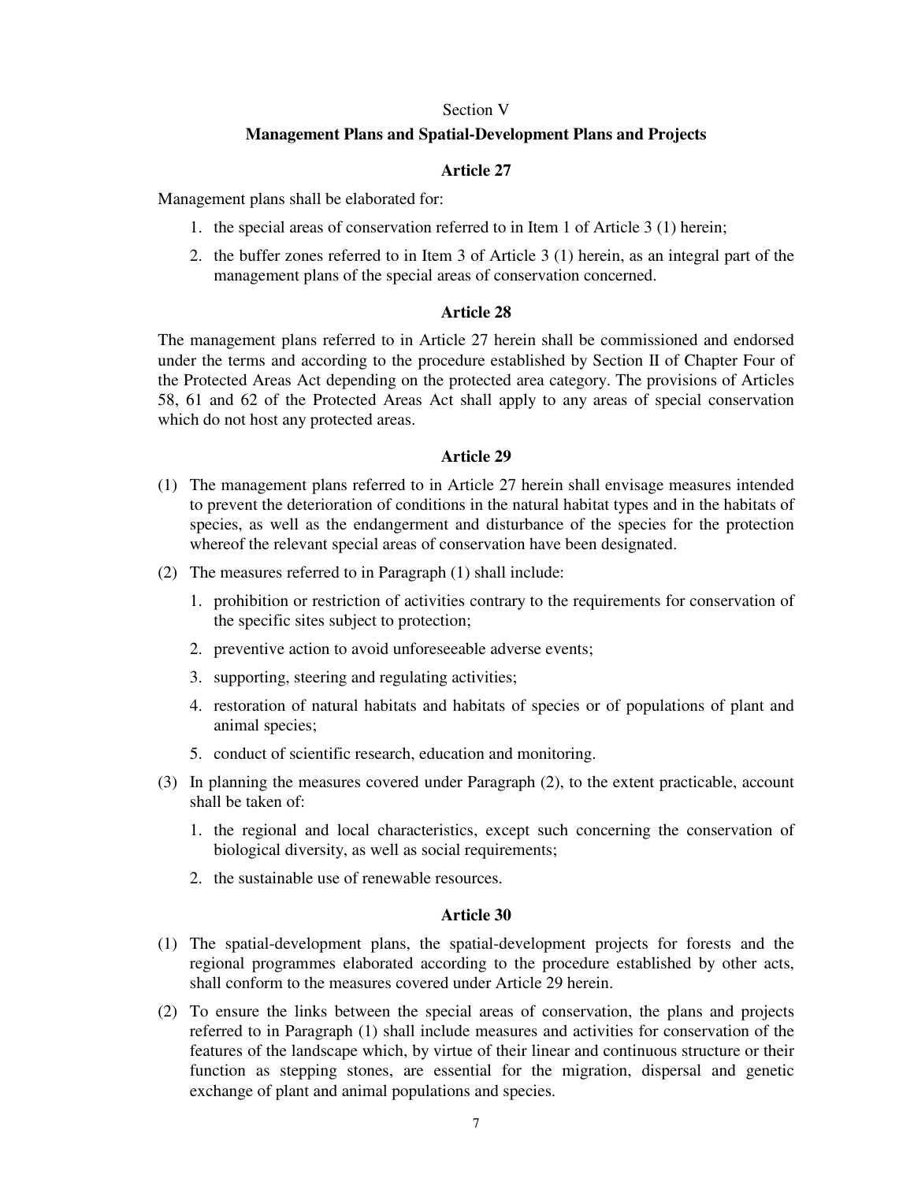## Section V

## Management Plans and Spatial-Development Plans and Projects

### Article 27

Management plans shall be elaborated for:

1. the special areas of conservation referred to in Item 1 of Article 3 (1) herein;
2. the buffer zones referred to in Item 3 of Article 3 (1) herein, as an integral part of the management plans of the special areas of conservation concerned.

### Article 28

The management plans referred to in Article 27 herein shall be commissioned and endorsed under the terms and according to the procedure established by Section II of Chapter Four of the Protected Areas Act depending on the protected area category. The provisions of Articles 58, 61 and 62 of the Protected Areas Act shall apply to any areas of special conservation which do not host any protected areas.

### Article 29

(1) The management plans referred to in Article 27 herein shall envisage measures intended to prevent the deterioration of conditions in the natural habitat types and in the habitats of species, as well as the endangerment and disturbance of the species for the protection whereof the relevant special areas of conservation have been designated.

(2) The measures referred to in Paragraph (1) shall include:

1. prohibition or restriction of activities contrary to the requirements for conservation of the specific sites subject to protection;
2. preventive action to avoid unforeseeable adverse events;
3. supporting, steering and regulating activities;
4. restoration of natural habitats and habitats of species or of populations of plant and animal species;
5. conduct of scientific research, education and monitoring.

(3) In planning the measures covered under Paragraph (2), to the extent practicable, account shall be taken of:

1. the regional and local characteristics, except such concerning the conservation of biological diversity, as well as social requirements;
2. the sustainable use of renewable resources.

### Article 30

(1) The spatial-development plans, the spatial-development projects for forests and the regional programmes elaborated according to the procedure established by other acts, shall conform to the measures covered under Article 29 herein.

(2) To ensure the links between the special areas of conservation, the plans and projects referred to in Paragraph (1) shall include measures and activities for conservation of the features of the landscape which, by virtue of their linear and continuous structure or their function as stepping stones, are essential for the migration, dispersal and genetic exchange of plant and animal populations and species.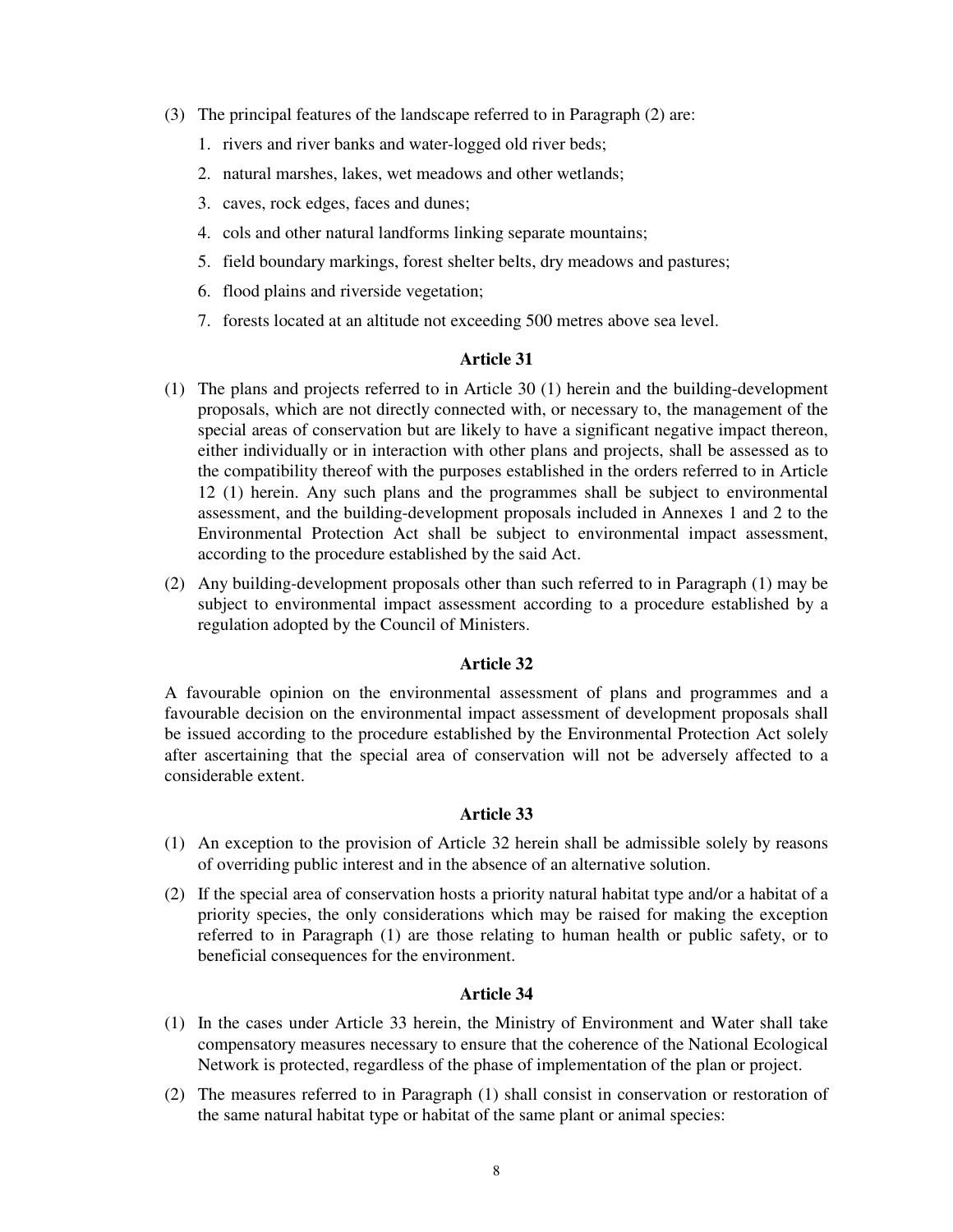(3) The principal features of the landscape referred to in Paragraph (2) are:

1. rivers and river banks and water-logged old river beds;
2. natural marshes, lakes, wet meadows and other wetlands;
3. caves, rock edges, faces and dunes;
4. cols and other natural landforms linking separate mountains;
5. field boundary markings, forest shelter belts, dry meadows and pastures;
6. flood plains and riverside vegetation;
7. forests located at an altitude not exceeding 500 metres above sea level.

### Article 31

(1) The plans and projects referred to in Article 30 (1) herein and the building-development proposals, which are not directly connected with, or necessary to, the management of the special areas of conservation but are likely to have a significant negative impact thereon, either individually or in interaction with other plans and projects, shall be assessed as to the compatibility thereof with the purposes established in the orders referred to in Article 12 (1) herein. Any such plans and the programmes shall be subject to environmental assessment, and the building-development proposals included in Annexes 1 and 2 to the Environmental Protection Act shall be subject to environmental impact assessment, according to the procedure established by the said Act.

(2) Any building-development proposals other than such referred to in Paragraph (1) may be subject to environmental impact assessment according to a procedure established by a regulation adopted by the Council of Ministers.

### Article 32

A favourable opinion on the environmental assessment of plans and programmes and a favourable decision on the environmental impact assessment of development proposals shall be issued according to the procedure established by the Environmental Protection Act solely after ascertaining that the special area of conservation will not be adversely affected to a considerable extent.

### Article 33

(1) An exception to the provision of Article 32 herein shall be admissible solely by reasons of overriding public interest and in the absence of an alternative solution.

(2) If the special area of conservation hosts a priority natural habitat type and/or a habitat of a priority species, the only considerations which may be raised for making the exception referred to in Paragraph (1) are those relating to human health or public safety, or to beneficial consequences for the environment.

### Article 34

(1) In the cases under Article 33 herein, the Ministry of Environment and Water shall take compensatory measures necessary to ensure that the coherence of the National Ecological Network is protected, regardless of the phase of implementation of the plan or project.

(2) The measures referred to in Paragraph (1) shall consist in conservation or restoration of the same natural habitat type or habitat of the same plant or animal species: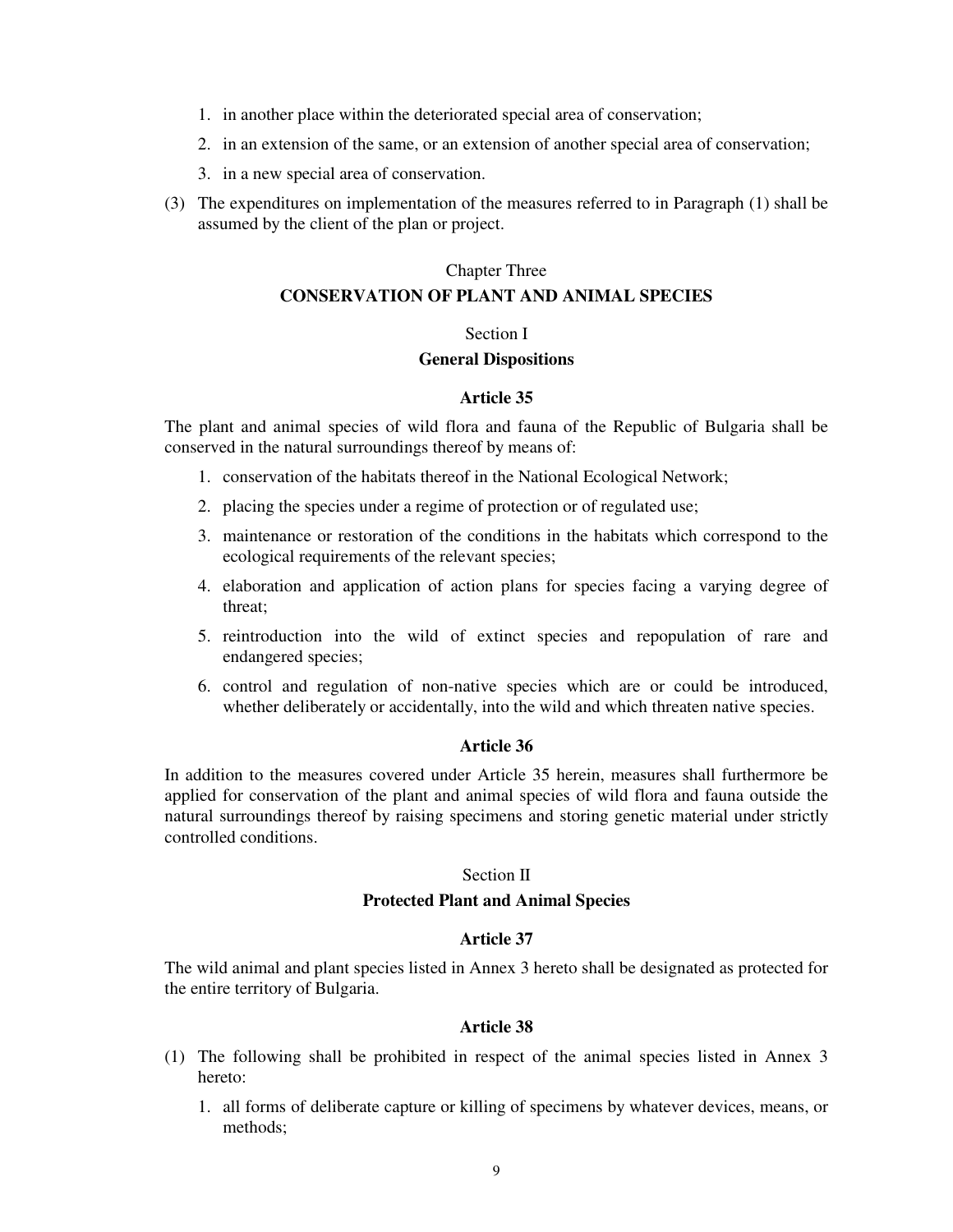1. in another place within the deteriorated special area of conservation;
2. in an extension of the same, or an extension of another special area of conservation;
3. in a new special area of conservation.

(3) The expenditures on implementation of the measures referred to in Paragraph (1) shall be assumed by the client of the plan or project.

## Chapter Three
## CONSERVATION OF PLANT AND ANIMAL SPECIES

### Section I
### General Dispositions

#### Article 35

The plant and animal species of wild flora and fauna of the Republic of Bulgaria shall be conserved in the natural surroundings thereof by means of:

1. conservation of the habitats thereof in the National Ecological Network;
2. placing the species under a regime of protection or of regulated use;
3. maintenance or restoration of the conditions in the habitats which correspond to the ecological requirements of the relevant species;
4. elaboration and application of action plans for species facing a varying degree of threat;
5. reintroduction into the wild of extinct species and repopulation of rare and endangered species;
6. control and regulation of non-native species which are or could be introduced, whether deliberately or accidentally, into the wild and which threaten native species.

#### Article 36

In addition to the measures covered under Article 35 herein, measures shall furthermore be applied for conservation of the plant and animal species of wild flora and fauna outside the natural surroundings thereof by raising specimens and storing genetic material under strictly controlled conditions.

### Section II
### Protected Plant and Animal Species

#### Article 37

The wild animal and plant species listed in Annex 3 hereto shall be designated as protected for the entire territory of Bulgaria.

#### Article 38

(1) The following shall be prohibited in respect of the animal species listed in Annex 3 hereto:

1. all forms of deliberate capture or killing of specimens by whatever devices, means, or methods;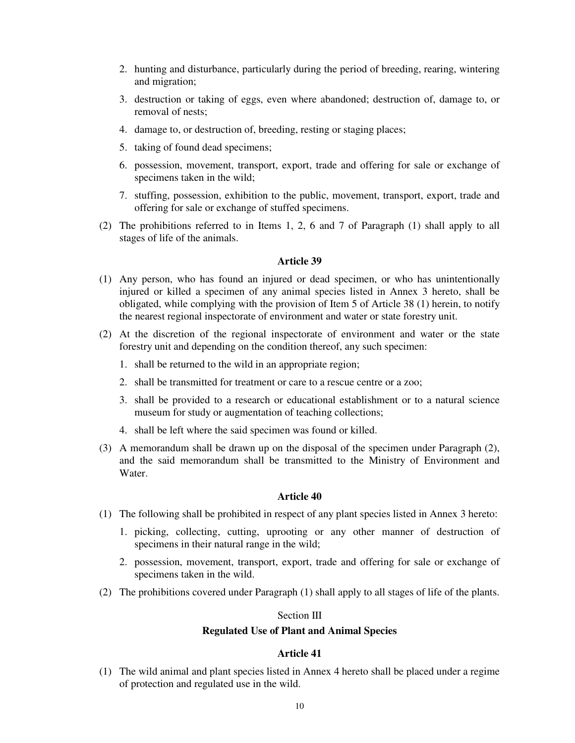2. hunting and disturbance, particularly during the period of breeding, rearing, wintering and migration;
3. destruction or taking of eggs, even where abandoned; destruction of, damage to, or removal of nests;
4. damage to, or destruction of, breeding, resting or staging places;
5. taking of found dead specimens;
6. possession, movement, transport, export, trade and offering for sale or exchange of specimens taken in the wild;
7. stuffing, possession, exhibition to the public, movement, transport, export, trade and offering for sale or exchange of stuffed specimens.

(2) The prohibitions referred to in Items 1, 2, 6 and 7 of Paragraph (1) shall apply to all stages of life of the animals.

### Article 39

(1) Any person, who has found an injured or dead specimen, or who has unintentionally injured or killed a specimen of any animal species listed in Annex 3 hereto, shall be obligated, while complying with the provision of Item 5 of Article 38 (1) herein, to notify the nearest regional inspectorate of environment and water or state forestry unit.

(2) At the discretion of the regional inspectorate of environment and water or the state forestry unit and depending on the condition thereof, any such specimen:

1. shall be returned to the wild in an appropriate region;
2. shall be transmitted for treatment or care to a rescue centre or a zoo;
3. shall be provided to a research or educational establishment or to a natural science museum for study or augmentation of teaching collections;
4. shall be left where the said specimen was found or killed.

(3) A memorandum shall be drawn up on the disposal of the specimen under Paragraph (2), and the said memorandum shall be transmitted to the Ministry of Environment and Water.

### Article 40

(1) The following shall be prohibited in respect of any plant species listed in Annex 3 hereto:

1. picking, collecting, cutting, uprooting or any other manner of destruction of specimens in their natural range in the wild;
2. possession, movement, transport, export, trade and offering for sale or exchange of specimens taken in the wild.

(2) The prohibitions covered under Paragraph (1) shall apply to all stages of life of the plants.

## Section III

## Regulated Use of Plant and Animal Species

### Article 41

(1) The wild animal and plant species listed in Annex 4 hereto shall be placed under a regime of protection and regulated use in the wild.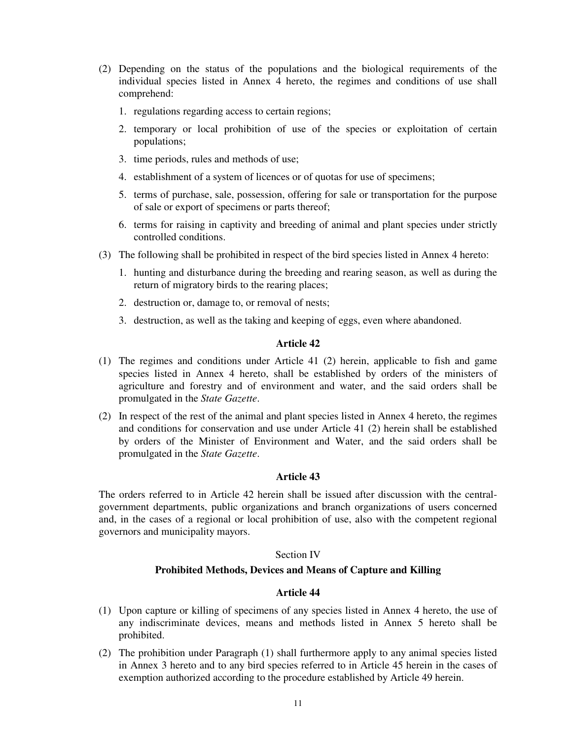(2) Depending on the status of the populations and the biological requirements of the individual species listed in Annex 4 hereto, the regimes and conditions of use shall comprehend:

1. regulations regarding access to certain regions;
2. temporary or local prohibition of use of the species or exploitation of certain populations;
3. time periods, rules and methods of use;
4. establishment of a system of licences or of quotas for use of specimens;
5. terms of purchase, sale, possession, offering for sale or transportation for the purpose of sale or export of specimens or parts thereof;
6. terms for raising in captivity and breeding of animal and plant species under strictly controlled conditions.

(3) The following shall be prohibited in respect of the bird species listed in Annex 4 hereto:

1. hunting and disturbance during the breeding and rearing season, as well as during the return of migratory birds to the rearing places;
2. destruction or, damage to, or removal of nests;
3. destruction, as well as the taking and keeping of eggs, even where abandoned.

**Article 42**

(1) The regimes and conditions under Article 41 (2) herein, applicable to fish and game species listed in Annex 4 hereto, shall be established by orders of the ministers of agriculture and forestry and of environment and water, and the said orders shall be promulgated in the *State Gazette*.

(2) In respect of the rest of the animal and plant species listed in Annex 4 hereto, the regimes and conditions for conservation and use under Article 41 (2) herein shall be established by orders of the Minister of Environment and Water, and the said orders shall be promulgated in the *State Gazette*.

**Article 43**

The orders referred to in Article 42 herein shall be issued after discussion with the central-government departments, public organizations and branch organizations of users concerned and, in the cases of a regional or local prohibition of use, also with the competent regional governors and municipality mayors.

Section IV

**Prohibited Methods, Devices and Means of Capture and Killing**

**Article 44**

(1) Upon capture or killing of specimens of any species listed in Annex 4 hereto, the use of any indiscriminate devices, means and methods listed in Annex 5 hereto shall be prohibited.

(2) The prohibition under Paragraph (1) shall furthermore apply to any animal species listed in Annex 3 hereto and to any bird species referred to in Article 45 herein in the cases of exemption authorized according to the procedure established by Article 49 herein.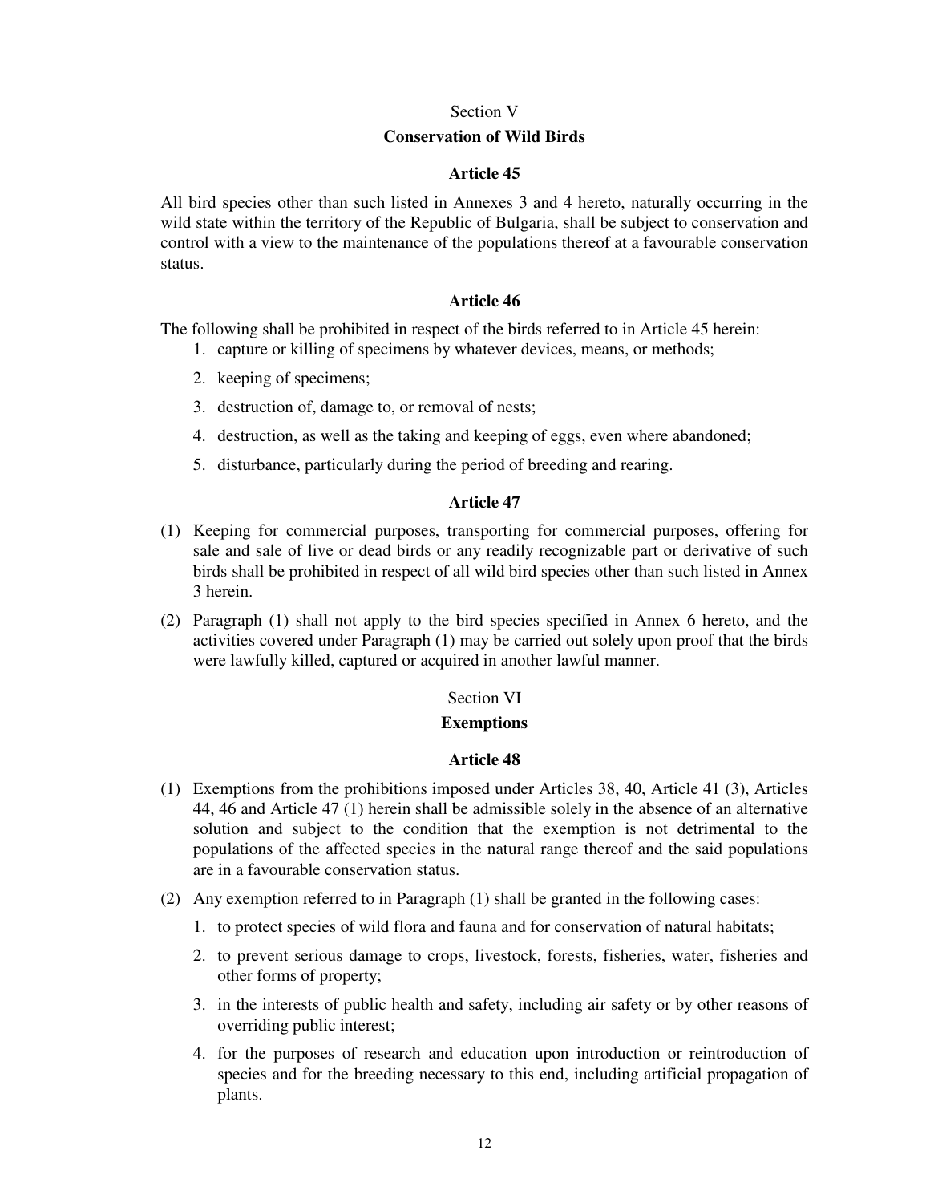Section V

## Conservation of Wild Birds

### Article 45

All bird species other than such listed in Annexes 3 and 4 hereto, naturally occurring in the wild state within the territory of the Republic of Bulgaria, shall be subject to conservation and control with a view to the maintenance of the populations thereof at a favourable conservation status.

### Article 46

The following shall be prohibited in respect of the birds referred to in Article 45 herein:

1. capture or killing of specimens by whatever devices, means, or methods;
2. keeping of specimens;
3. destruction of, damage to, or removal of nests;
4. destruction, as well as the taking and keeping of eggs, even where abandoned;
5. disturbance, particularly during the period of breeding and rearing.

### Article 47

(1) Keeping for commercial purposes, transporting for commercial purposes, offering for sale and sale of live or dead birds or any readily recognizable part or derivative of such birds shall be prohibited in respect of all wild bird species other than such listed in Annex 3 herein.

(2) Paragraph (1) shall not apply to the bird species specified in Annex 6 hereto, and the activities covered under Paragraph (1) may be carried out solely upon proof that the birds were lawfully killed, captured or acquired in another lawful manner.

Section VI

## Exemptions

### Article 48

(1) Exemptions from the prohibitions imposed under Articles 38, 40, Article 41 (3), Articles 44, 46 and Article 47 (1) herein shall be admissible solely in the absence of an alternative solution and subject to the condition that the exemption is not detrimental to the populations of the affected species in the natural range thereof and the said populations are in a favourable conservation status.

(2) Any exemption referred to in Paragraph (1) shall be granted in the following cases:

1. to protect species of wild flora and fauna and for conservation of natural habitats;
2. to prevent serious damage to crops, livestock, forests, fisheries, water, fisheries and other forms of property;
3. in the interests of public health and safety, including air safety or by other reasons of overriding public interest;
4. for the purposes of research and education upon introduction or reintroduction of species and for the breeding necessary to this end, including artificial propagation of plants.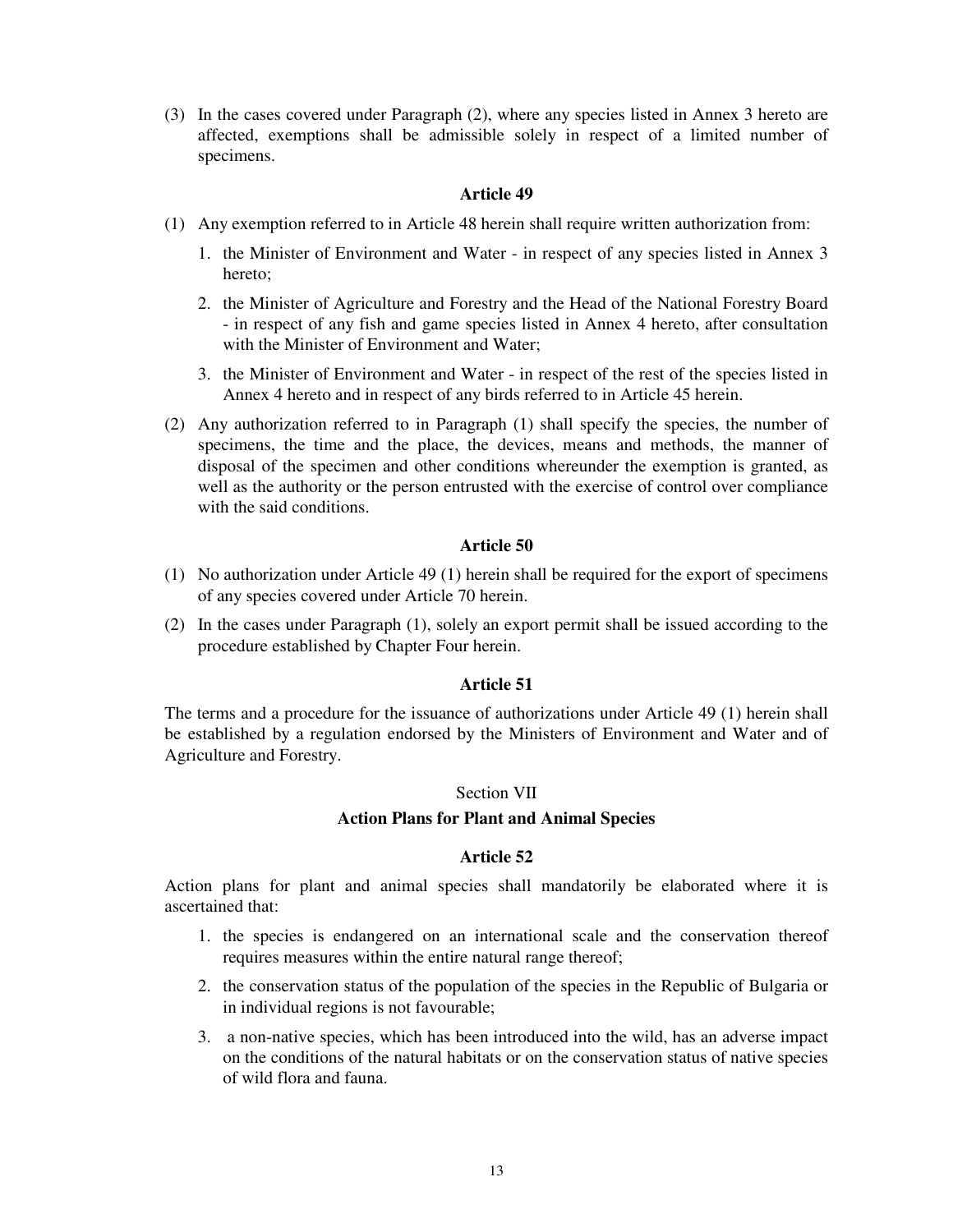(3) In the cases covered under Paragraph (2), where any species listed in Annex 3 hereto are affected, exemptions shall be admissible solely in respect of a limited number of specimens.

### Article 49

(1) Any exemption referred to in Article 48 herein shall require written authorization from:

1. the Minister of Environment and Water - in respect of any species listed in Annex 3 hereto;
2. the Minister of Agriculture and Forestry and the Head of the National Forestry Board - in respect of any fish and game species listed in Annex 4 hereto, after consultation with the Minister of Environment and Water;
3. the Minister of Environment and Water - in respect of the rest of the species listed in Annex 4 hereto and in respect of any birds referred to in Article 45 herein.

(2) Any authorization referred to in Paragraph (1) shall specify the species, the number of specimens, the time and the place, the devices, means and methods, the manner of disposal of the specimen and other conditions whereunder the exemption is granted, as well as the authority or the person entrusted with the exercise of control over compliance with the said conditions.

### Article 50

(1) No authorization under Article 49 (1) herein shall be required for the export of specimens of any species covered under Article 70 herein.

(2) In the cases under Paragraph (1), solely an export permit shall be issued according to the procedure established by Chapter Four herein.

### Article 51

The terms and a procedure for the issuance of authorizations under Article 49 (1) herein shall be established by a regulation endorsed by the Ministers of Environment and Water and of Agriculture and Forestry.

## Section VII

## Action Plans for Plant and Animal Species

### Article 52

Action plans for plant and animal species shall mandatorily be elaborated where it is ascertained that:

1. the species is endangered on an international scale and the conservation thereof requires measures within the entire natural range thereof;
2. the conservation status of the population of the species in the Republic of Bulgaria or in individual regions is not favourable;
3. a non-native species, which has been introduced into the wild, has an adverse impact on the conditions of the natural habitats or on the conservation status of native species of wild flora and fauna.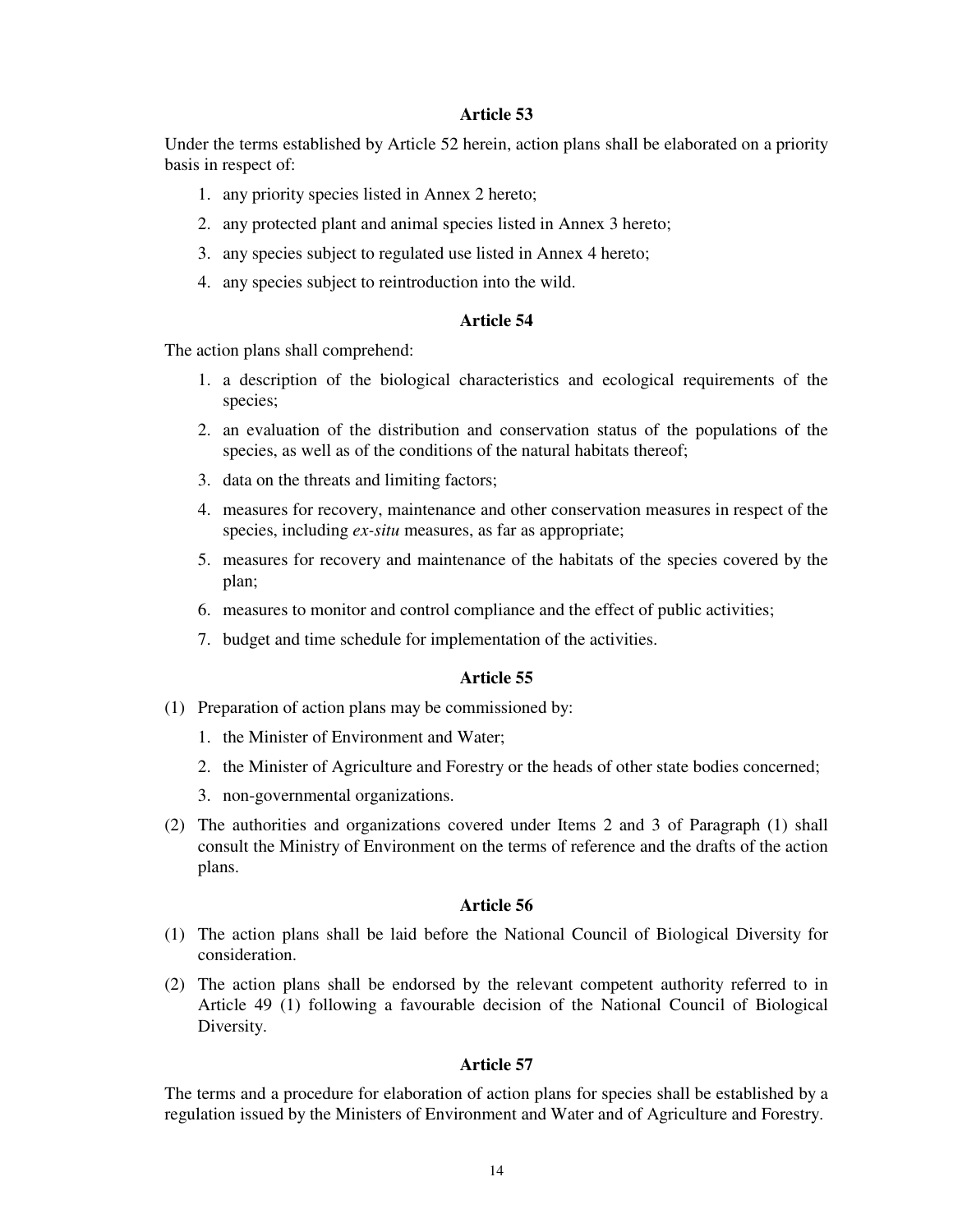### Article 53

Under the terms established by Article 52 herein, action plans shall be elaborated on a priority basis in respect of:

1. any priority species listed in Annex 2 hereto;
2. any protected plant and animal species listed in Annex 3 hereto;
3. any species subject to regulated use listed in Annex 4 hereto;
4. any species subject to reintroduction into the wild.

### Article 54

The action plans shall comprehend:

1. a description of the biological characteristics and ecological requirements of the species;
2. an evaluation of the distribution and conservation status of the populations of the species, as well as of the conditions of the natural habitats thereof;
3. data on the threats and limiting factors;
4. measures for recovery, maintenance and other conservation measures in respect of the species, including *ex-situ* measures, as far as appropriate;
5. measures for recovery and maintenance of the habitats of the species covered by the plan;
6. measures to monitor and control compliance and the effect of public activities;
7. budget and time schedule for implementation of the activities.

### Article 55

(1) Preparation of action plans may be commissioned by:

1. the Minister of Environment and Water;
2. the Minister of Agriculture and Forestry or the heads of other state bodies concerned;
3. non-governmental organizations.

(2) The authorities and organizations covered under Items 2 and 3 of Paragraph (1) shall consult the Ministry of Environment on the terms of reference and the drafts of the action plans.

### Article 56

(1) The action plans shall be laid before the National Council of Biological Diversity for consideration.

(2) The action plans shall be endorsed by the relevant competent authority referred to in Article 49 (1) following a favourable decision of the National Council of Biological Diversity.

### Article 57

The terms and a procedure for elaboration of action plans for species shall be established by a regulation issued by the Ministers of Environment and Water and of Agriculture and Forestry.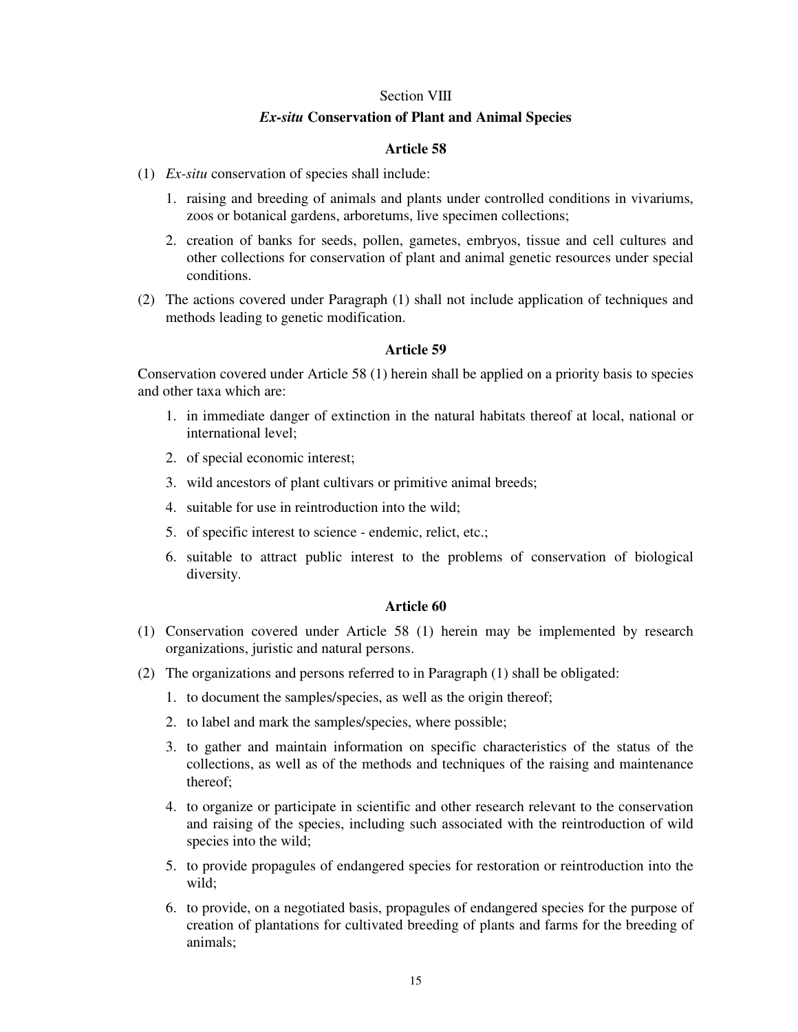## Section VIII

## *Ex-situ* Conservation of Plant and Animal Species

### Article 58

(1) *Ex-situ* conservation of species shall include:

1. raising and breeding of animals and plants under controlled conditions in vivariums, zoos or botanical gardens, arboretums, live specimen collections;
2. creation of banks for seeds, pollen, gametes, embryos, tissue and cell cultures and other collections for conservation of plant and animal genetic resources under special conditions.

(2) The actions covered under Paragraph (1) shall not include application of techniques and methods leading to genetic modification.

### Article 59

Conservation covered under Article 58 (1) herein shall be applied on a priority basis to species and other taxa which are:

1. in immediate danger of extinction in the natural habitats thereof at local, national or international level;
2. of special economic interest;
3. wild ancestors of plant cultivars or primitive animal breeds;
4. suitable for use in reintroduction into the wild;
5. of specific interest to science - endemic, relict, etc.;
6. suitable to attract public interest to the problems of conservation of biological diversity.

### Article 60

(1) Conservation covered under Article 58 (1) herein may be implemented by research organizations, juristic and natural persons.

(2) The organizations and persons referred to in Paragraph (1) shall be obligated:

1. to document the samples/species, as well as the origin thereof;
2. to label and mark the samples/species, where possible;
3. to gather and maintain information on specific characteristics of the status of the collections, as well as of the methods and techniques of the raising and maintenance thereof;
4. to organize or participate in scientific and other research relevant to the conservation and raising of the species, including such associated with the reintroduction of wild species into the wild;
5. to provide propagules of endangered species for restoration or reintroduction into the wild;
6. to provide, on a negotiated basis, propagules of endangered species for the purpose of creation of plantations for cultivated breeding of plants and farms for the breeding of animals;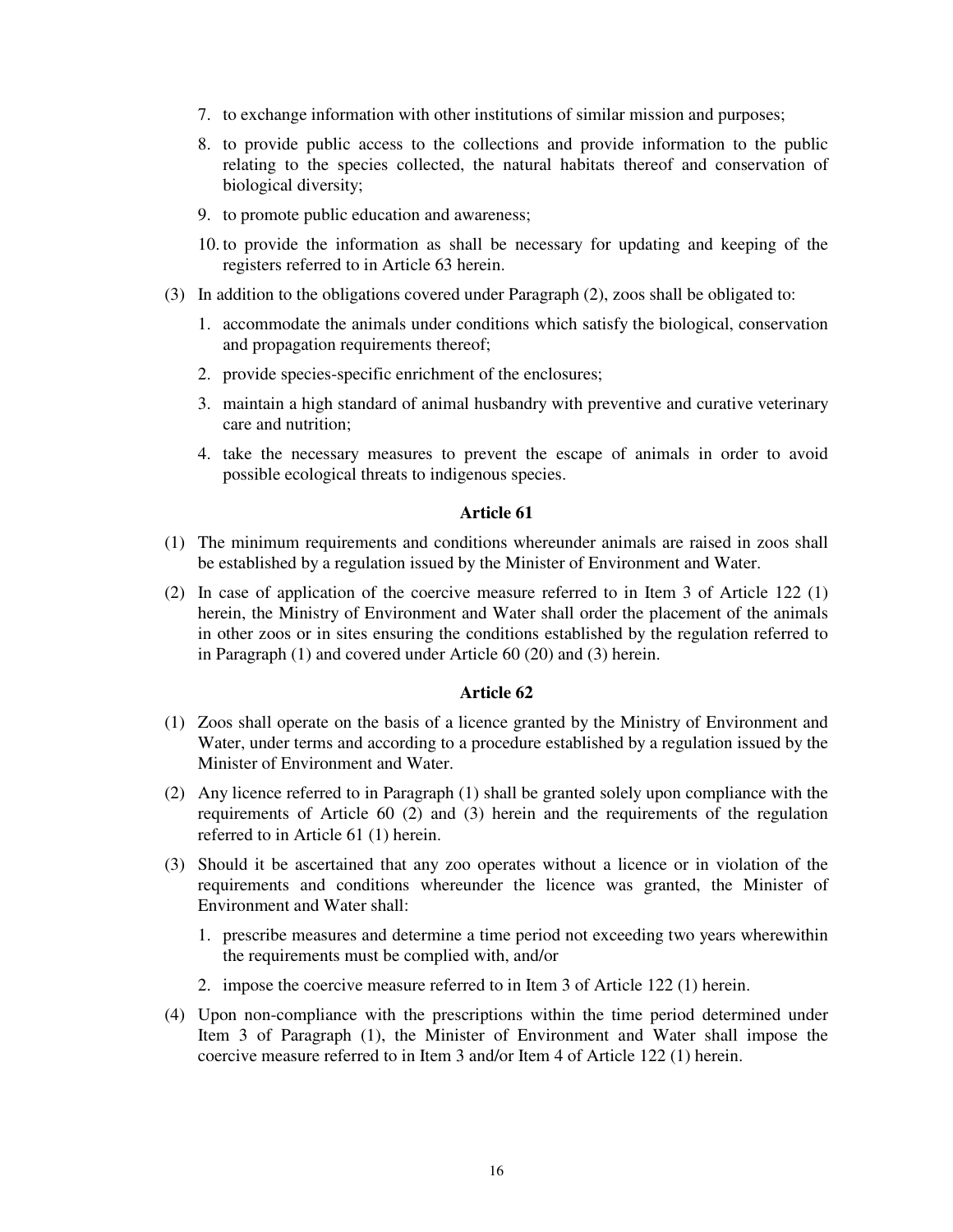7. to exchange information with other institutions of similar mission and purposes;
8. to provide public access to the collections and provide information to the public relating to the species collected, the natural habitats thereof and conservation of biological diversity;
9. to promote public education and awareness;
10. to provide the information as shall be necessary for updating and keeping of the registers referred to in Article 63 herein.

(3) In addition to the obligations covered under Paragraph (2), zoos shall be obligated to:

1. accommodate the animals under conditions which satisfy the biological, conservation and propagation requirements thereof;
2. provide species-specific enrichment of the enclosures;
3. maintain a high standard of animal husbandry with preventive and curative veterinary care and nutrition;
4. take the necessary measures to prevent the escape of animals in order to avoid possible ecological threats to indigenous species.

### Article 61

(1) The minimum requirements and conditions whereunder animals are raised in zoos shall be established by a regulation issued by the Minister of Environment and Water.

(2) In case of application of the coercive measure referred to in Item 3 of Article 122 (1) herein, the Ministry of Environment and Water shall order the placement of the animals in other zoos or in sites ensuring the conditions established by the regulation referred to in Paragraph (1) and covered under Article 60 (20) and (3) herein.

### Article 62

(1) Zoos shall operate on the basis of a licence granted by the Ministry of Environment and Water, under terms and according to a procedure established by a regulation issued by the Minister of Environment and Water.

(2) Any licence referred to in Paragraph (1) shall be granted solely upon compliance with the requirements of Article 60 (2) and (3) herein and the requirements of the regulation referred to in Article 61 (1) herein.

(3) Should it be ascertained that any zoo operates without a licence or in violation of the requirements and conditions whereunder the licence was granted, the Minister of Environment and Water shall:

1. prescribe measures and determine a time period not exceeding two years wherewithin the requirements must be complied with, and/or
2. impose the coercive measure referred to in Item 3 of Article 122 (1) herein.

(4) Upon non-compliance with the prescriptions within the time period determined under Item 3 of Paragraph (1), the Minister of Environment and Water shall impose the coercive measure referred to in Item 3 and/or Item 4 of Article 122 (1) herein.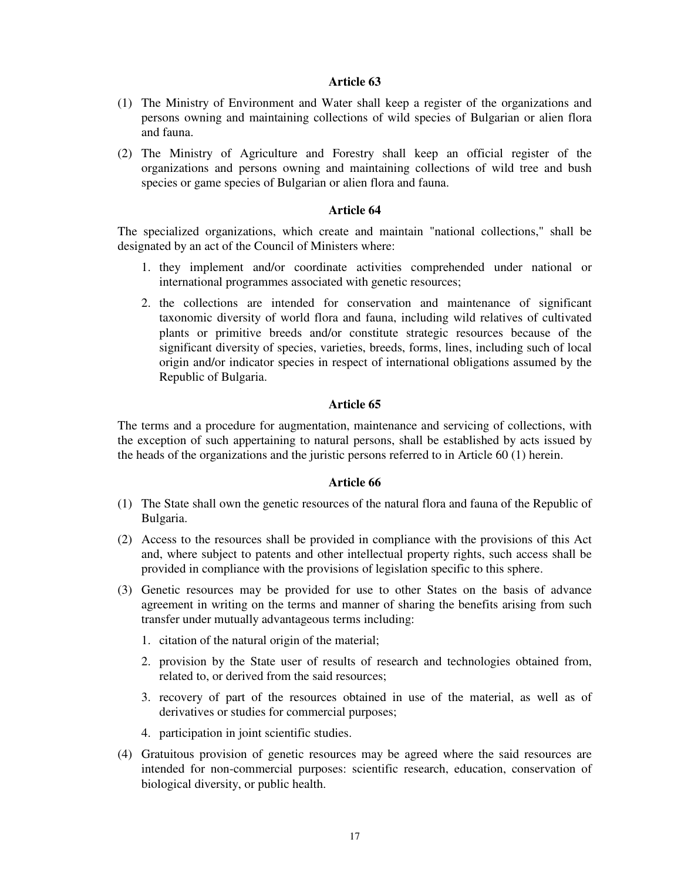**Article 63**

(1) The Ministry of Environment and Water shall keep a register of the organizations and persons owning and maintaining collections of wild species of Bulgarian or alien flora and fauna.

(2) The Ministry of Agriculture and Forestry shall keep an official register of the organizations and persons owning and maintaining collections of wild tree and bush species or game species of Bulgarian or alien flora and fauna.

**Article 64**

The specialized organizations, which create and maintain "national collections," shall be designated by an act of the Council of Ministers where:

1. they implement and/or coordinate activities comprehended under national or international programmes associated with genetic resources;
2. the collections are intended for conservation and maintenance of significant taxonomic diversity of world flora and fauna, including wild relatives of cultivated plants or primitive breeds and/or constitute strategic resources because of the significant diversity of species, varieties, breeds, forms, lines, including such of local origin and/or indicator species in respect of international obligations assumed by the Republic of Bulgaria.

**Article 65**

The terms and a procedure for augmentation, maintenance and servicing of collections, with the exception of such appertaining to natural persons, shall be established by acts issued by the heads of the organizations and the juristic persons referred to in Article 60 (1) herein.

**Article 66**

(1) The State shall own the genetic resources of the natural flora and fauna of the Republic of Bulgaria.

(2) Access to the resources shall be provided in compliance with the provisions of this Act and, where subject to patents and other intellectual property rights, such access shall be provided in compliance with the provisions of legislation specific to this sphere.

(3) Genetic resources may be provided for use to other States on the basis of advance agreement in writing on the terms and manner of sharing the benefits arising from such transfer under mutually advantageous terms including:

1. citation of the natural origin of the material;
2. provision by the State user of results of research and technologies obtained from, related to, or derived from the said resources;
3. recovery of part of the resources obtained in use of the material, as well as of derivatives or studies for commercial purposes;
4. participation in joint scientific studies.

(4) Gratuitous provision of genetic resources may be agreed where the said resources are intended for non-commercial purposes: scientific research, education, conservation of biological diversity, or public health.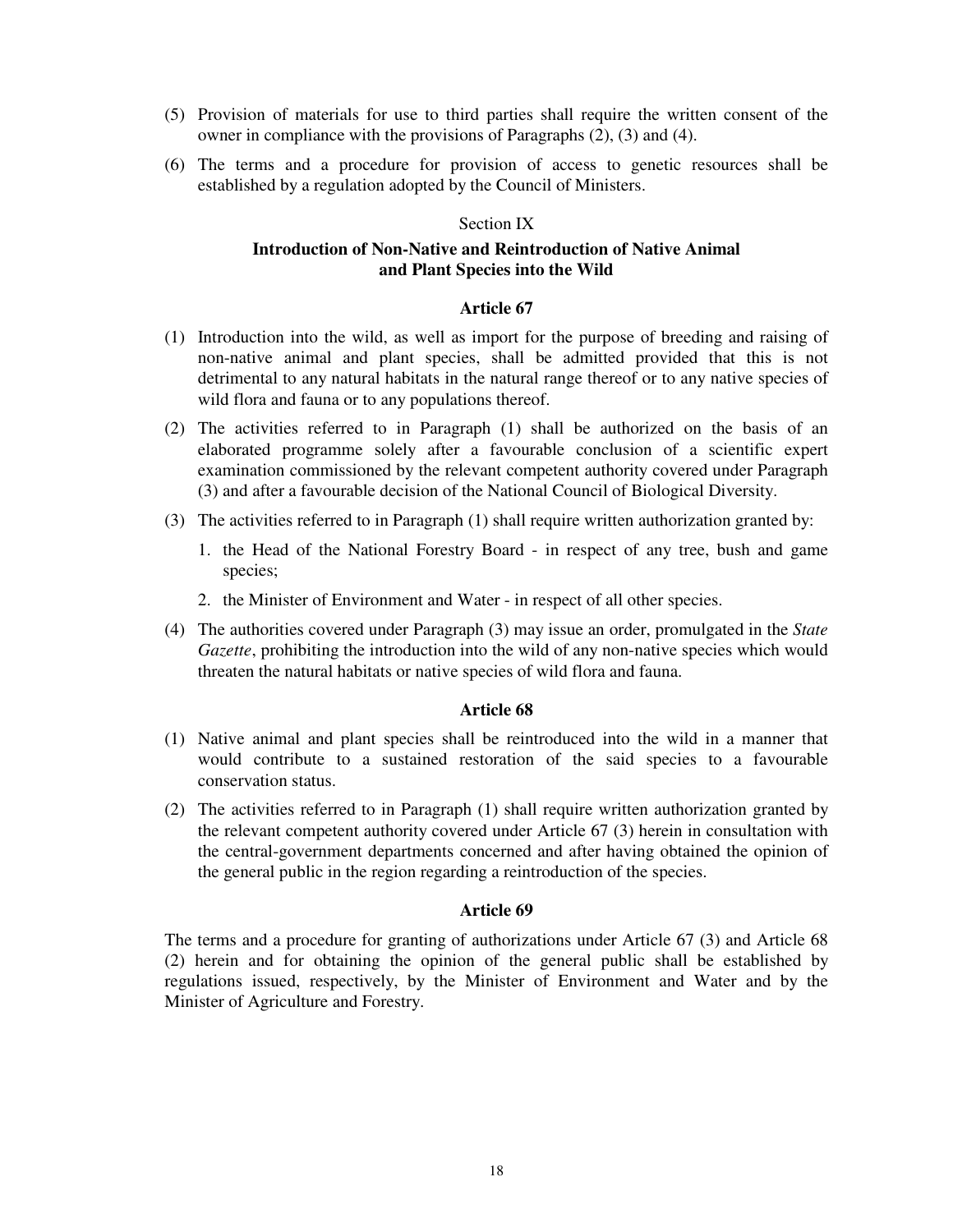(5) Provision of materials for use to third parties shall require the written consent of the owner in compliance with the provisions of Paragraphs (2), (3) and (4).

(6) The terms and a procedure for provision of access to genetic resources shall be established by a regulation adopted by the Council of Ministers.

Section IX

### Introduction of Non-Native and Reintroduction of Native Animal and Plant Species into the Wild

#### Article 67

(1) Introduction into the wild, as well as import for the purpose of breeding and raising of non-native animal and plant species, shall be admitted provided that this is not detrimental to any natural habitats in the natural range thereof or to any native species of wild flora and fauna or to any populations thereof.

(2) The activities referred to in Paragraph (1) shall be authorized on the basis of an elaborated programme solely after a favourable conclusion of a scientific expert examination commissioned by the relevant competent authority covered under Paragraph (3) and after a favourable decision of the National Council of Biological Diversity.

(3) The activities referred to in Paragraph (1) shall require written authorization granted by:

1. the Head of the National Forestry Board - in respect of any tree, bush and game species;
2. the Minister of Environment and Water - in respect of all other species.

(4) The authorities covered under Paragraph (3) may issue an order, promulgated in the *State Gazette*, prohibiting the introduction into the wild of any non-native species which would threaten the natural habitats or native species of wild flora and fauna.

#### Article 68

(1) Native animal and plant species shall be reintroduced into the wild in a manner that would contribute to a sustained restoration of the said species to a favourable conservation status.

(2) The activities referred to in Paragraph (1) shall require written authorization granted by the relevant competent authority covered under Article 67 (3) herein in consultation with the central-government departments concerned and after having obtained the opinion of the general public in the region regarding a reintroduction of the species.

#### Article 69

The terms and a procedure for granting of authorizations under Article 67 (3) and Article 68 (2) herein and for obtaining the opinion of the general public shall be established by regulations issued, respectively, by the Minister of Environment and Water and by the Minister of Agriculture and Forestry.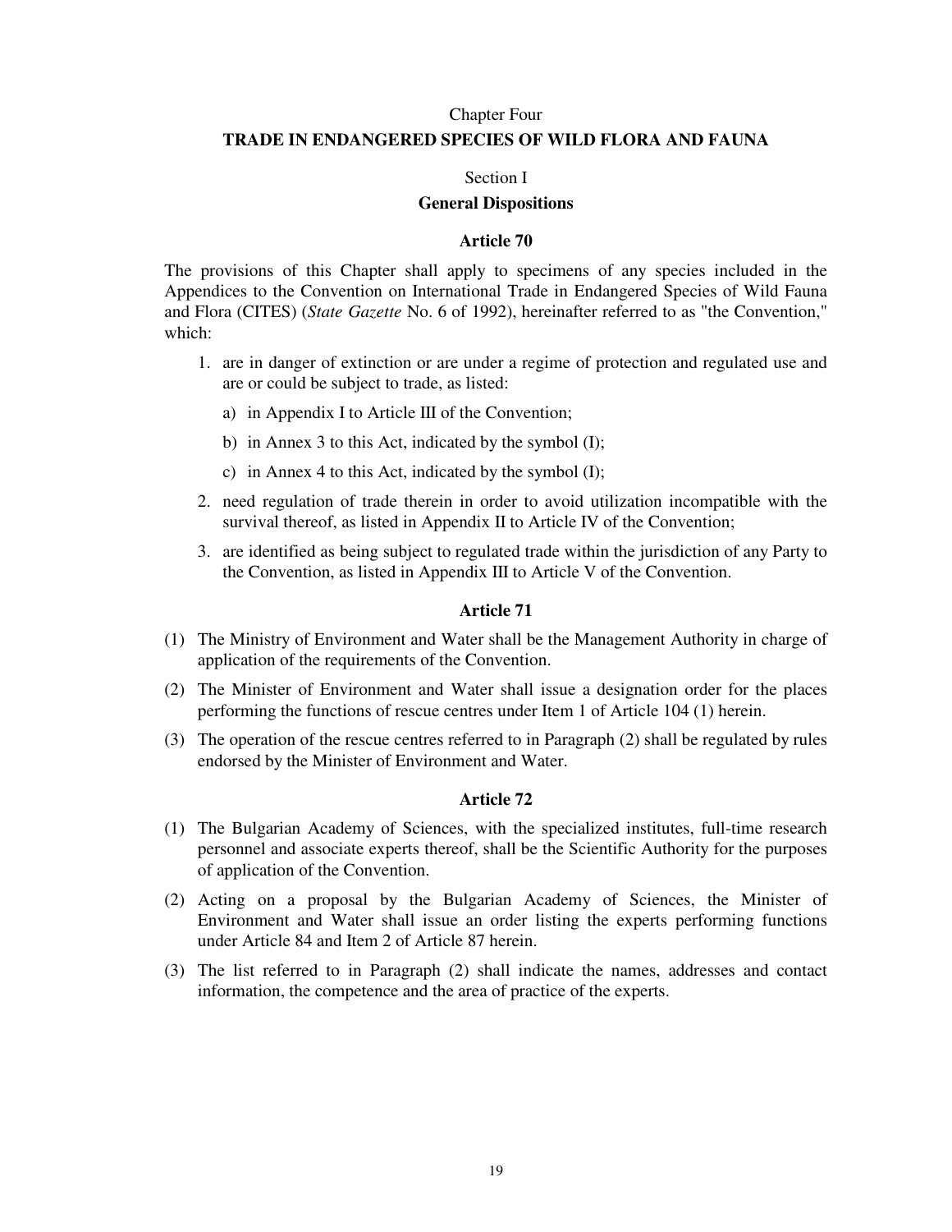## Chapter Four

## **TRADE IN ENDANGERED SPECIES OF WILD FLORA AND FAUNA**

### Section I

### **General Dispositions**

#### **Article 70**

The provisions of this Chapter shall apply to specimens of any species included in the Appendices to the Convention on International Trade in Endangered Species of Wild Fauna and Flora (CITES) (*State Gazette* No. 6 of 1992), hereinafter referred to as "the Convention," which:

1. are in danger of extinction or are under a regime of protection and regulated use and are or could be subject to trade, as listed:
   a) in Appendix I to Article III of the Convention;
   b) in Annex 3 to this Act, indicated by the symbol (I);
   c) in Annex 4 to this Act, indicated by the symbol (I);
2. need regulation of trade therein in order to avoid utilization incompatible with the survival thereof, as listed in Appendix II to Article IV of the Convention;
3. are identified as being subject to regulated trade within the jurisdiction of any Party to the Convention, as listed in Appendix III to Article V of the Convention.

#### **Article 71**

(1) The Ministry of Environment and Water shall be the Management Authority in charge of application of the requirements of the Convention.

(2) The Minister of Environment and Water shall issue a designation order for the places performing the functions of rescue centres under Item 1 of Article 104 (1) herein.

(3) The operation of the rescue centres referred to in Paragraph (2) shall be regulated by rules endorsed by the Minister of Environment and Water.

#### **Article 72**

(1) The Bulgarian Academy of Sciences, with the specialized institutes, full-time research personnel and associate experts thereof, shall be the Scientific Authority for the purposes of application of the Convention.

(2) Acting on a proposal by the Bulgarian Academy of Sciences, the Minister of Environment and Water shall issue an order listing the experts performing functions under Article 84 and Item 2 of Article 87 herein.

(3) The list referred to in Paragraph (2) shall indicate the names, addresses and contact information, the competence and the area of practice of the experts.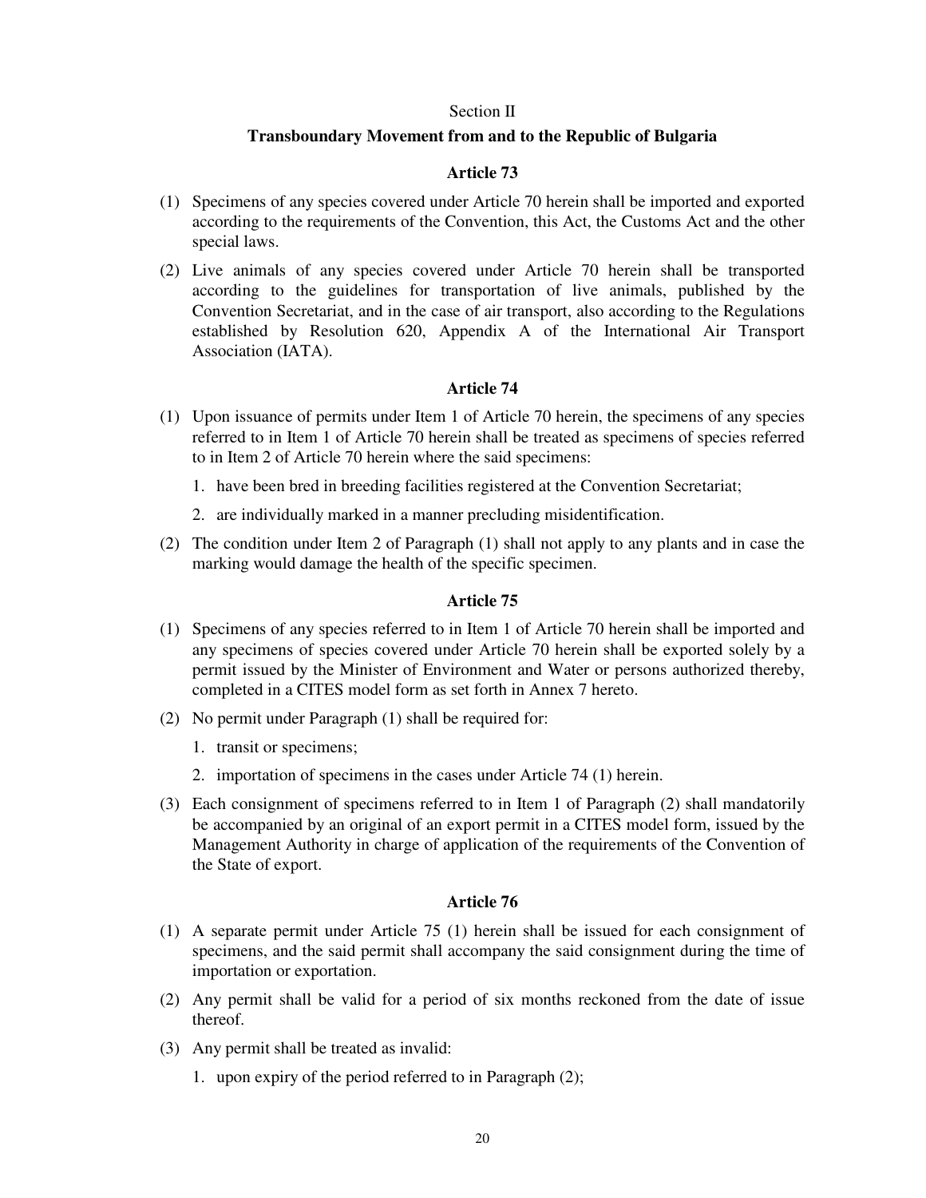## Section II

## Transboundary Movement from and to the Republic of Bulgaria

### Article 73

(1) Specimens of any species covered under Article 70 herein shall be imported and exported according to the requirements of the Convention, this Act, the Customs Act and the other special laws.

(2) Live animals of any species covered under Article 70 herein shall be transported according to the guidelines for transportation of live animals, published by the Convention Secretariat, and in the case of air transport, also according to the Regulations established by Resolution 620, Appendix A of the International Air Transport Association (IATA).

### Article 74

(1) Upon issuance of permits under Item 1 of Article 70 herein, the specimens of any species referred to in Item 1 of Article 70 herein shall be treated as specimens of species referred to in Item 2 of Article 70 herein where the said specimens:

1. have been bred in breeding facilities registered at the Convention Secretariat;
2. are individually marked in a manner precluding misidentification.

(2) The condition under Item 2 of Paragraph (1) shall not apply to any plants and in case the marking would damage the health of the specific specimen.

### Article 75

(1) Specimens of any species referred to in Item 1 of Article 70 herein shall be imported and any specimens of species covered under Article 70 herein shall be exported solely by a permit issued by the Minister of Environment and Water or persons authorized thereby, completed in a CITES model form as set forth in Annex 7 hereto.

(2) No permit under Paragraph (1) shall be required for:

1. transit or specimens;
2. importation of specimens in the cases under Article 74 (1) herein.

(3) Each consignment of specimens referred to in Item 1 of Paragraph (2) shall mandatorily be accompanied by an original of an export permit in a CITES model form, issued by the Management Authority in charge of application of the requirements of the Convention of the State of export.

### Article 76

(1) A separate permit under Article 75 (1) herein shall be issued for each consignment of specimens, and the said permit shall accompany the said consignment during the time of importation or exportation.

(2) Any permit shall be valid for a period of six months reckoned from the date of issue thereof.

(3) Any permit shall be treated as invalid:

1. upon expiry of the period referred to in Paragraph (2);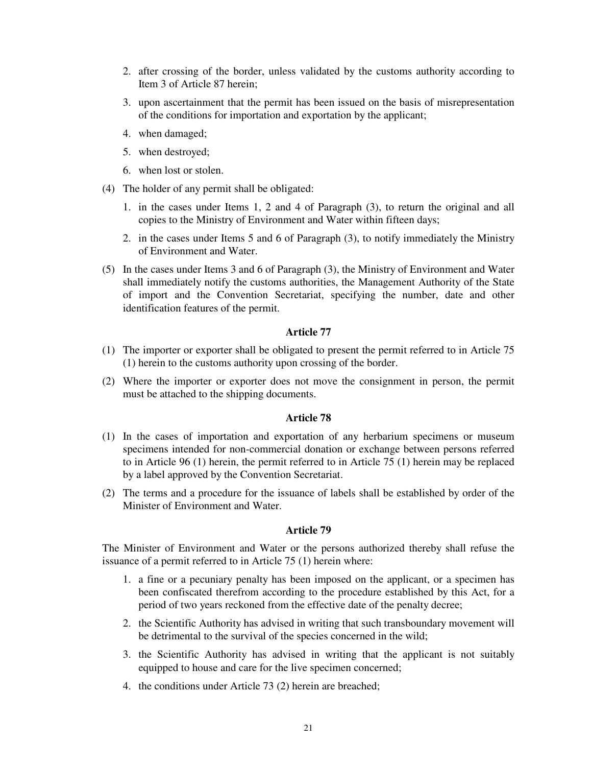2. after crossing of the border, unless validated by the customs authority according to Item 3 of Article 87 herein;
3. upon ascertainment that the permit has been issued on the basis of misrepresentation of the conditions for importation and exportation by the applicant;
4. when damaged;
5. when destroyed;
6. when lost or stolen.

(4) The holder of any permit shall be obligated:

1. in the cases under Items 1, 2 and 4 of Paragraph (3), to return the original and all copies to the Ministry of Environment and Water within fifteen days;
2. in the cases under Items 5 and 6 of Paragraph (3), to notify immediately the Ministry of Environment and Water.

(5) In the cases under Items 3 and 6 of Paragraph (3), the Ministry of Environment and Water shall immediately notify the customs authorities, the Management Authority of the State of import and the Convention Secretariat, specifying the number, date and other identification features of the permit.

### Article 77

(1) The importer or exporter shall be obligated to present the permit referred to in Article 75 (1) herein to the customs authority upon crossing of the border.

(2) Where the importer or exporter does not move the consignment in person, the permit must be attached to the shipping documents.

### Article 78

(1) In the cases of importation and exportation of any herbarium specimens or museum specimens intended for non-commercial donation or exchange between persons referred to in Article 96 (1) herein, the permit referred to in Article 75 (1) herein may be replaced by a label approved by the Convention Secretariat.

(2) The terms and a procedure for the issuance of labels shall be established by order of the Minister of Environment and Water.

### Article 79

The Minister of Environment and Water or the persons authorized thereby shall refuse the issuance of a permit referred to in Article 75 (1) herein where:

1. a fine or a pecuniary penalty has been imposed on the applicant, or a specimen has been confiscated therefrom according to the procedure established by this Act, for a period of two years reckoned from the effective date of the penalty decree;
2. the Scientific Authority has advised in writing that such transboundary movement will be detrimental to the survival of the species concerned in the wild;
3. the Scientific Authority has advised in writing that the applicant is not suitably equipped to house and care for the live specimen concerned;
4. the conditions under Article 73 (2) herein are breached;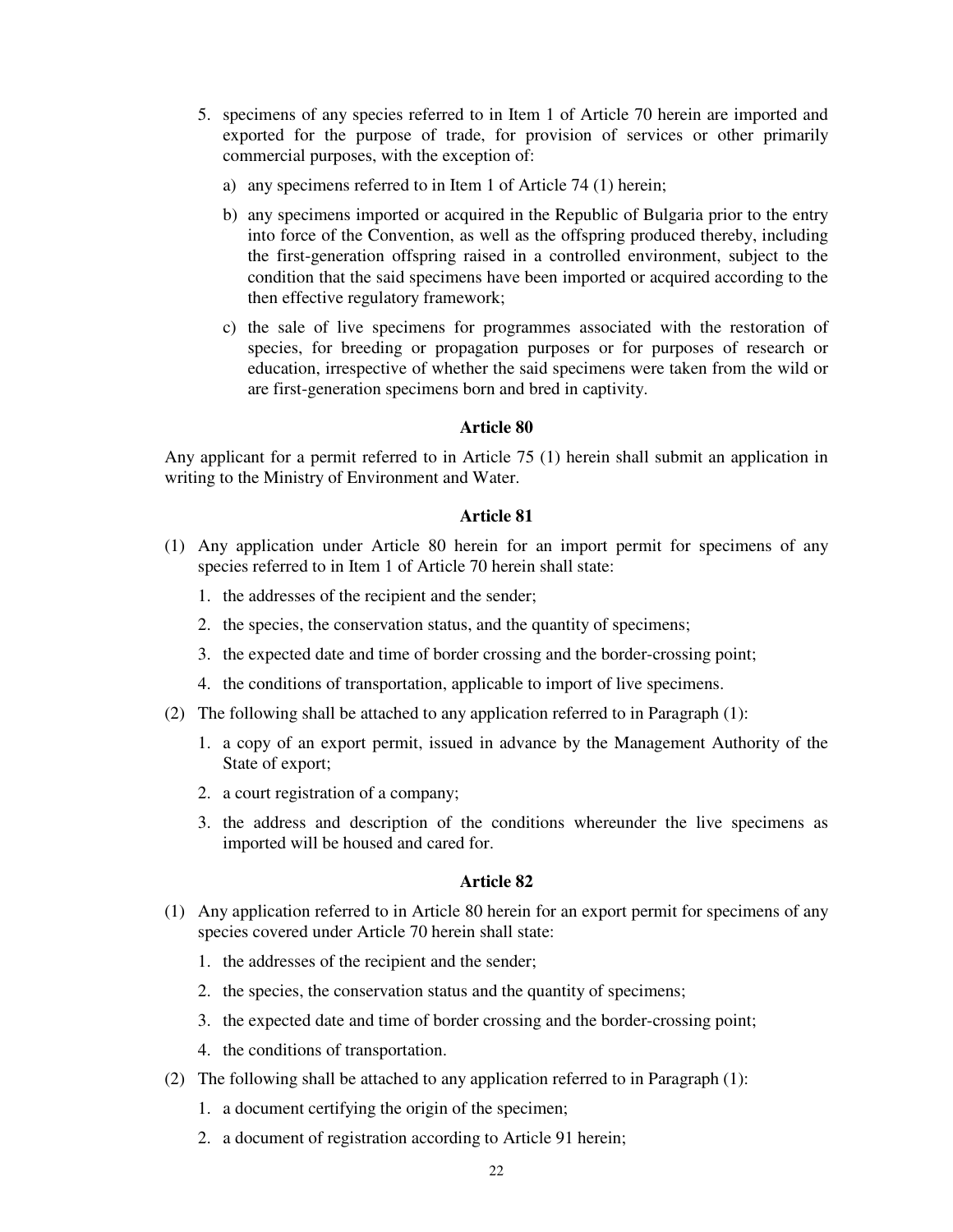5. specimens of any species referred to in Item 1 of Article 70 herein are imported and exported for the purpose of trade, for provision of services or other primarily commercial purposes, with the exception of:

   a) any specimens referred to in Item 1 of Article 74 (1) herein;

   b) any specimens imported or acquired in the Republic of Bulgaria prior to the entry into force of the Convention, as well as the offspring produced thereby, including the first-generation offspring raised in a controlled environment, subject to the condition that the said specimens have been imported or acquired according to the then effective regulatory framework;

   c) the sale of live specimens for programmes associated with the restoration of species, for breeding or propagation purposes or for purposes of research or education, irrespective of whether the said specimens were taken from the wild or are first-generation specimens born and bred in captivity.

### Article 80

Any applicant for a permit referred to in Article 75 (1) herein shall submit an application in writing to the Ministry of Environment and Water.

### Article 81

(1) Any application under Article 80 herein for an import permit for specimens of any species referred to in Item 1 of Article 70 herein shall state:

1. the addresses of the recipient and the sender;
2. the species, the conservation status, and the quantity of specimens;
3. the expected date and time of border crossing and the border-crossing point;
4. the conditions of transportation, applicable to import of live specimens.

(2) The following shall be attached to any application referred to in Paragraph (1):

1. a copy of an export permit, issued in advance by the Management Authority of the State of export;
2. a court registration of a company;
3. the address and description of the conditions whereunder the live specimens as imported will be housed and cared for.

### Article 82

(1) Any application referred to in Article 80 herein for an export permit for specimens of any species covered under Article 70 herein shall state:

1. the addresses of the recipient and the sender;
2. the species, the conservation status and the quantity of specimens;
3. the expected date and time of border crossing and the border-crossing point;
4. the conditions of transportation.

(2) The following shall be attached to any application referred to in Paragraph (1):

1. a document certifying the origin of the specimen;
2. a document of registration according to Article 91 herein;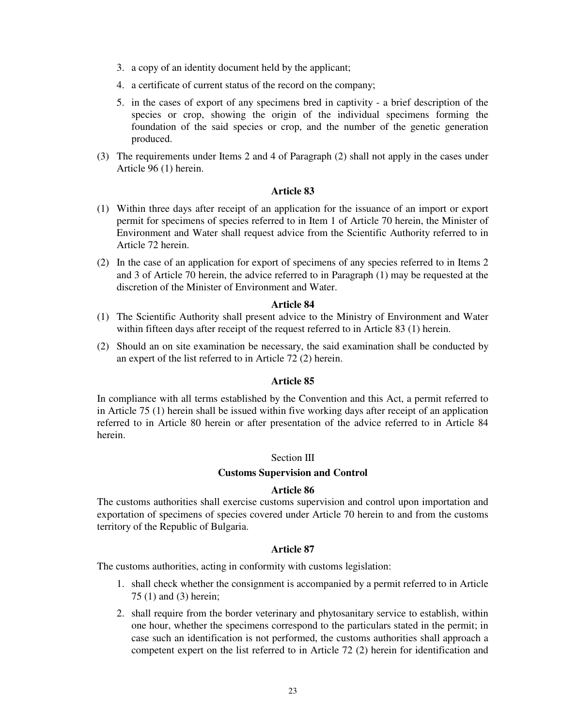3. a copy of an identity document held by the applicant;
4. a certificate of current status of the record on the company;
5. in the cases of export of any specimens bred in captivity - a brief description of the species or crop, showing the origin of the individual specimens forming the foundation of the said species or crop, and the number of the genetic generation produced.

(3) The requirements under Items 2 and 4 of Paragraph (2) shall not apply in the cases under Article 96 (1) herein.

**Article 83**

(1) Within three days after receipt of an application for the issuance of an import or export permit for specimens of species referred to in Item 1 of Article 70 herein, the Minister of Environment and Water shall request advice from the Scientific Authority referred to in Article 72 herein.

(2) In the case of an application for export of specimens of any species referred to in Items 2 and 3 of Article 70 herein, the advice referred to in Paragraph (1) may be requested at the discretion of the Minister of Environment and Water.

**Article 84**

(1) The Scientific Authority shall present advice to the Ministry of Environment and Water within fifteen days after receipt of the request referred to in Article 83 (1) herein.

(2) Should an on site examination be necessary, the said examination shall be conducted by an expert of the list referred to in Article 72 (2) herein.

**Article 85**

In compliance with all terms established by the Convention and this Act, a permit referred to in Article 75 (1) herein shall be issued within five working days after receipt of an application referred to in Article 80 herein or after presentation of the advice referred to in Article 84 herein.

Section III

**Customs Supervision and Control**

**Article 86**

The customs authorities shall exercise customs supervision and control upon importation and exportation of specimens of species covered under Article 70 herein to and from the customs territory of the Republic of Bulgaria.

**Article 87**

The customs authorities, acting in conformity with customs legislation:

1. shall check whether the consignment is accompanied by a permit referred to in Article 75 (1) and (3) herein;
2. shall require from the border veterinary and phytosanitary service to establish, within one hour, whether the specimens correspond to the particulars stated in the permit; in case such an identification is not performed, the customs authorities shall approach a competent expert on the list referred to in Article 72 (2) herein for identification and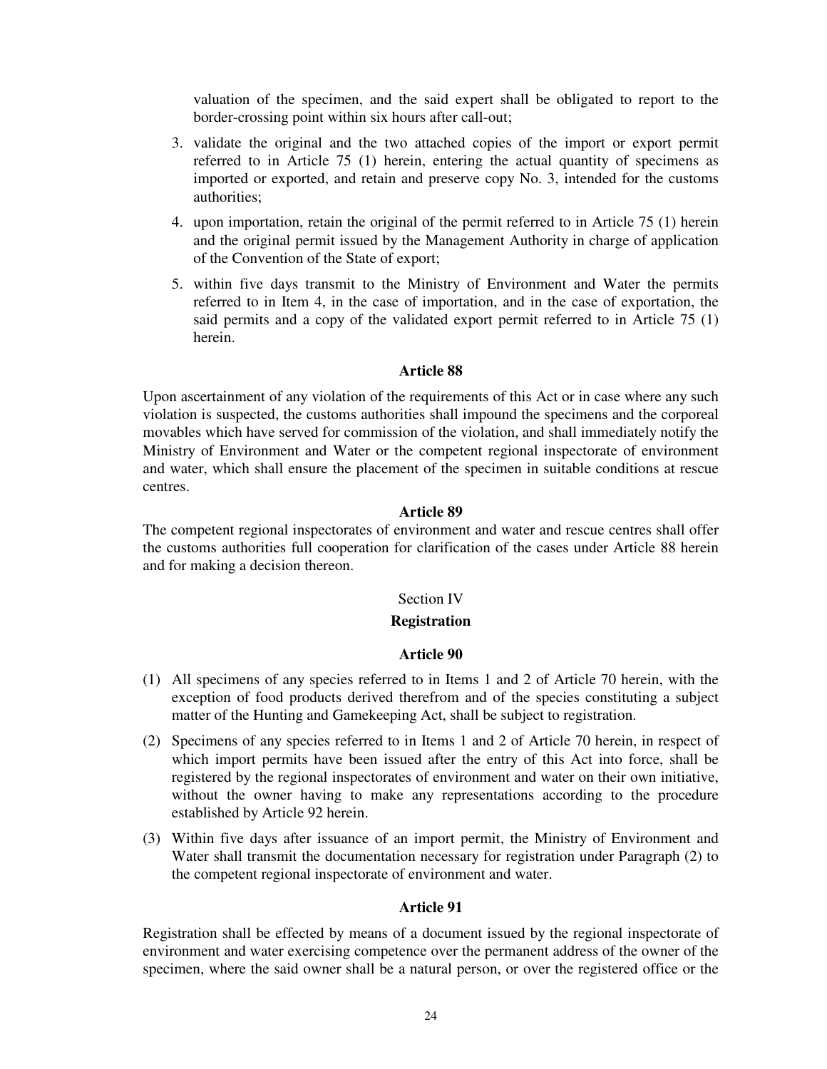valuation of the specimen, and the said expert shall be obligated to report to the border-crossing point within six hours after call-out;

3. validate the original and the two attached copies of the import or export permit referred to in Article 75 (1) herein, entering the actual quantity of specimens as imported or exported, and retain and preserve copy No. 3, intended for the customs authorities;
4. upon importation, retain the original of the permit referred to in Article 75 (1) herein and the original permit issued by the Management Authority in charge of application of the Convention of the State of export;
5. within five days transmit to the Ministry of Environment and Water the permits referred to in Item 4, in the case of importation, and in the case of exportation, the said permits and a copy of the validated export permit referred to in Article 75 (1) herein.

**Article 88**

Upon ascertainment of any violation of the requirements of this Act or in case where any such violation is suspected, the customs authorities shall impound the specimens and the corporeal movables which have served for commission of the violation, and shall immediately notify the Ministry of Environment and Water or the competent regional inspectorate of environment and water, which shall ensure the placement of the specimen in suitable conditions at rescue centres.

**Article 89**

The competent regional inspectorates of environment and water and rescue centres shall offer the customs authorities full cooperation for clarification of the cases under Article 88 herein and for making a decision thereon.

Section IV

**Registration**

**Article 90**

(1) All specimens of any species referred to in Items 1 and 2 of Article 70 herein, with the exception of food products derived therefrom and of the species constituting a subject matter of the Hunting and Gamekeeping Act, shall be subject to registration.

(2) Specimens of any species referred to in Items 1 and 2 of Article 70 herein, in respect of which import permits have been issued after the entry of this Act into force, shall be registered by the regional inspectorates of environment and water on their own initiative, without the owner having to make any representations according to the procedure established by Article 92 herein.

(3) Within five days after issuance of an import permit, the Ministry of Environment and Water shall transmit the documentation necessary for registration under Paragraph (2) to the competent regional inspectorate of environment and water.

**Article 91**

Registration shall be effected by means of a document issued by the regional inspectorate of environment and water exercising competence over the permanent address of the owner of the specimen, where the said owner shall be a natural person, or over the registered office or the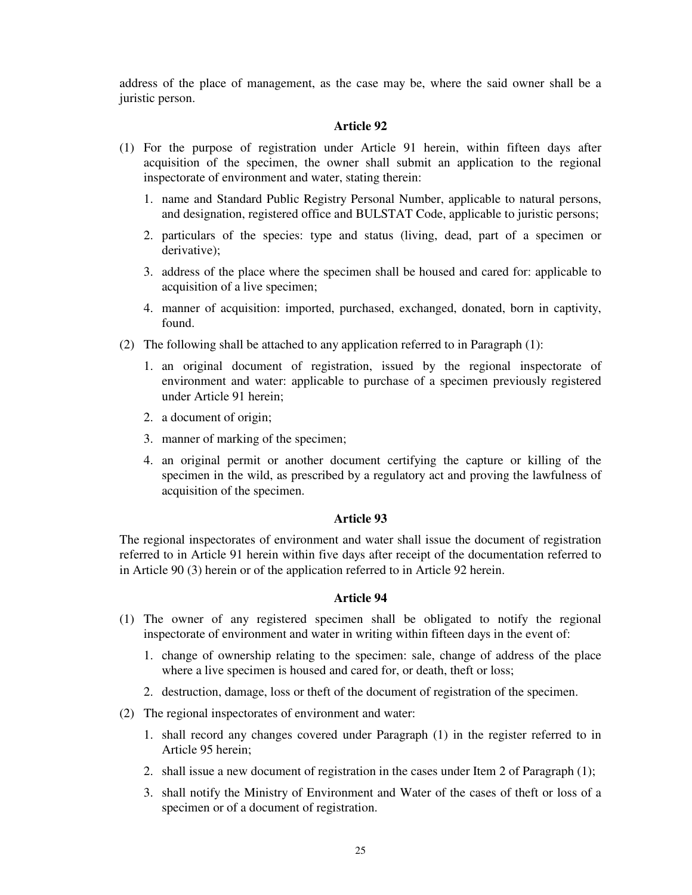address of the place of management, as the case may be, where the said owner shall be a juristic person.

### Article 92

(1) For the purpose of registration under Article 91 herein, within fifteen days after acquisition of the specimen, the owner shall submit an application to the regional inspectorate of environment and water, stating therein:

1. name and Standard Public Registry Personal Number, applicable to natural persons, and designation, registered office and BULSTAT Code, applicable to juristic persons;
2. particulars of the species: type and status (living, dead, part of a specimen or derivative);
3. address of the place where the specimen shall be housed and cared for: applicable to acquisition of a live specimen;
4. manner of acquisition: imported, purchased, exchanged, donated, born in captivity, found.

(2) The following shall be attached to any application referred to in Paragraph (1):

1. an original document of registration, issued by the regional inspectorate of environment and water: applicable to purchase of a specimen previously registered under Article 91 herein;
2. a document of origin;
3. manner of marking of the specimen;
4. an original permit or another document certifying the capture or killing of the specimen in the wild, as prescribed by a regulatory act and proving the lawfulness of acquisition of the specimen.

### Article 93

The regional inspectorates of environment and water shall issue the document of registration referred to in Article 91 herein within five days after receipt of the documentation referred to in Article 90 (3) herein or of the application referred to in Article 92 herein.

### Article 94

(1) The owner of any registered specimen shall be obligated to notify the regional inspectorate of environment and water in writing within fifteen days in the event of:

1. change of ownership relating to the specimen: sale, change of address of the place where a live specimen is housed and cared for, or death, theft or loss;
2. destruction, damage, loss or theft of the document of registration of the specimen.

(2) The regional inspectorates of environment and water:

1. shall record any changes covered under Paragraph (1) in the register referred to in Article 95 herein;
2. shall issue a new document of registration in the cases under Item 2 of Paragraph (1);
3. shall notify the Ministry of Environment and Water of the cases of theft or loss of a specimen or of a document of registration.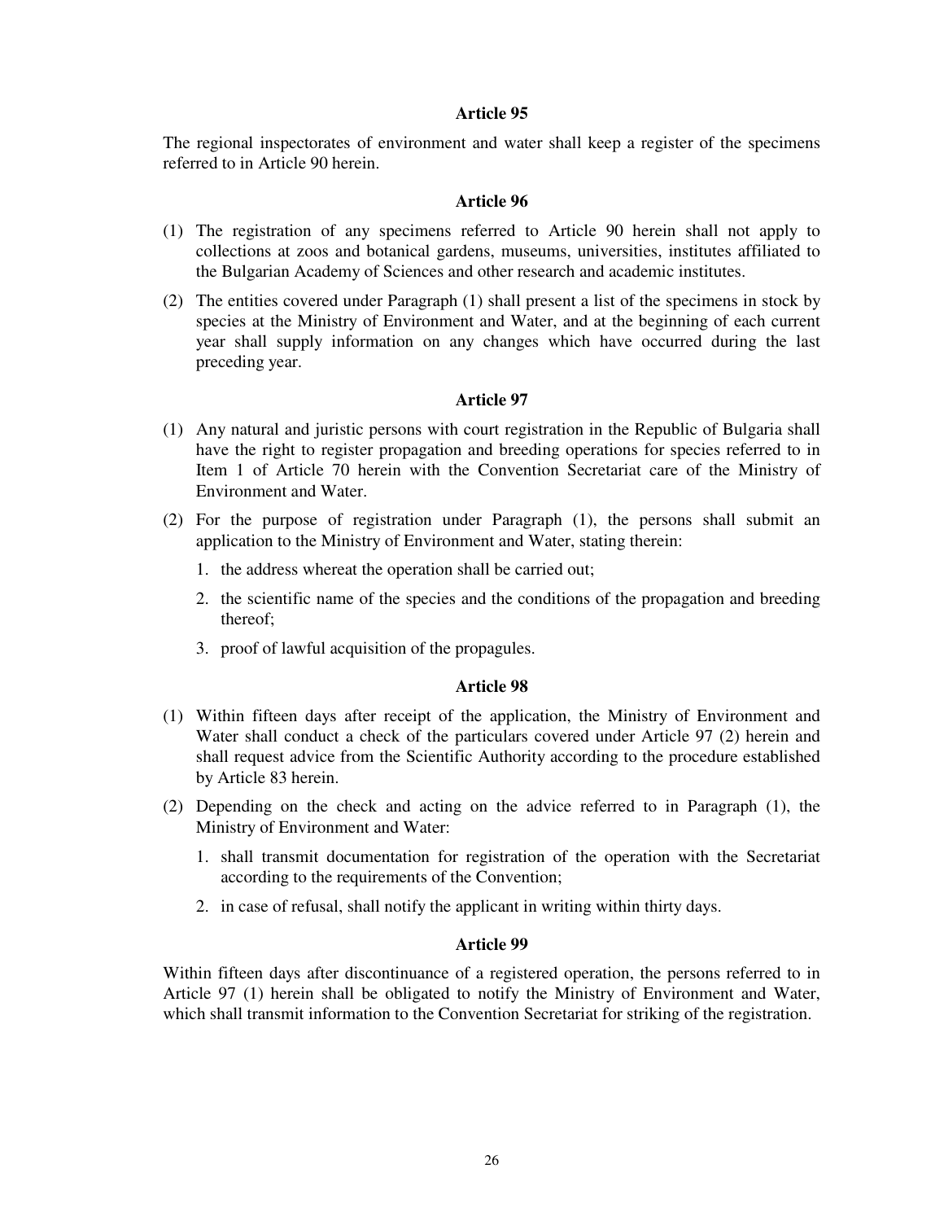### Article 95

The regional inspectorates of environment and water shall keep a register of the specimens referred to in Article 90 herein.

### Article 96

(1) The registration of any specimens referred to Article 90 herein shall not apply to collections at zoos and botanical gardens, museums, universities, institutes affiliated to the Bulgarian Academy of Sciences and other research and academic institutes.

(2) The entities covered under Paragraph (1) shall present a list of the specimens in stock by species at the Ministry of Environment and Water, and at the beginning of each current year shall supply information on any changes which have occurred during the last preceding year.

### Article 97

(1) Any natural and juristic persons with court registration in the Republic of Bulgaria shall have the right to register propagation and breeding operations for species referred to in Item 1 of Article 70 herein with the Convention Secretariat care of the Ministry of Environment and Water.

(2) For the purpose of registration under Paragraph (1), the persons shall submit an application to the Ministry of Environment and Water, stating therein:

1. the address whereat the operation shall be carried out;
2. the scientific name of the species and the conditions of the propagation and breeding thereof;
3. proof of lawful acquisition of the propagules.

### Article 98

(1) Within fifteen days after receipt of the application, the Ministry of Environment and Water shall conduct a check of the particulars covered under Article 97 (2) herein and shall request advice from the Scientific Authority according to the procedure established by Article 83 herein.

(2) Depending on the check and acting on the advice referred to in Paragraph (1), the Ministry of Environment and Water:

1. shall transmit documentation for registration of the operation with the Secretariat according to the requirements of the Convention;
2. in case of refusal, shall notify the applicant in writing within thirty days.

### Article 99

Within fifteen days after discontinuance of a registered operation, the persons referred to in Article 97 (1) herein shall be obligated to notify the Ministry of Environment and Water, which shall transmit information to the Convention Secretariat for striking of the registration.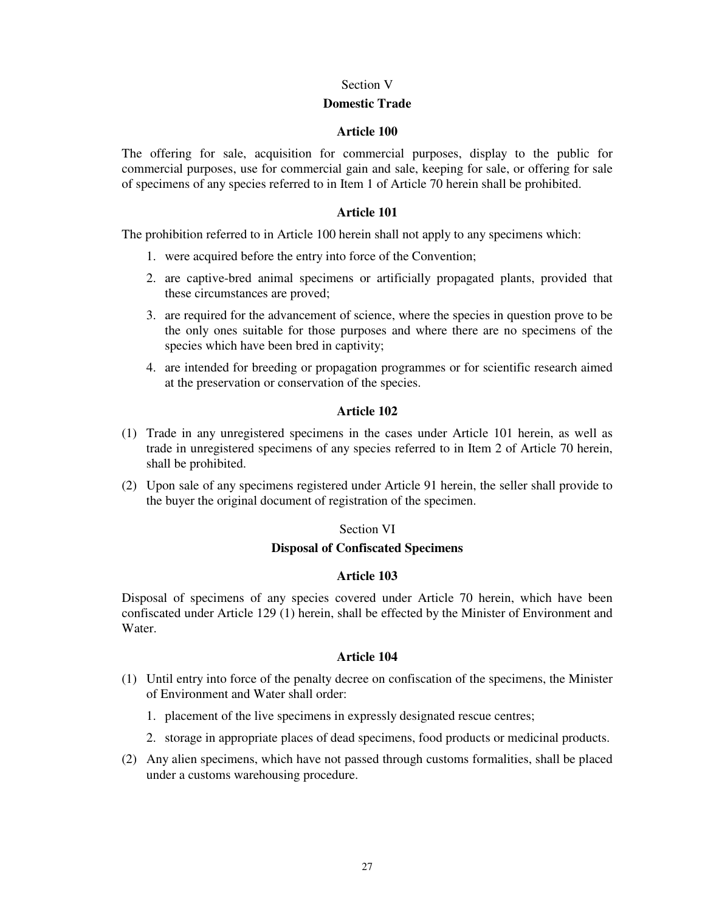Section V

## Domestic Trade

### Article 100

The offering for sale, acquisition for commercial purposes, display to the public for commercial purposes, use for commercial gain and sale, keeping for sale, or offering for sale of specimens of any species referred to in Item 1 of Article 70 herein shall be prohibited.

### Article 101

The prohibition referred to in Article 100 herein shall not apply to any specimens which:

1. were acquired before the entry into force of the Convention;
2. are captive-bred animal specimens or artificially propagated plants, provided that these circumstances are proved;
3. are required for the advancement of science, where the species in question prove to be the only ones suitable for those purposes and where there are no specimens of the species which have been bred in captivity;
4. are intended for breeding or propagation programmes or for scientific research aimed at the preservation or conservation of the species.

### Article 102

(1) Trade in any unregistered specimens in the cases under Article 101 herein, as well as trade in unregistered specimens of any species referred to in Item 2 of Article 70 herein, shall be prohibited.

(2) Upon sale of any specimens registered under Article 91 herein, the seller shall provide to the buyer the original document of registration of the specimen.

Section VI

## Disposal of Confiscated Specimens

### Article 103

Disposal of specimens of any species covered under Article 70 herein, which have been confiscated under Article 129 (1) herein, shall be effected by the Minister of Environment and Water.

### Article 104

(1) Until entry into force of the penalty decree on confiscation of the specimens, the Minister of Environment and Water shall order:

1. placement of the live specimens in expressly designated rescue centres;
2. storage in appropriate places of dead specimens, food products or medicinal products.

(2) Any alien specimens, which have not passed through customs formalities, shall be placed under a customs warehousing procedure.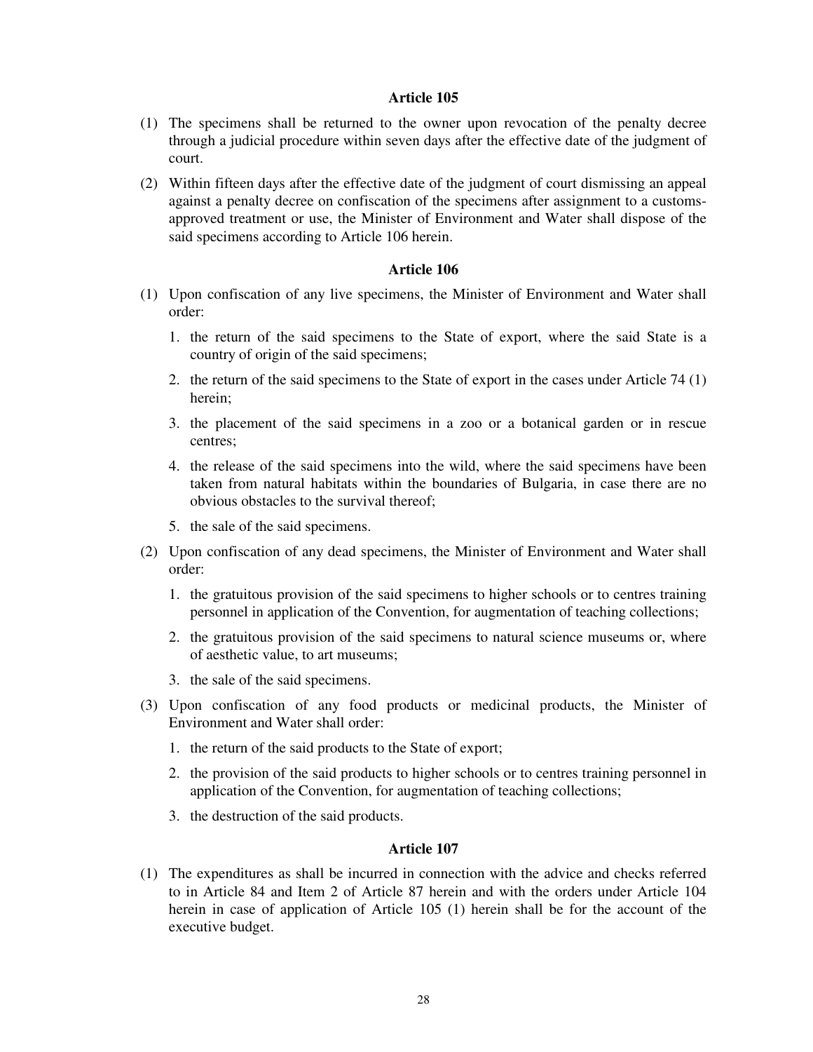### Article 105

(1) The specimens shall be returned to the owner upon revocation of the penalty decree through a judicial procedure within seven days after the effective date of the judgment of court.

(2) Within fifteen days after the effective date of the judgment of court dismissing an appeal against a penalty decree on confiscation of the specimens after assignment to a customs-approved treatment or use, the Minister of Environment and Water shall dispose of the said specimens according to Article 106 herein.

### Article 106

(1) Upon confiscation of any live specimens, the Minister of Environment and Water shall order:

1. the return of the said specimens to the State of export, where the said State is a country of origin of the said specimens;
2. the return of the said specimens to the State of export in the cases under Article 74 (1) herein;
3. the placement of the said specimens in a zoo or a botanical garden or in rescue centres;
4. the release of the said specimens into the wild, where the said specimens have been taken from natural habitats within the boundaries of Bulgaria, in case there are no obvious obstacles to the survival thereof;
5. the sale of the said specimens.

(2) Upon confiscation of any dead specimens, the Minister of Environment and Water shall order:

1. the gratuitous provision of the said specimens to higher schools or to centres training personnel in application of the Convention, for augmentation of teaching collections;
2. the gratuitous provision of the said specimens to natural science museums or, where of aesthetic value, to art museums;
3. the sale of the said specimens.

(3) Upon confiscation of any food products or medicinal products, the Minister of Environment and Water shall order:

1. the return of the said products to the State of export;
2. the provision of the said products to higher schools or to centres training personnel in application of the Convention, for augmentation of teaching collections;
3. the destruction of the said products.

### Article 107

(1) The expenditures as shall be incurred in connection with the advice and checks referred to in Article 84 and Item 2 of Article 87 herein and with the orders under Article 104 herein in case of application of Article 105 (1) herein shall be for the account of the executive budget.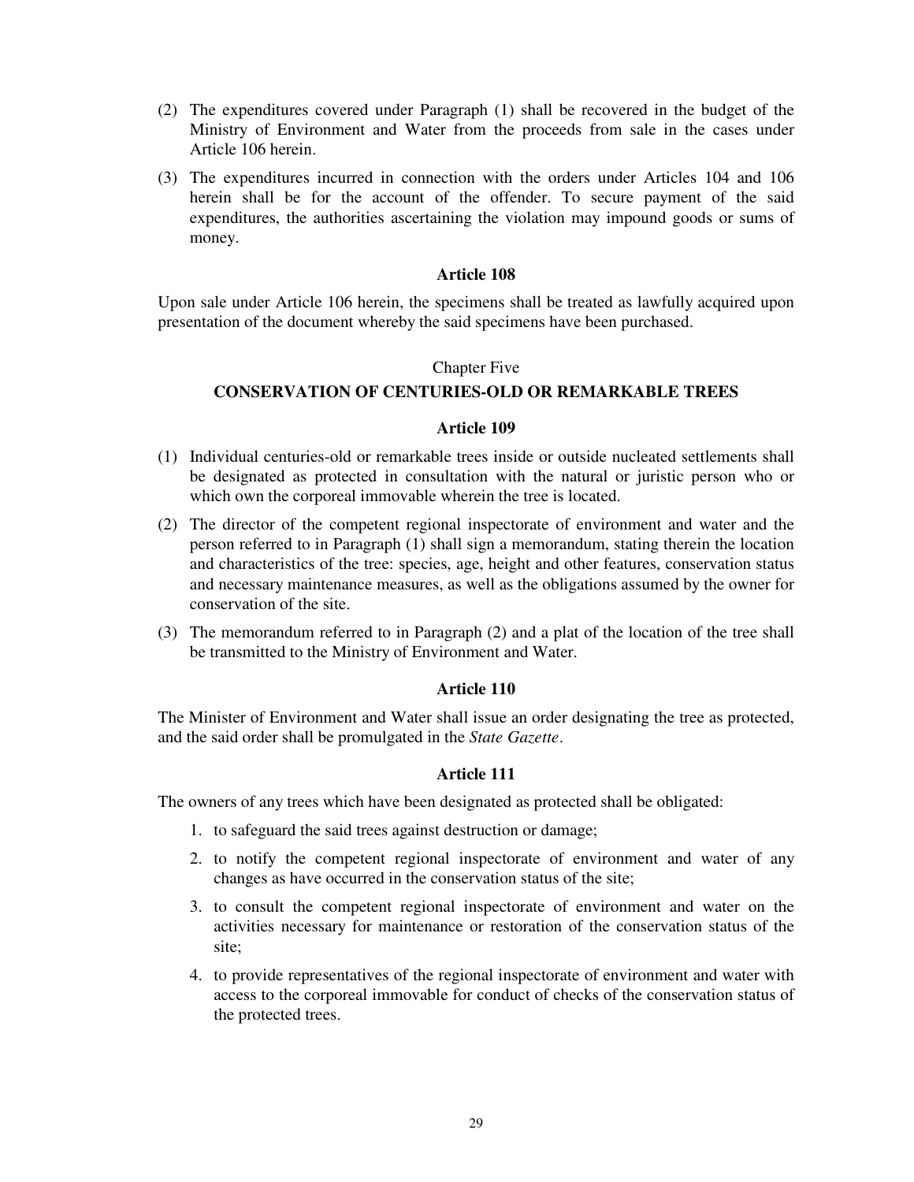(2) The expenditures covered under Paragraph (1) shall be recovered in the budget of the Ministry of Environment and Water from the proceeds from sale in the cases under Article 106 herein.

(3) The expenditures incurred in connection with the orders under Articles 104 and 106 herein shall be for the account of the offender. To secure payment of the said expenditures, the authorities ascertaining the violation may impound goods or sums of money.

### Article 108

Upon sale under Article 106 herein, the specimens shall be treated as lawfully acquired upon presentation of the document whereby the said specimens have been purchased.

## Chapter Five

## CONSERVATION OF CENTURIES-OLD OR REMARKABLE TREES

### Article 109

(1) Individual centuries-old or remarkable trees inside or outside nucleated settlements shall be designated as protected in consultation with the natural or juristic person who or which own the corporeal immovable wherein the tree is located.

(2) The director of the competent regional inspectorate of environment and water and the person referred to in Paragraph (1) shall sign a memorandum, stating therein the location and characteristics of the tree: species, age, height and other features, conservation status and necessary maintenance measures, as well as the obligations assumed by the owner for conservation of the site.

(3) The memorandum referred to in Paragraph (2) and a plat of the location of the tree shall be transmitted to the Ministry of Environment and Water.

### Article 110

The Minister of Environment and Water shall issue an order designating the tree as protected, and the said order shall be promulgated in the *State Gazette*.

### Article 111

The owners of any trees which have been designated as protected shall be obligated:

1. to safeguard the said trees against destruction or damage;
2. to notify the competent regional inspectorate of environment and water of any changes as have occurred in the conservation status of the site;
3. to consult the competent regional inspectorate of environment and water on the activities necessary for maintenance or restoration of the conservation status of the site;
4. to provide representatives of the regional inspectorate of environment and water with access to the corporeal immovable for conduct of checks of the conservation status of the protected trees.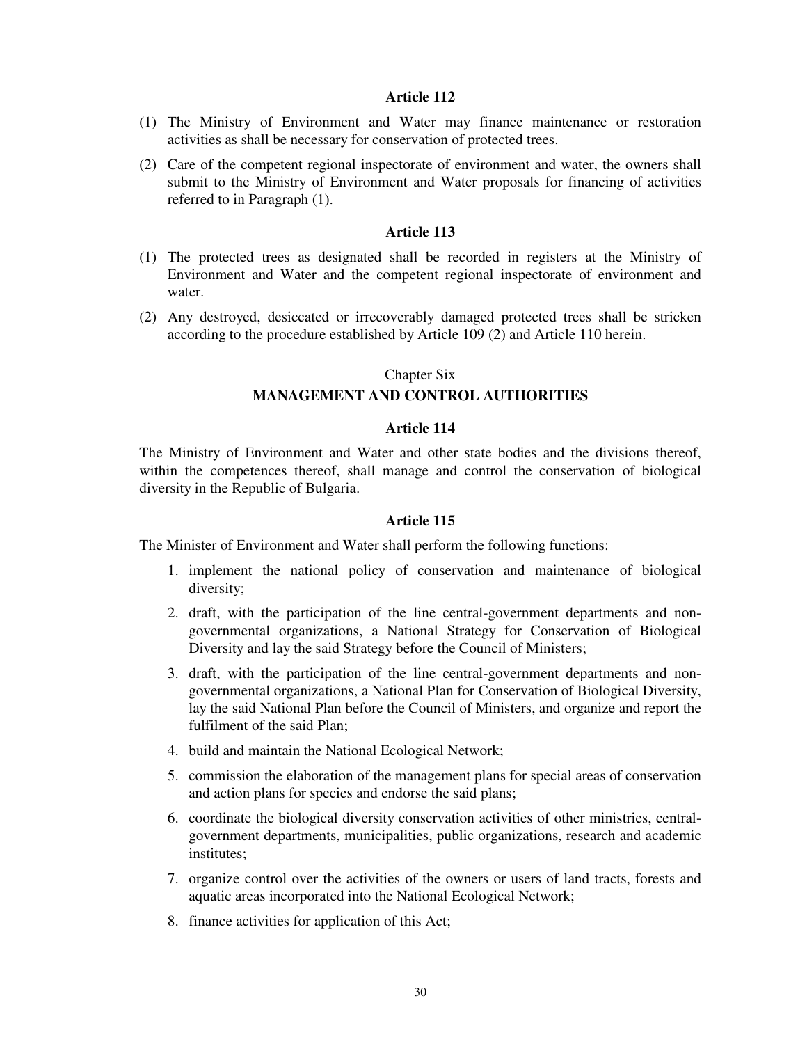### Article 112

(1) The Ministry of Environment and Water may finance maintenance or restoration activities as shall be necessary for conservation of protected trees.

(2) Care of the competent regional inspectorate of environment and water, the owners shall submit to the Ministry of Environment and Water proposals for financing of activities referred to in Paragraph (1).

### Article 113

(1) The protected trees as designated shall be recorded in registers at the Ministry of Environment and Water and the competent regional inspectorate of environment and water.

(2) Any destroyed, desiccated or irrecoverably damaged protected trees shall be stricken according to the procedure established by Article 109 (2) and Article 110 herein.

## Chapter Six
## MANAGEMENT AND CONTROL AUTHORITIES

### Article 114

The Ministry of Environment and Water and other state bodies and the divisions thereof, within the competences thereof, shall manage and control the conservation of biological diversity in the Republic of Bulgaria.

### Article 115

The Minister of Environment and Water shall perform the following functions:

1. implement the national policy of conservation and maintenance of biological diversity;
2. draft, with the participation of the line central-government departments and non-governmental organizations, a National Strategy for Conservation of Biological Diversity and lay the said Strategy before the Council of Ministers;
3. draft, with the participation of the line central-government departments and non-governmental organizations, a National Plan for Conservation of Biological Diversity, lay the said National Plan before the Council of Ministers, and organize and report the fulfilment of the said Plan;
4. build and maintain the National Ecological Network;
5. commission the elaboration of the management plans for special areas of conservation and action plans for species and endorse the said plans;
6. coordinate the biological diversity conservation activities of other ministries, central-government departments, municipalities, public organizations, research and academic institutes;
7. organize control over the activities of the owners or users of land tracts, forests and aquatic areas incorporated into the National Ecological Network;
8. finance activities for application of this Act;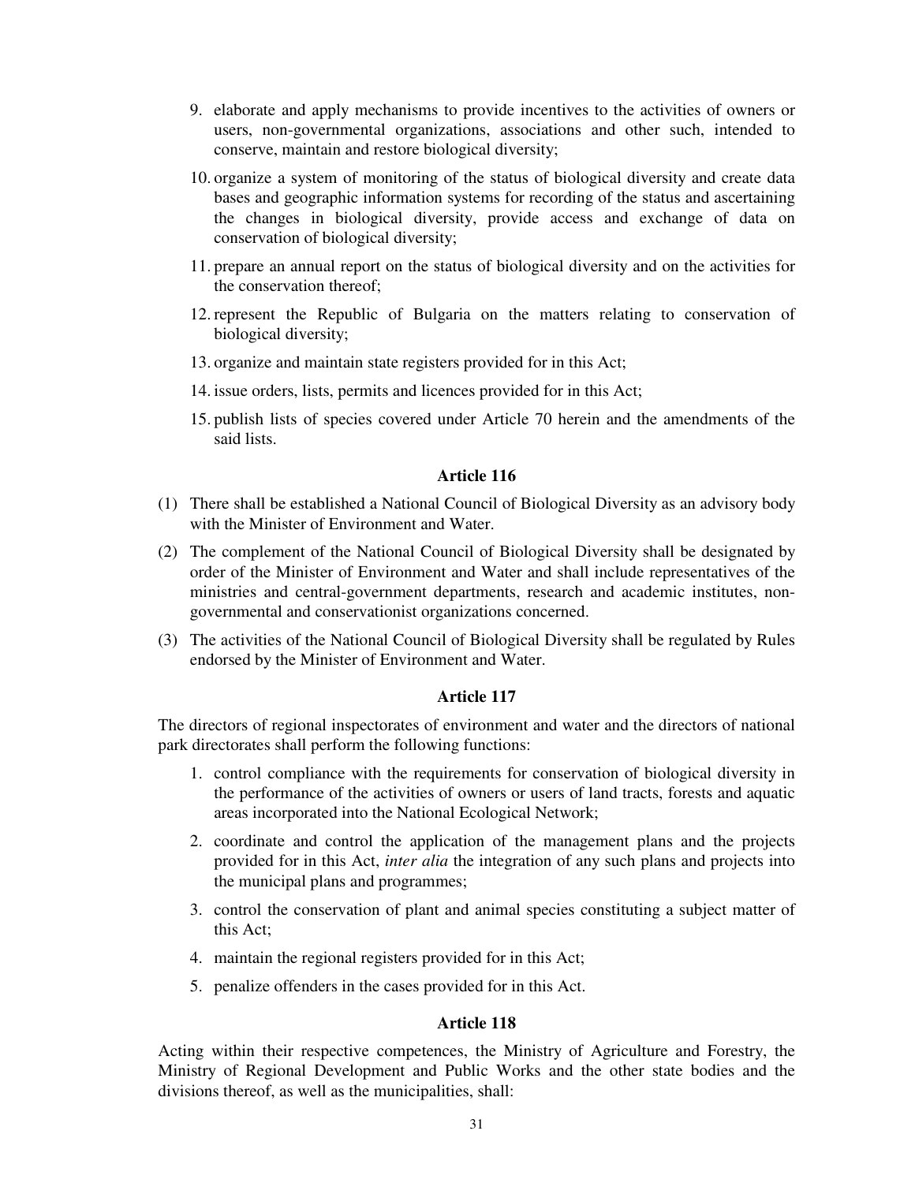9. elaborate and apply mechanisms to provide incentives to the activities of owners or users, non-governmental organizations, associations and other such, intended to conserve, maintain and restore biological diversity;
10. organize a system of monitoring of the status of biological diversity and create data bases and geographic information systems for recording of the status and ascertaining the changes in biological diversity, provide access and exchange of data on conservation of biological diversity;
11. prepare an annual report on the status of biological diversity and on the activities for the conservation thereof;
12. represent the Republic of Bulgaria on the matters relating to conservation of biological diversity;
13. organize and maintain state registers provided for in this Act;
14. issue orders, lists, permits and licences provided for in this Act;
15. publish lists of species covered under Article 70 herein and the amendments of the said lists.

### Article 116

(1) There shall be established a National Council of Biological Diversity as an advisory body with the Minister of Environment and Water.

(2) The complement of the National Council of Biological Diversity shall be designated by order of the Minister of Environment and Water and shall include representatives of the ministries and central-government departments, research and academic institutes, non-governmental and conservationist organizations concerned.

(3) The activities of the National Council of Biological Diversity shall be regulated by Rules endorsed by the Minister of Environment and Water.

### Article 117

The directors of regional inspectorates of environment and water and the directors of national park directorates shall perform the following functions:

1. control compliance with the requirements for conservation of biological diversity in the performance of the activities of owners or users of land tracts, forests and aquatic areas incorporated into the National Ecological Network;
2. coordinate and control the application of the management plans and the projects provided for in this Act, *inter alia* the integration of any such plans and projects into the municipal plans and programmes;
3. control the conservation of plant and animal species constituting a subject matter of this Act;
4. maintain the regional registers provided for in this Act;
5. penalize offenders in the cases provided for in this Act.

### Article 118

Acting within their respective competences, the Ministry of Agriculture and Forestry, the Ministry of Regional Development and Public Works and the other state bodies and the divisions thereof, as well as the municipalities, shall: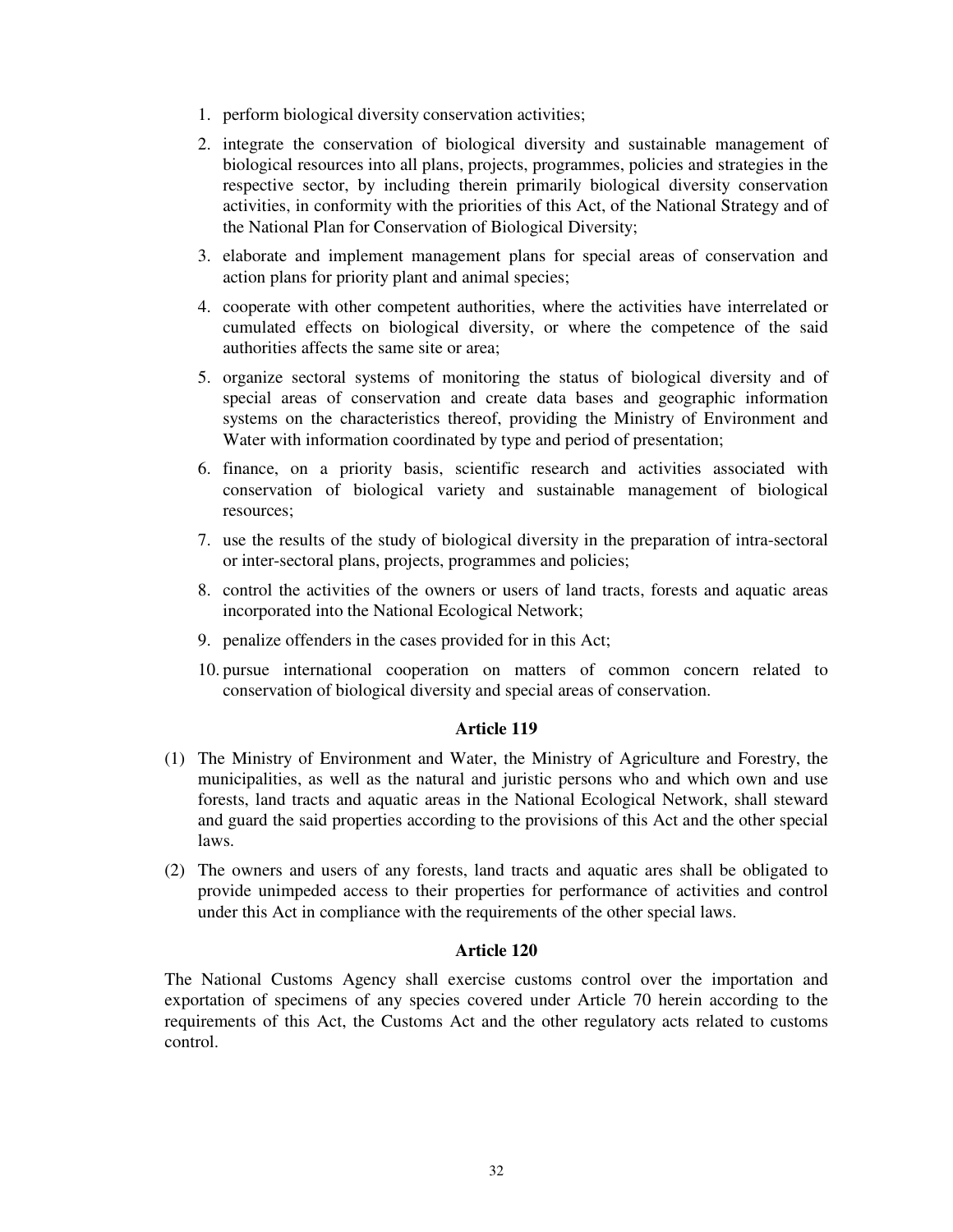1. perform biological diversity conservation activities;
2. integrate the conservation of biological diversity and sustainable management of biological resources into all plans, projects, programmes, policies and strategies in the respective sector, by including therein primarily biological diversity conservation activities, in conformity with the priorities of this Act, of the National Strategy and of the National Plan for Conservation of Biological Diversity;
3. elaborate and implement management plans for special areas of conservation and action plans for priority plant and animal species;
4. cooperate with other competent authorities, where the activities have interrelated or cumulated effects on biological diversity, or where the competence of the said authorities affects the same site or area;
5. organize sectoral systems of monitoring the status of biological diversity and of special areas of conservation and create data bases and geographic information systems on the characteristics thereof, providing the Ministry of Environment and Water with information coordinated by type and period of presentation;
6. finance, on a priority basis, scientific research and activities associated with conservation of biological variety and sustainable management of biological resources;
7. use the results of the study of biological diversity in the preparation of intra-sectoral or inter-sectoral plans, projects, programmes and policies;
8. control the activities of the owners or users of land tracts, forests and aquatic areas incorporated into the National Ecological Network;
9. penalize offenders in the cases provided for in this Act;
10. pursue international cooperation on matters of common concern related to conservation of biological diversity and special areas of conservation.

### Article 119

(1) The Ministry of Environment and Water, the Ministry of Agriculture and Forestry, the municipalities, as well as the natural and juristic persons who and which own and use forests, land tracts and aquatic areas in the National Ecological Network, shall steward and guard the said properties according to the provisions of this Act and the other special laws.

(2) The owners and users of any forests, land tracts and aquatic ares shall be obligated to provide unimpeded access to their properties for performance of activities and control under this Act in compliance with the requirements of the other special laws.

### Article 120

The National Customs Agency shall exercise customs control over the importation and exportation of specimens of any species covered under Article 70 herein according to the requirements of this Act, the Customs Act and the other regulatory acts related to customs control.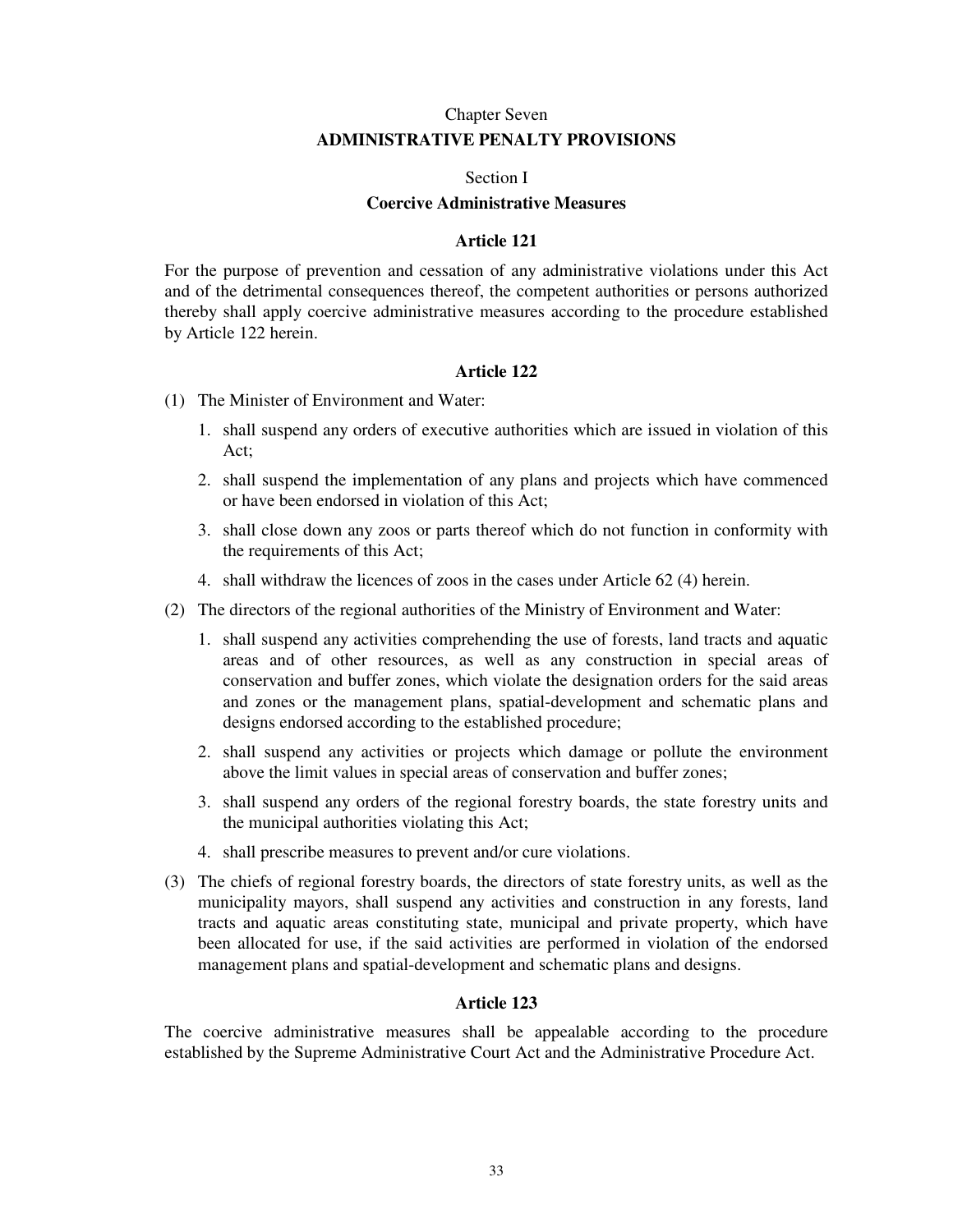## Chapter Seven

## ADMINISTRATIVE PENALTY PROVISIONS

### Section I

### Coercive Administrative Measures

#### Article 121

For the purpose of prevention and cessation of any administrative violations under this Act and of the detrimental consequences thereof, the competent authorities or persons authorized thereby shall apply coercive administrative measures according to the procedure established by Article 122 herein.

#### Article 122

(1) The Minister of Environment and Water:

1. shall suspend any orders of executive authorities which are issued in violation of this Act;
2. shall suspend the implementation of any plans and projects which have commenced or have been endorsed in violation of this Act;
3. shall close down any zoos or parts thereof which do not function in conformity with the requirements of this Act;
4. shall withdraw the licences of zoos in the cases under Article 62 (4) herein.

(2) The directors of the regional authorities of the Ministry of Environment and Water:

1. shall suspend any activities comprehending the use of forests, land tracts and aquatic areas and of other resources, as well as any construction in special areas of conservation and buffer zones, which violate the designation orders for the said areas and zones or the management plans, spatial-development and schematic plans and designs endorsed according to the established procedure;
2. shall suspend any activities or projects which damage or pollute the environment above the limit values in special areas of conservation and buffer zones;
3. shall suspend any orders of the regional forestry boards, the state forestry units and the municipal authorities violating this Act;
4. shall prescribe measures to prevent and/or cure violations.

(3) The chiefs of regional forestry boards, the directors of state forestry units, as well as the municipality mayors, shall suspend any activities and construction in any forests, land tracts and aquatic areas constituting state, municipal and private property, which have been allocated for use, if the said activities are performed in violation of the endorsed management plans and spatial-development and schematic plans and designs.

#### Article 123

The coercive administrative measures shall be appealable according to the procedure established by the Supreme Administrative Court Act and the Administrative Procedure Act.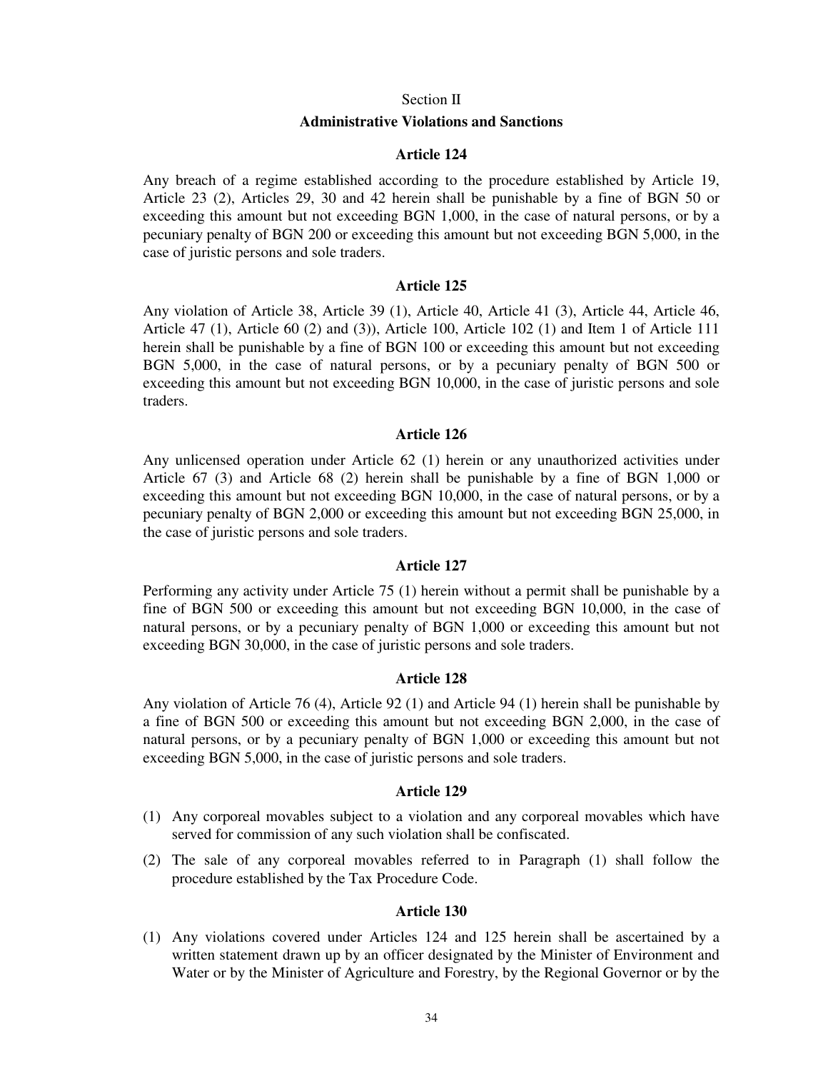## Section II

## Administrative Violations and Sanctions

### Article 124

Any breach of a regime established according to the procedure established by Article 19, Article 23 (2), Articles 29, 30 and 42 herein shall be punishable by a fine of BGN 50 or exceeding this amount but not exceeding BGN 1,000, in the case of natural persons, or by a pecuniary penalty of BGN 200 or exceeding this amount but not exceeding BGN 5,000, in the case of juristic persons and sole traders.

### Article 125

Any violation of Article 38, Article 39 (1), Article 40, Article 41 (3), Article 44, Article 46, Article 47 (1), Article 60 (2) and (3)), Article 100, Article 102 (1) and Item 1 of Article 111 herein shall be punishable by a fine of BGN 100 or exceeding this amount but not exceeding BGN 5,000, in the case of natural persons, or by a pecuniary penalty of BGN 500 or exceeding this amount but not exceeding BGN 10,000, in the case of juristic persons and sole traders.

### Article 126

Any unlicensed operation under Article 62 (1) herein or any unauthorized activities under Article 67 (3) and Article 68 (2) herein shall be punishable by a fine of BGN 1,000 or exceeding this amount but not exceeding BGN 10,000, in the case of natural persons, or by a pecuniary penalty of BGN 2,000 or exceeding this amount but not exceeding BGN 25,000, in the case of juristic persons and sole traders.

### Article 127

Performing any activity under Article 75 (1) herein without a permit shall be punishable by a fine of BGN 500 or exceeding this amount but not exceeding BGN 10,000, in the case of natural persons, or by a pecuniary penalty of BGN 1,000 or exceeding this amount but not exceeding BGN 30,000, in the case of juristic persons and sole traders.

### Article 128

Any violation of Article 76 (4), Article 92 (1) and Article 94 (1) herein shall be punishable by a fine of BGN 500 or exceeding this amount but not exceeding BGN 2,000, in the case of natural persons, or by a pecuniary penalty of BGN 1,000 or exceeding this amount but not exceeding BGN 5,000, in the case of juristic persons and sole traders.

### Article 129

(1) Any corporeal movables subject to a violation and any corporeal movables which have served for commission of any such violation shall be confiscated.

(2) The sale of any corporeal movables referred to in Paragraph (1) shall follow the procedure established by the Tax Procedure Code.

### Article 130

(1) Any violations covered under Articles 124 and 125 herein shall be ascertained by a written statement drawn up by an officer designated by the Minister of Environment and Water or by the Minister of Agriculture and Forestry, by the Regional Governor or by the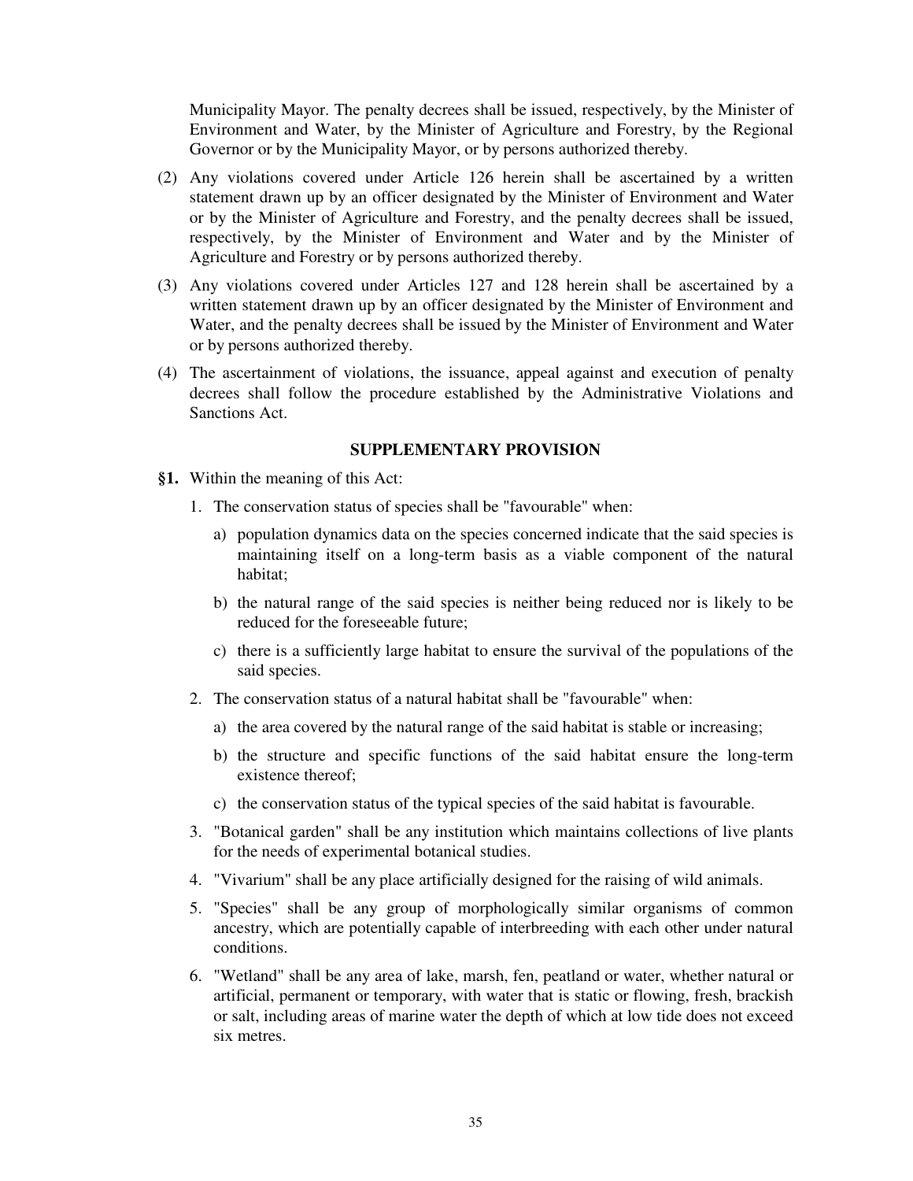Municipality Mayor. The penalty decrees shall be issued, respectively, by the Minister of Environment and Water, by the Minister of Agriculture and Forestry, by the Regional Governor or by the Municipality Mayor, or by persons authorized thereby.

(2) Any violations covered under Article 126 herein shall be ascertained by a written statement drawn up by an officer designated by the Minister of Environment and Water or by the Minister of Agriculture and Forestry, and the penalty decrees shall be issued, respectively, by the Minister of Environment and Water and by the Minister of Agriculture and Forestry or by persons authorized thereby.

(3) Any violations covered under Articles 127 and 128 herein shall be ascertained by a written statement drawn up by an officer designated by the Minister of Environment and Water, and the penalty decrees shall be issued by the Minister of Environment and Water or by persons authorized thereby.

(4) The ascertainment of violations, the issuance, appeal against and execution of penalty decrees shall follow the procedure established by the Administrative Violations and Sanctions Act.

## SUPPLEMENTARY PROVISION

**§1.** Within the meaning of this Act:

1. The conservation status of species shall be "favourable" when:
   a) population dynamics data on the species concerned indicate that the said species is maintaining itself on a long-term basis as a viable component of the natural habitat;
   b) the natural range of the said species is neither being reduced nor is likely to be reduced for the foreseeable future;
   c) there is a sufficiently large habitat to ensure the survival of the populations of the said species.
2. The conservation status of a natural habitat shall be "favourable" when:
   a) the area covered by the natural range of the said habitat is stable or increasing;
   b) the structure and specific functions of the said habitat ensure the long-term existence thereof;
   c) the conservation status of the typical species of the said habitat is favourable.
3. "Botanical garden" shall be any institution which maintains collections of live plants for the needs of experimental botanical studies.
4. "Vivarium" shall be any place artificially designed for the raising of wild animals.
5. "Species" shall be any group of morphologically similar organisms of common ancestry, which are potentially capable of interbreeding with each other under natural conditions.
6. "Wetland" shall be any area of lake, marsh, fen, peatland or water, whether natural or artificial, permanent or temporary, with water that is static or flowing, fresh, brackish or salt, including areas of marine water the depth of which at low tide does not exceed six metres.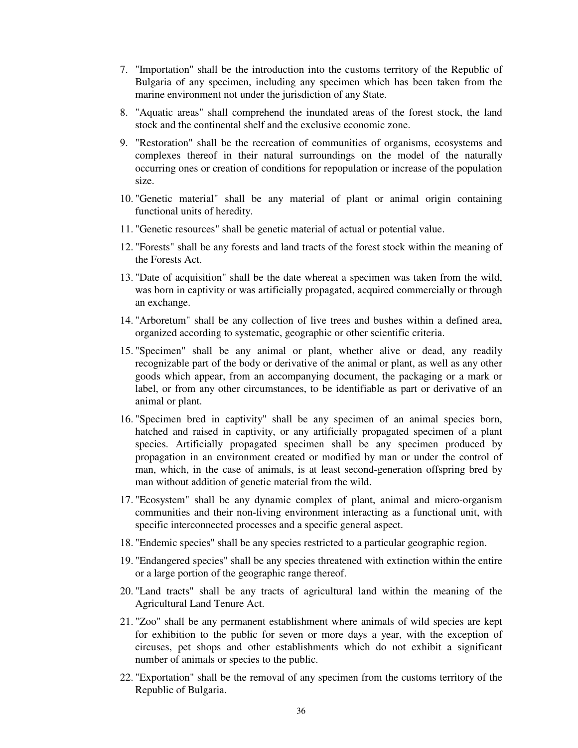7. "Importation" shall be the introduction into the customs territory of the Republic of Bulgaria of any specimen, including any specimen which has been taken from the marine environment not under the jurisdiction of any State.
8. "Aquatic areas" shall comprehend the inundated areas of the forest stock, the land stock and the continental shelf and the exclusive economic zone.
9. "Restoration" shall be the recreation of communities of organisms, ecosystems and complexes thereof in their natural surroundings on the model of the naturally occurring ones or creation of conditions for repopulation or increase of the population size.
10. "Genetic material" shall be any material of plant or animal origin containing functional units of heredity.
11. "Genetic resources" shall be genetic material of actual or potential value.
12. "Forests" shall be any forests and land tracts of the forest stock within the meaning of the Forests Act.
13. "Date of acquisition" shall be the date whereat a specimen was taken from the wild, was born in captivity or was artificially propagated, acquired commercially or through an exchange.
14. "Arboretum" shall be any collection of live trees and bushes within a defined area, organized according to systematic, geographic or other scientific criteria.
15. "Specimen" shall be any animal or plant, whether alive or dead, any readily recognizable part of the body or derivative of the animal or plant, as well as any other goods which appear, from an accompanying document, the packaging or a mark or label, or from any other circumstances, to be identifiable as part or derivative of an animal or plant.
16. "Specimen bred in captivity" shall be any specimen of an animal species born, hatched and raised in captivity, or any artificially propagated specimen of a plant species. Artificially propagated specimen shall be any specimen produced by propagation in an environment created or modified by man or under the control of man, which, in the case of animals, is at least second-generation offspring bred by man without addition of genetic material from the wild.
17. "Ecosystem" shall be any dynamic complex of plant, animal and micro-organism communities and their non-living environment interacting as a functional unit, with specific interconnected processes and a specific general aspect.
18. "Endemic species" shall be any species restricted to a particular geographic region.
19. "Endangered species" shall be any species threatened with extinction within the entire or a large portion of the geographic range thereof.
20. "Land tracts" shall be any tracts of agricultural land within the meaning of the Agricultural Land Tenure Act.
21. "Zoo" shall be any permanent establishment where animals of wild species are kept for exhibition to the public for seven or more days a year, with the exception of circuses, pet shops and other establishments which do not exhibit a significant number of animals or species to the public.
22. "Exportation" shall be the removal of any specimen from the customs territory of the Republic of Bulgaria.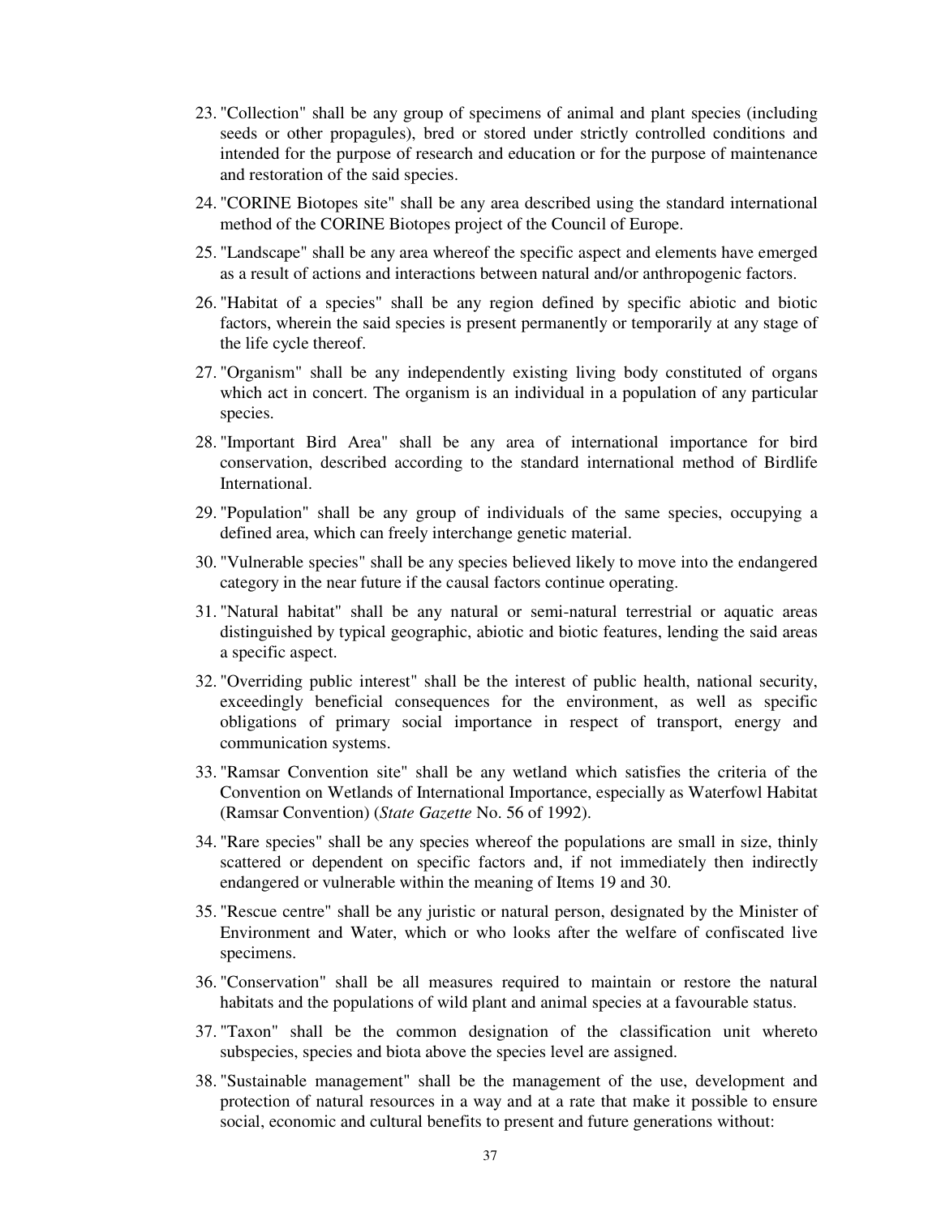23. "Collection" shall be any group of specimens of animal and plant species (including seeds or other propagules), bred or stored under strictly controlled conditions and intended for the purpose of research and education or for the purpose of maintenance and restoration of the said species.
24. "CORINE Biotopes site" shall be any area described using the standard international method of the CORINE Biotopes project of the Council of Europe.
25. "Landscape" shall be any area whereof the specific aspect and elements have emerged as a result of actions and interactions between natural and/or anthropogenic factors.
26. "Habitat of a species" shall be any region defined by specific abiotic and biotic factors, wherein the said species is present permanently or temporarily at any stage of the life cycle thereof.
27. "Organism" shall be any independently existing living body constituted of organs which act in concert. The organism is an individual in a population of any particular species.
28. "Important Bird Area" shall be any area of international importance for bird conservation, described according to the standard international method of Birdlife International.
29. "Population" shall be any group of individuals of the same species, occupying a defined area, which can freely interchange genetic material.
30. "Vulnerable species" shall be any species believed likely to move into the endangered category in the near future if the causal factors continue operating.
31. "Natural habitat" shall be any natural or semi-natural terrestrial or aquatic areas distinguished by typical geographic, abiotic and biotic features, lending the said areas a specific aspect.
32. "Overriding public interest" shall be the interest of public health, national security, exceedingly beneficial consequences for the environment, as well as specific obligations of primary social importance in respect of transport, energy and communication systems.
33. "Ramsar Convention site" shall be any wetland which satisfies the criteria of the Convention on Wetlands of International Importance, especially as Waterfowl Habitat (Ramsar Convention) (*State Gazette* No. 56 of 1992).
34. "Rare species" shall be any species whereof the populations are small in size, thinly scattered or dependent on specific factors and, if not immediately then indirectly endangered or vulnerable within the meaning of Items 19 and 30.
35. "Rescue centre" shall be any juristic or natural person, designated by the Minister of Environment and Water, which or who looks after the welfare of confiscated live specimens.
36. "Conservation" shall be all measures required to maintain or restore the natural habitats and the populations of wild plant and animal species at a favourable status.
37. "Taxon" shall be the common designation of the classification unit whereto subspecies, species and biota above the species level are assigned.
38. "Sustainable management" shall be the management of the use, development and protection of natural resources in a way and at a rate that make it possible to ensure social, economic and cultural benefits to present and future generations without: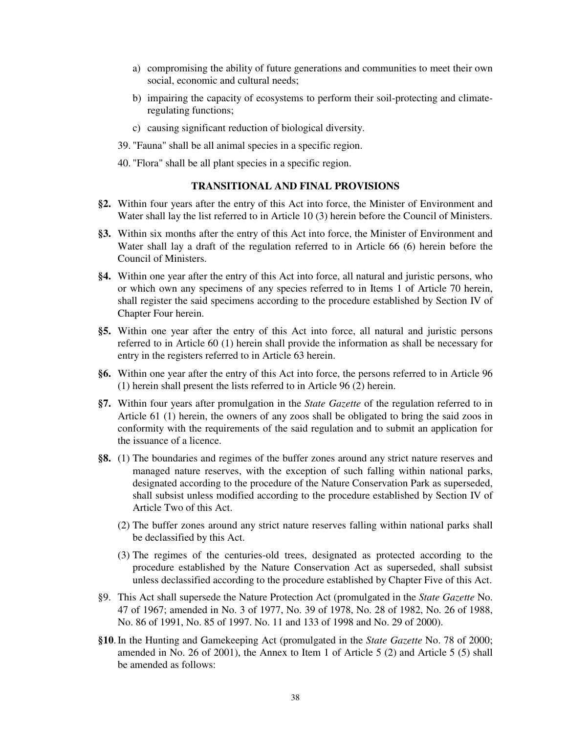a) compromising the ability of future generations and communities to meet their own social, economic and cultural needs;

b) impairing the capacity of ecosystems to perform their soil-protecting and climate-regulating functions;

c) causing significant reduction of biological diversity.

39. "Fauna" shall be all animal species in a specific region.

40. "Flora" shall be all plant species in a specific region.

### TRANSITIONAL AND FINAL PROVISIONS

**§2.** Within four years after the entry of this Act into force, the Minister of Environment and Water shall lay the list referred to in Article 10 (3) herein before the Council of Ministers.

**§3.** Within six months after the entry of this Act into force, the Minister of Environment and Water shall lay a draft of the regulation referred to in Article 66 (6) herein before the Council of Ministers.

**§4.** Within one year after the entry of this Act into force, all natural and juristic persons, who or which own any specimens of any species referred to in Items 1 of Article 70 herein, shall register the said specimens according to the procedure established by Section IV of Chapter Four herein.

**§5.** Within one year after the entry of this Act into force, all natural and juristic persons referred to in Article 60 (1) herein shall provide the information as shall be necessary for entry in the registers referred to in Article 63 herein.

**§6.** Within one year after the entry of this Act into force, the persons referred to in Article 96 (1) herein shall present the lists referred to in Article 96 (2) herein.

**§7.** Within four years after promulgation in the *State Gazette* of the regulation referred to in Article 61 (1) herein, the owners of any zoos shall be obligated to bring the said zoos in conformity with the requirements of the said regulation and to submit an application for the issuance of a licence.

**§8.** (1) The boundaries and regimes of the buffer zones around any strict nature reserves and managed nature reserves, with the exception of such falling within national parks, designated according to the procedure of the Nature Conservation Park as superseded, shall subsist unless modified according to the procedure established by Section IV of Article Two of this Act.

(2) The buffer zones around any strict nature reserves falling within national parks shall be declassified by this Act.

(3) The regimes of the centuries-old trees, designated as protected according to the procedure established by the Nature Conservation Act as superseded, shall subsist unless declassified according to the procedure established by Chapter Five of this Act.

§9. This Act shall supersede the Nature Protection Act (promulgated in the *State Gazette* No. 47 of 1967; amended in No. 3 of 1977, No. 39 of 1978, No. 28 of 1982, No. 26 of 1988, No. 86 of 1991, No. 85 of 1997. No. 11 and 133 of 1998 and No. 29 of 2000).

**§10**. In the Hunting and Gamekeeping Act (promulgated in the *State Gazette* No. 78 of 2000; amended in No. 26 of 2001), the Annex to Item 1 of Article 5 (2) and Article 5 (5) shall be amended as follows: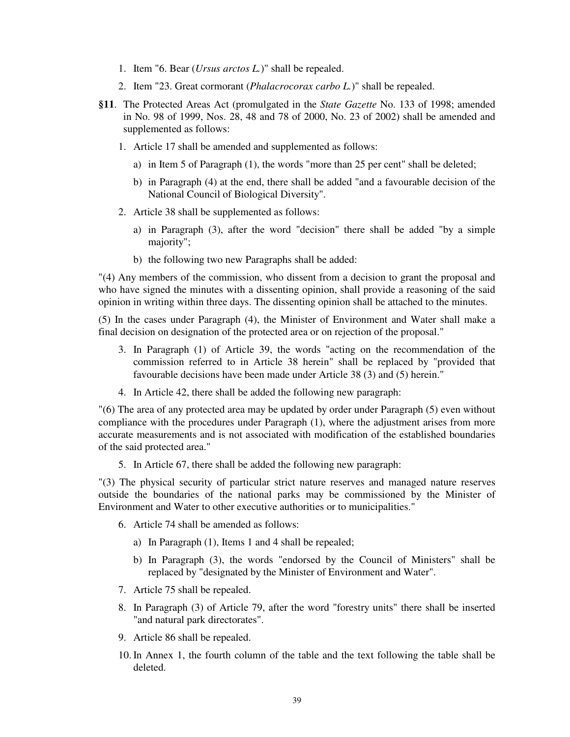1. Item "6. Bear (*Ursus arctos L.*)" shall be repealed.
2. Item "23. Great cormorant (*Phalacrocorax carbo L.*)" shall be repealed.

**§11**. The Protected Areas Act (promulgated in the *State Gazette* No. 133 of 1998; amended in No. 98 of 1999, Nos. 28, 48 and 78 of 2000, No. 23 of 2002) shall be amended and supplemented as follows:

1. Article 17 shall be amended and supplemented as follows:
   a) in Item 5 of Paragraph (1), the words "more than 25 per cent" shall be deleted;
   b) in Paragraph (4) at the end, there shall be added "and a favourable decision of the National Council of Biological Diversity".
2. Article 38 shall be supplemented as follows:
   a) in Paragraph (3), after the word "decision" there shall be added "by a simple majority";
   b) the following two new Paragraphs shall be added:

"(4) Any members of the commission, who dissent from a decision to grant the proposal and who have signed the minutes with a dissenting opinion, shall provide a reasoning of the said opinion in writing within three days. The dissenting opinion shall be attached to the minutes.

(5) In the cases under Paragraph (4), the Minister of Environment and Water shall make a final decision on designation of the protected area or on rejection of the proposal."

3. In Paragraph (1) of Article 39, the words "acting on the recommendation of the commission referred to in Article 38 herein" shall be replaced by "provided that favourable decisions have been made under Article 38 (3) and (5) herein."
4. In Article 42, there shall be added the following new paragraph:

"(6) The area of any protected area may be updated by order under Paragraph (5) even without compliance with the procedures under Paragraph (1), where the adjustment arises from more accurate measurements and is not associated with modification of the established boundaries of the said protected area."

5. In Article 67, there shall be added the following new paragraph:

"(3) The physical security of particular strict nature reserves and managed nature reserves outside the boundaries of the national parks may be commissioned by the Minister of Environment and Water to other executive authorities or to municipalities."

6. Article 74 shall be amended as follows:
   a) In Paragraph (1), Items 1 and 4 shall be repealed;
   b) In Paragraph (3), the words "endorsed by the Council of Ministers" shall be replaced by "designated by the Minister of Environment and Water".
7. Article 75 shall be repealed.
8. In Paragraph (3) of Article 79, after the word "forestry units" there shall be inserted "and natural park directorates".
9. Article 86 shall be repealed.
10. In Annex 1, the fourth column of the table and the text following the table shall be deleted.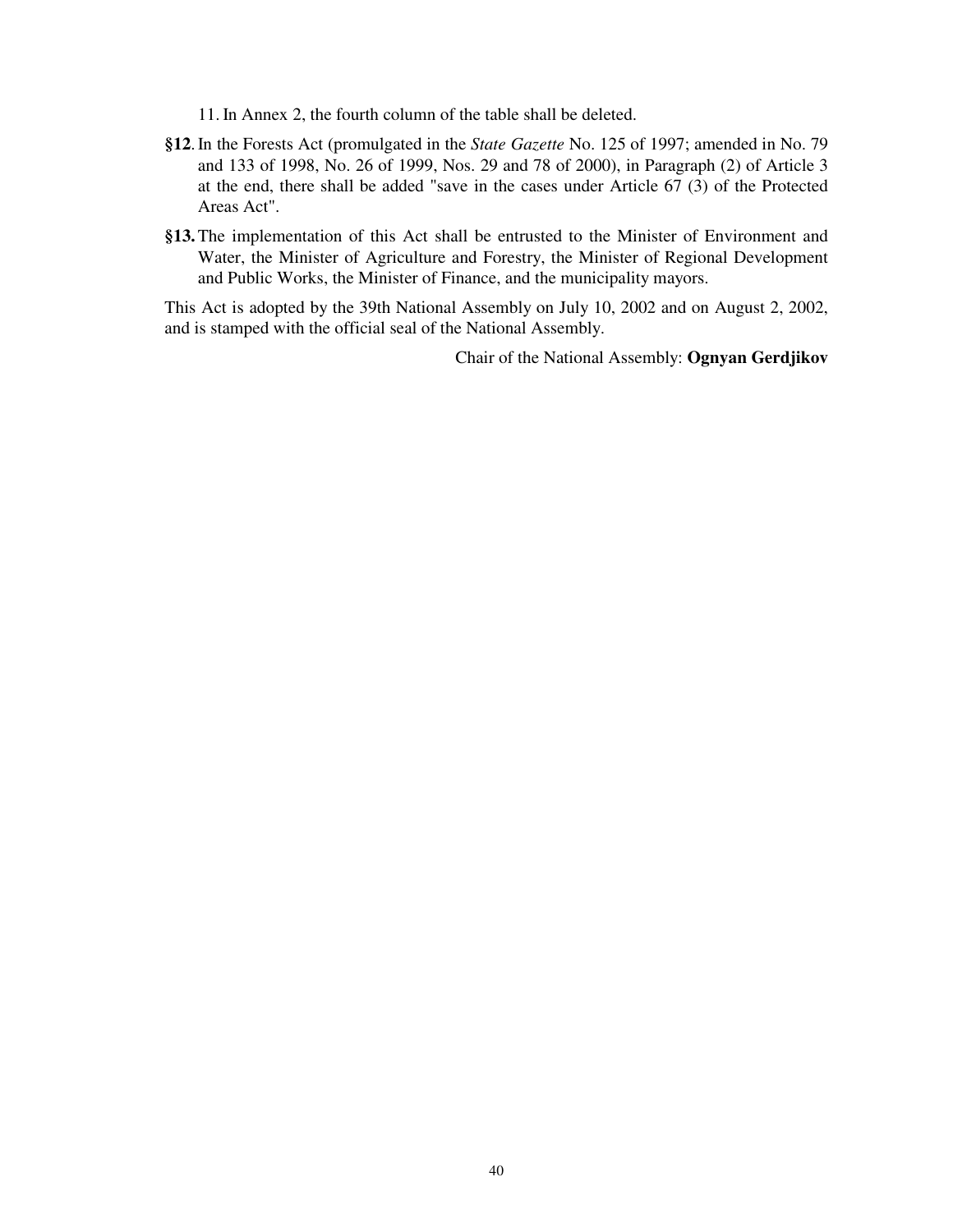11. In Annex 2, the fourth column of the table shall be deleted.

**§12**. In the Forests Act (promulgated in the *State Gazette* No. 125 of 1997; amended in No. 79 and 133 of 1998, No. 26 of 1999, Nos. 29 and 78 of 2000), in Paragraph (2) of Article 3 at the end, there shall be added "save in the cases under Article 67 (3) of the Protected Areas Act".

**§13.** The implementation of this Act shall be entrusted to the Minister of Environment and Water, the Minister of Agriculture and Forestry, the Minister of Regional Development and Public Works, the Minister of Finance, and the municipality mayors.

This Act is adopted by the 39th National Assembly on July 10, 2002 and on August 2, 2002, and is stamped with the official seal of the National Assembly.

Chair of the National Assembly: **Ognyan Gerdjikov**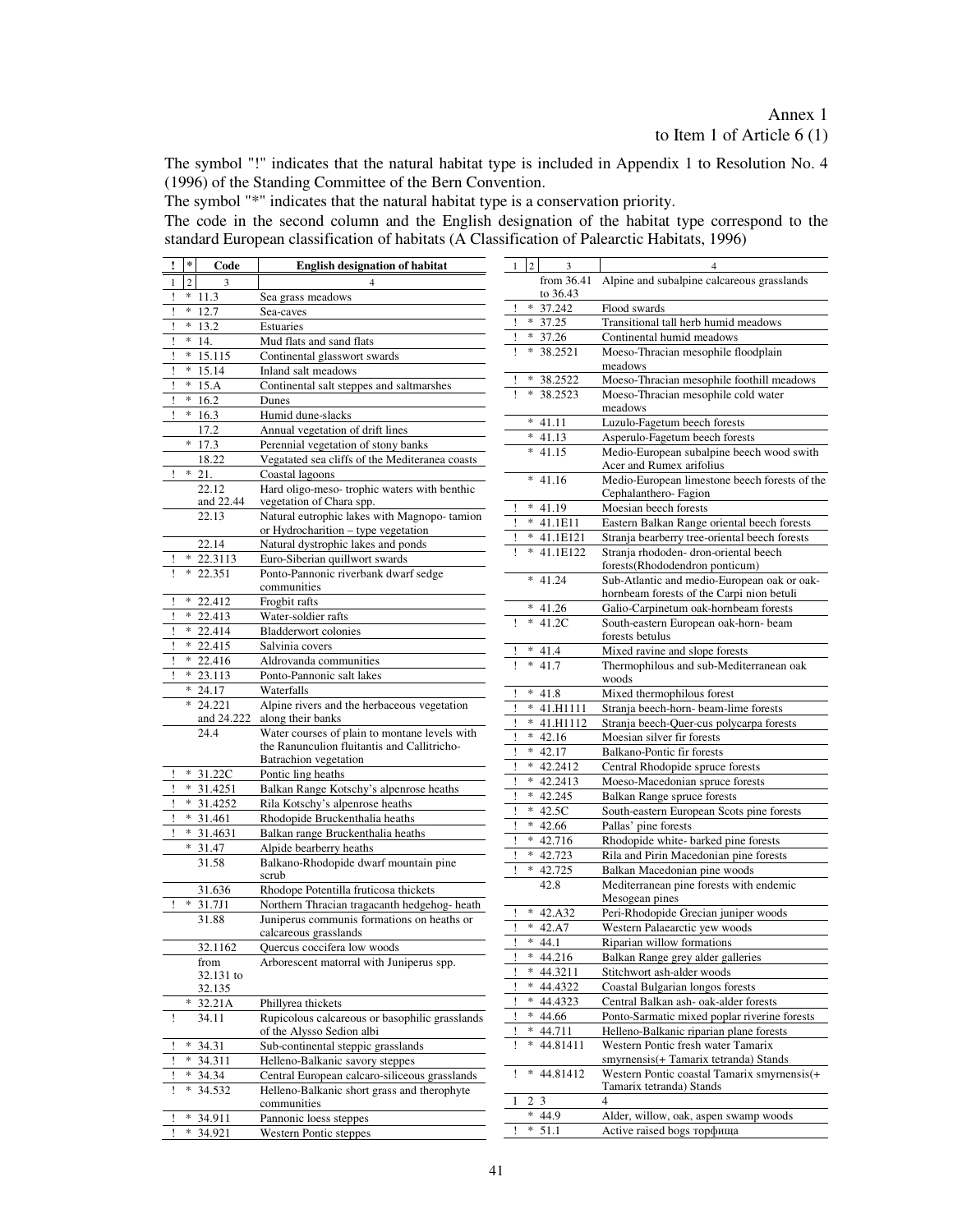Annex 1
to Item 1 of Article 6 (1)

The symbol "!" indicates that the natural habitat type is included in Appendix 1 to Resolution No. 4 (1996) of the Standing Committee of the Bern Convention.

The symbol "*" indicates that the natural habitat type is a conservation priority.

The code in the second column and the English designation of the habitat type correspond to the standard European classification of habitats (A Classification of Palearctic Habitats, 1996)

| ! | * | Code | English designation of habitat |
|---|---|---|---|
| 1 | 2 | 3 | 4 |
| ! | * | 11.3 | Sea grass meadows |
| ! | * | 12.7 | Sea-caves |
| ! | * | 13.2 | Estuaries |
| ! | * | 14. | Mud flats and sand flats |
| ! | * | 15.115 | Continental glasswort swards |
| ! | * | 15.14 | Inland salt meadows |
| ! | * | 15.A | Continental salt steppes and saltmarshes |
| ! | * | 16.2 | Dunes |
| ! | * | 16.3 | Humid dune-slacks |
| | | 17.2 | Annual vegetation of drift lines |
| | * | 17.3 | Perennial vegetation of stony banks |
| | | 18.22 | Vegatated sea cliffs of the Mediteranea coasts |
| ! | * | 21. | Coastal lagoons |
| | | 22.12 and 22.44 | Hard oligo-meso- trophic waters with benthic vegetation of Chara spp. |
| | | 22.13 | Natural eutrophic lakes with Magnopo- tamion or Hydrocharition – type vegetation |
| | | 22.14 | Natural dystrophic lakes and ponds |
| ! | * | 22.3113 | Euro-Siberian quillwort swards |
| ! | * | 22.351 | Ponto-Pannonic riverbank dwarf sedge communities |
| ! | * | 22.412 | Frogbit rafts |
| ! | * | 22.413 | Water-soldier rafts |
| ! | * | 22.414 | Bladderwort colonies |
| ! | * | 22.415 | Salvinia covers |
| ! | * | 22.416 | Aldrovanda communities |
| ! | * | 23.113 | Ponto-Pannonic salt lakes |
| | * | 24.17 | Waterfalls |
| | * | 24.221 and 24.222 | Alpine rivers and the herbaceous vegetation along their banks |
| | | 24.4 | Water courses of plain to montane levels with the Ranunculion fluitantis and Callitricho-Batrachion vegetation |
| ! | * | 31.22C | Pontic ling heaths |
| ! | * | 31.4251 | Balkan Range Kotschy's alpenrose heaths |
| ! | * | 31.4252 | Rila Kotschy's alpenrose heaths |
| ! | * | 31.461 | Rhodopide Bruckenthalia heaths |
| ! | * | 31.4631 | Balkan range Bruckenthalia heaths |
| | * | 31.47 | Alpide bearberry heaths |
| | | 31.58 | Balkano-Rhodopide dwarf mountain pine scrub |
| | | 31.636 | Rhodope Potentilla fruticosa thickets |
| ! | * | 31.7J1 | Northern Thracian tragacanth hedgehog- heath |
| | | 31.88 | Juniperus communis formations on heaths or calcareous grasslands |
| | | 32.1162 | Quercus coccifera low woods |
| | | from 32.131 to 32.135 | Arborescent matorral with Juniperus spp. |
| | * | 32.21A | Phillyrea thickets |
| ! | | 34.11 | Rupicolous calcareous or basophilic grasslands of the Alysso Sedion albi |
| ! | * | 34.31 | Sub-continental steppic grasslands |
| ! | * | 34.311 | Helleno-Balkanic savory steppes |
| ! | * | 34.34 | Central European calcaro-siliceous grasslands |
| ! | * | 34.532 | Helleno-Balkanic short grass and therophyte communities |
| ! | * | 34.911 | Pannonic loess steppes |
| ! | * | 34.921 | Western Pontic steppes |
| | | from 36.41 to 36.43 | Alpine and subalpine calcareous grasslands |
| ! | * | 37.242 | Flood swards |
| ! | * | 37.25 | Transitional tall herb humid meadows |
| ! | * | 37.26 | Continental humid meadows |
| ! | * | 38.2521 | Moeso-Thracian mesophile floodplain meadows |
| ! | * | 38.2522 | Moeso-Thracian mesophile foothill meadows |
| ! | * | 38.2523 | Moeso-Thracian mesophile cold water meadows |
| | * | 41.11 | Luzulo-Fagetum beech forests |
| | * | 41.13 | Asperulo-Fagetum beech forests |
| | * | 41.15 | Medio-European subalpine beech wood swith Acer and Rumex arifolius |
| | * | 41.16 | Medio-European limestone beech forests of the Cephalanthero- Fagion |
| ! | * | 41.19 | Moesian beech forests |
| ! | * | 41.1E11 | Eastern Balkan Range oriental beech forests |
| ! | * | 41.1E121 | Stranja bearberry tree-oriental beech forests |
| ! | * | 41.1E122 | Stranja rhododen- dron-oriental beech forests(Rhododendron ponticum) |
| | * | 41.24 | Sub-Atlantic and medio-European oak or oak-hornbeam forests of the Carpi nion betuli |
| | * | 41.26 | Galio-Carpinetum oak-hornbeam forests |
| ! | * | 41.2C | South-eastern European oak-horn- beam forests betulus |
| ! | * | 41.4 | Mixed ravine and slope forests |
| ! | * | 41.7 | Thermophilous and sub-Mediterranean oak woods |
| ! | * | 41.8 | Mixed thermophilous forest |
| ! | * | 41.H1111 | Stranja beech-horn- beam-lime forests |
| ! | * | 41.H1112 | Stranja beech-Quer-cus polycarpa forests |
| ! | * | 42.16 | Moesian silver fir forests |
| ! | * | 42.17 | Balkano-Pontic fir forests |
| ! | * | 42.2412 | Central Rhodopide spruce forests |
| ! | * | 42.2413 | Moeso-Macedonian spruce forests |
| ! | * | 42.245 | Balkan Range spruce forests |
| ! | * | 42.5C | South-eastern European Scots pine forests |
| ! | * | 42.66 | Pallas' pine forests |
| ! | * | 42.716 | Rhodopide white- barked pine forests |
| ! | * | 42.723 | Rila and Pirin Macedonian pine forests |
| ! | * | 42.725 | Balkan Macedonian pine woods |
| | | 42.8 | Mediterranean pine forests with endemic Mesogean pines |
| ! | * | 42.A32 | Peri-Rhodopide Grecian juniper woods |
| ! | * | 42.A7 | Western Palaearctic yew woods |
| ! | * | 44.1 | Riparian willow formations |
| ! | * | 44.216 | Balkan Range grey alder galleries |
| ! | * | 44.3211 | Stitchwort ash-alder woods |
| ! | * | 44.4322 | Coastal Bulgarian longos forests |
| ! | * | 44.4323 | Central Balkan ash- oak-alder forests |
| ! | * | 44.66 | Ponto-Sarmatic mixed poplar riverine forests |
| ! | * | 44.711 | Helleno-Balkanic riparian plane forests |
| ! | * | 44.81411 | Western Pontic fresh water Tamarix smyrnensis(+ Tamarix tetranda) Stands |
| ! | * | 44.81412 | Western Pontic coastal Tamarix smyrnensis(+ Tamarix tetranda) Stands |
| 1 | 2 | 3 | 4 |
| | * | 44.9 | Alder, willow, oak, aspen swamp woods |
| ! | * | 51.1 | Active raised bogs торфища |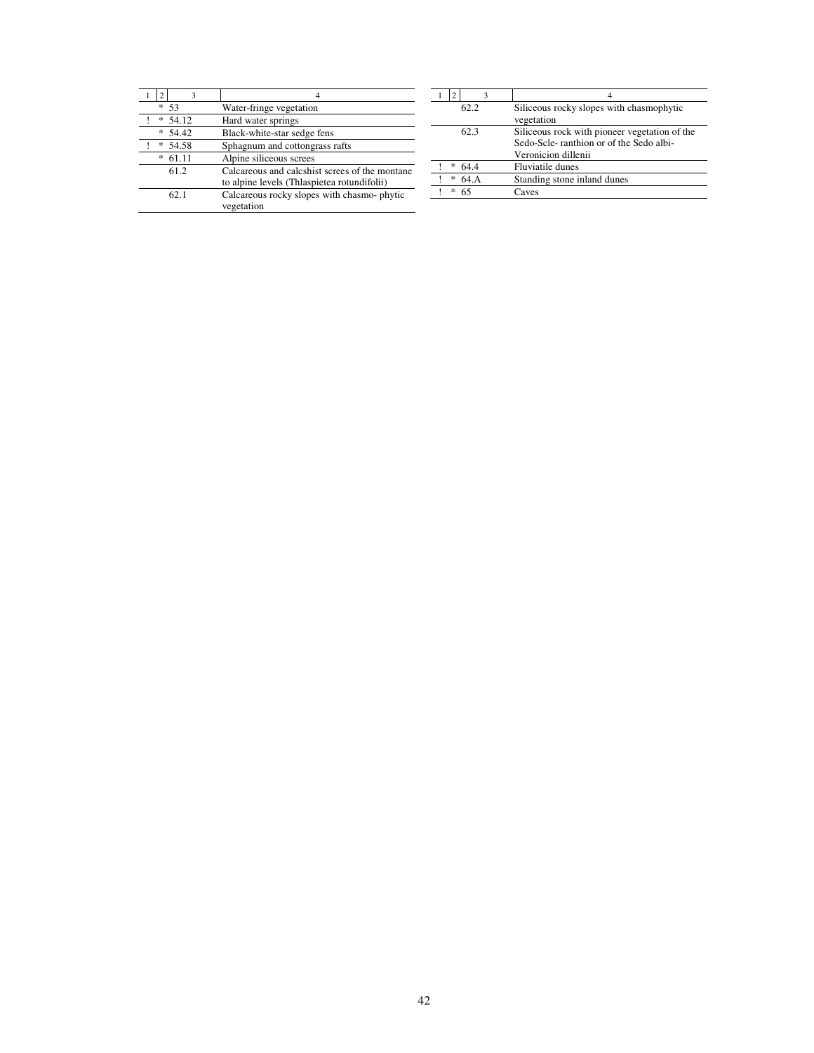| 1 | 2 | 3 | 4 |
|---|---|---|---|
| | * | 53 | Water-fringe vegetation |
| ! | * | 54.12 | Hard water springs |
| | * | 54.42 | Black-white-star sedge fens |
| ! | * | 54.58 | Sphagnum and cottongrass rafts |
| | * | 61.11 | Alpine siliceous screes |
| | | 61.2 | Calcareous and calcshist screes of the montane to alpine levels (Thlaspietea rotundifolii) |
| | | 62.1 | Calcareous rocky slopes with chasmo- phytic vegetation |
| | | 62.2 | Siliceous rocky slopes with chasmophytic vegetation |
| | | 62.3 | Siliceous rock with pioneer vegetation of the Sedo-Scle- ranthion or of the Sedo albi-Veronicion dillenii |
| ! | * | 64.4 | Fluviatile dunes |
| ! | * | 64.A | Standing stone inland dunes |
| ! | * | 65 | Caves |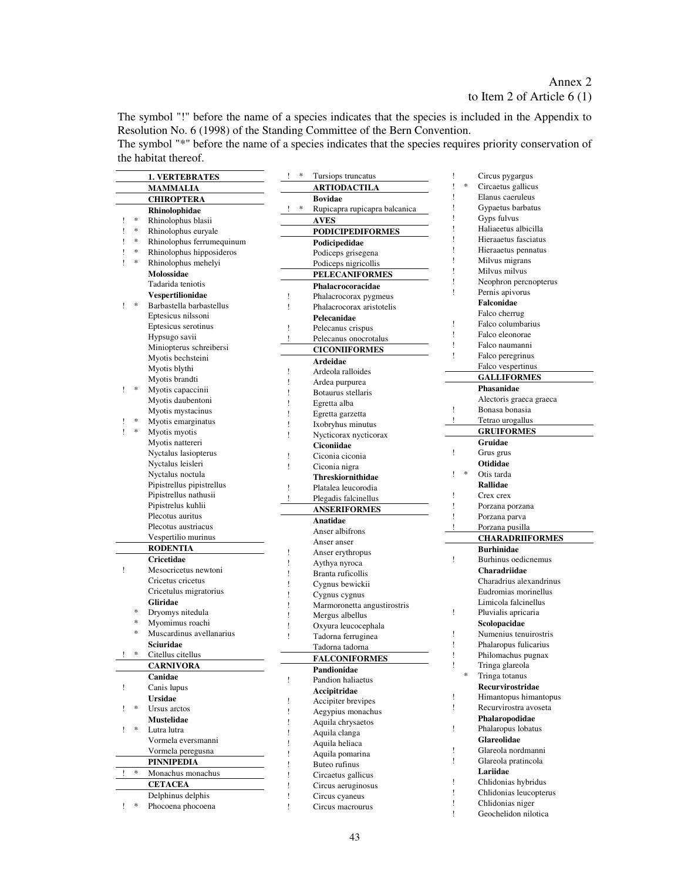Annex 2
to Item 2 of Article 6 (1)

The symbol "!" before the name of a species indicates that the species is included in the Appendix to Resolution No. 6 (1998) of the Standing Committee of the Bern Convention.
The symbol "*" before the name of a species indicates that the species requires priority conservation of the habitat thereof.

| ! | * | Name |
|---|---|---|
| | | **1. VERTEBRATES** |
| | | **MAMMALIA** |
| | | **CHIROPTERA** |
| | | **Rhinolophidae** |
| ! | * | Rhinolophus blasii |
| ! | * | Rhinolophus euryale |
| ! | * | Rhinolophus ferrumequinum |
| ! | * | Rhinolophus hipposideros |
| ! | * | Rhinolophus mehelyi |
| | | **Molossidae** |
| | | Tadarida teniotis |
| | | **Vespertilionidae** |
| ! | * | Barbastella barbastellus |
| | | Eptesicus nilssoni |
| | | Eptesicus serotinus |
| | | Hypsugo savii |
| | | Miniopterus schreibersi |
| | | Myotis bechsteini |
| | | Myotis blythi |
| | | Myotis brandti |
| ! | * | Myotis capaccinii |
| | | Myotis daubentoni |
| | | Myotis mystacinus |
| ! | * | Myotis emarginatus |
| ! | * | Myotis myotis |
| | | Myotis nattereri |
| | | Nyctalus lasiopterus |
| | | Nyctalus leisleri |
| | | Nyctalus noctula |
| | | Pipistrellus pipistrellus |
| | | Pipistrellus nathusii |
| | | Pipistrelus kuhlii |
| | | Plecotus auritus |
| | | Plecotus austriacus |
| | | Vespertilio murinus |
| | | **RODENTIA** |
| | | **Cricetidae** |
| ! | | Mesocricetus newtoni |
| | | Cricetus cricetus |
| | | Cricetulus migratorius |
| | | **Gliridae** |
| | * | Dryomys nitedula |
| | * | Myomimus roachi |
| | * | Muscardinus avellanarius |
| | | **Sciuridae** |
| ! | * | Citellus citellus |
| | | **CARNIVORA** |
| | | **Canidae** |
| ! | | Canis lupus |
| | | **Ursidae** |
| ! | * | Ursus arctos |
| | | **Mustelidae** |
| ! | * | Lutra lutra |
| | | Vormela eversmanni |
| | | Vormela peregusna |
| | | **PINNIPEDIA** |
| ! | * | Monachus monachus |
| | | **CETACEA** |
| | | Delphinus delphis |
| ! | * | Phocoena phocoena |
| ! | * | Tursiops truncatus |
| | | **ARTIODACTILA** |
| | | **Bovidae** |
| ! | * | Rupicapra rupicapra balcanica |
| | | **AVES** |
| | | **PODICIPEDIFORMES** |
| | | **Podicipedidae** |
| | | Podiceps grisegena |
| | | Podiceps nigricollis |
| | | **PELECANIFORMES** |
| | | **Phalacrocoracidae** |
| ! | | Phalacrocorax pygmeus |
| ! | | Phalacrocorax aristotelis |
| | | **Pelecanidae** |
| ! | | Pelecanus crispus |
| ! | | Pelecanus onocrotalus |
| | | **CICONIIFORMES** |
| | | **Ardeidae** |
| ! | | Ardeola ralloides |
| ! | | Ardea purpurea |
| ! | | Botaurus stellaris |
| ! | | Egretta alba |
| ! | | Egretta garzetta |
| ! | | Ixobryhus minutus |
| ! | | Nycticorax nycticorax |
| | | **Ciconiidae** |
| ! | | Ciconia ciconia |
| ! | | Ciconia nigra |
| | | **Threskiornithidae** |
| ! | | Platalea leucorodia |
| ! | | Plegadis falcinellus |
| | | **ANSERIFORMES** |
| | | **Anatidae** |
| | | Anser albifrons |
| | | Anser anser |
| ! | | Anser erythropus |
| ! | | Aythya nyroca |
| ! | | Branta ruficollis |
| ! | | Cygnus bewickii |
| ! | | Cygnus cygnus |
| ! | | Marmoronetta angustirostris |
| ! | | Mergus albellus |
| ! | | Oxyura leucocephala |
| ! | | Tadorna ferruginea |
| | | Tadorna tadorna |
| | | **FALCONIFORMES** |
| | | **Pandionidae** |
| ! | | Pandion haliaetus |
| | | **Accipitridae** |
| ! | | Accipiter brevipes |
| ! | | Aegypius monachus |
| ! | | Aquila chrysaetos |
| ! | | Aquila clanga |
| ! | | Aquila heliaca |
| ! | | Aquila pomarina |
| ! | | Buteo rufinus |
| ! | | Circaetus gallicus |
| ! | | Circus aeruginosus |
| ! | | Circus cyaneus |
| ! | | Circus macrourus |
| ! | | Circus pygargus |
| ! | * | Circaetus gallicus |
| ! | | Elanus caeruleus |
| ! | | Gypaetus barbatus |
| ! | | Gyps fulvus |
| ! | | Haliaeetus albicilla |
| ! | | Hieraaetus fasciatus |
| ! | | Hieraaetus pennatus |
| ! | | Milvus migrans |
| ! | | Milvus milvus |
| ! | | Neophron percnopterus |
| ! | | Pernis apivorus |
| | | **Falconidae** |
| | | Falco cherrug |
| ! | | Falco columbarius |
| ! | | Falco eleonorae |
| ! | | Falco naumanni |
| ! | | Falco peregrinus |
| | | Falco vespertinus |
| | | **GALLIFORMES** |
| | | **Phasanidae** |
| | | Alectoris graeca graeca |
| ! | | Bonasa bonasia |
| ! | | Tetrao urogallus |
| | | **GRUIFORMES** |
| | | **Gruidae** |
| ! | | Grus grus |
| | | **Otididae** |
| ! | * | Otis tarda |
| | | **Rallidae** |
| ! | | Crex crex |
| ! | | Porzana porzana |
| ! | | Porzana parva |
| ! | | Porzana pusilla |
| | | **CHARADRIIFORMES** |
| | | **Burhinidae** |
| ! | | Burhinus oedicnemus |
| | | **Charadriidae** |
| | | Charadrius alexandrinus |
| | | Eudromias morinellus |
| | | Limicola falcinellus |
| ! | | Pluvialis apricaria |
| | | **Scolopacidae** |
| ! | | Numenius tenuirostris |
| ! | | Phalaropus fulicarius |
| ! | | Philomachus pugnax |
| ! | | Tringa glareola |
| | * | Tringa totanus |
| | | **Recurvirostridae** |
| ! | | Himantopus himantopus |
| ! | | Recurvirostra avoseta |
| | | **Phalaropodidae** |
| ! | | Phalaropus lobatus |
| | | **Glareolidae** |
| ! | | Glareola nordmanni |
| ! | | Glareola pratincola |
| | | **Lariidae** |
| ! | | Chlidonias hybridus |
| ! | | Chlidonias leucopterus |
| ! | | Chlidonias niger |
| ! | | Geochelidon nilotica |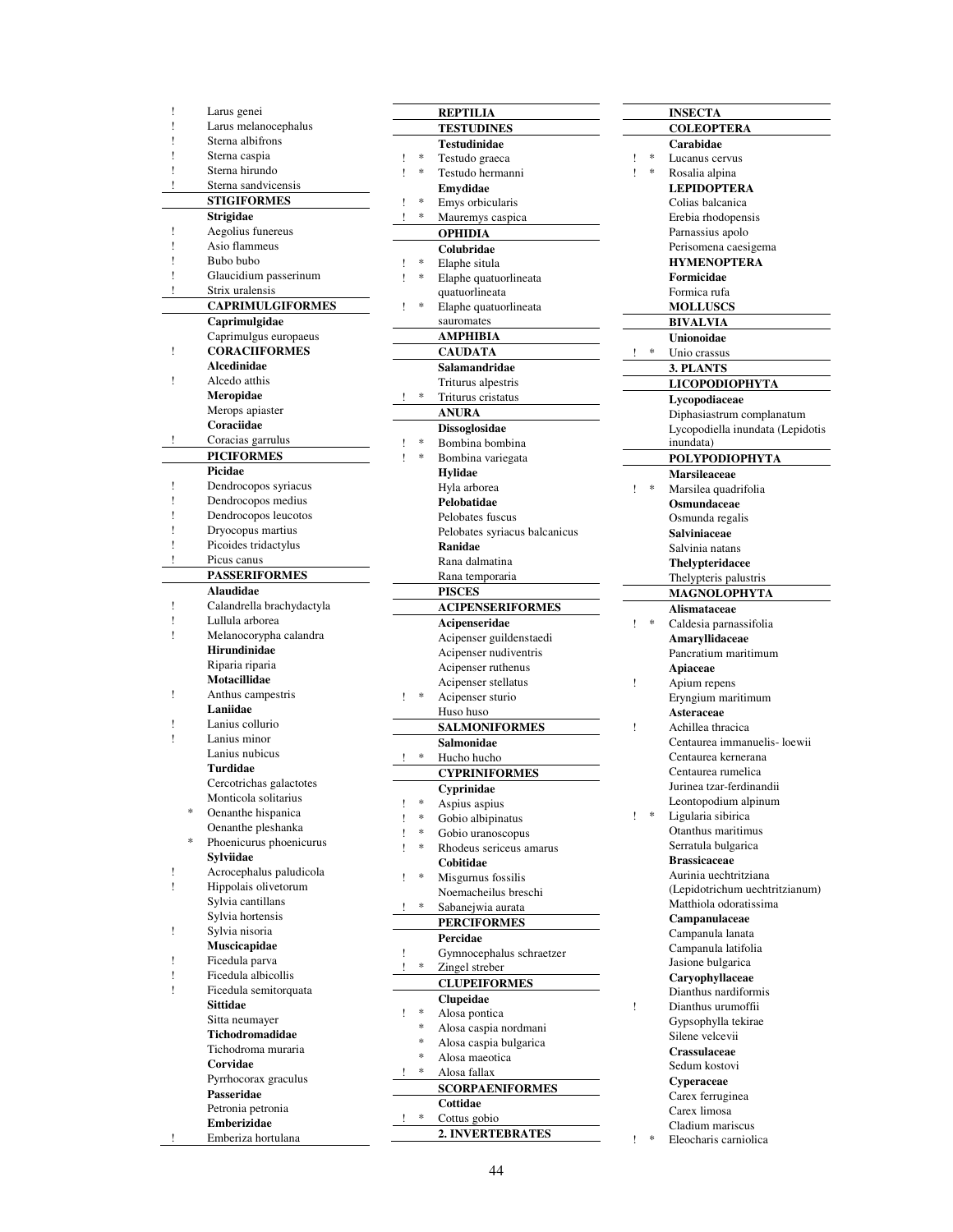| | | |
|---|---|---|
| ! | | Larus genei |
| ! | | Larus melanocephalus |
| ! | | Sterna albifrons |
| ! | | Sterna caspia |
| ! | | Sterna hirundo |
| ! | | Sterna sandvicensis |
| | | **STIGIFORMES** |
| | | **Strigidae** |
| ! | | Aegolius funereus |
| ! | | Asio flammeus |
| ! | | Bubo bubo |
| ! | | Glaucidium passerinum |
| ! | | Strix uralensis |
| | | **CAPRIMULGIFORMES** |
| | | **Caprimulgidae** |
| | | Caprimulgus europaeus |
| ! | | **CORACIIFORMES** |
| | | **Alcedinidae** |
| ! | | Alcedo atthis |
| | | **Meropidae** |
| | | Merops apiaster |
| | | **Coraciidae** |
| ! | | Coracias garrulus |
| | | **PICIFORMES** |
| | | **Picidae** |
| ! | | Dendrocopos syriacus |
| ! | | Dendrocopos medius |
| ! | | Dendrocopos leucotos |
| ! | | Dryocopus martius |
| ! | | Picoides tridactylus |
| ! | | Picus canus |
| | | **PASSERIFORMES** |
| | | **Alaudidae** |
| ! | | Calandrella brachydactyla |
| ! | | Lullula arborea |
| ! | | Melanocorypha calandra |
| | | **Hirundinidae** |
| | | Riparia riparia |
| | | **Motacillidae** |
| ! | | Anthus campestris |
| | | **Laniidae** |
| ! | | Lanius collurio |
| ! | | Lanius minor |
| | | Lanius nubicus |
| | | **Turdidae** |
| | | Cercotrichas galactotes |
| | | Monticola solitarius |
| | * | Oenanthe hispanica |
| | | Oenanthe pleshanka |
| | * | Phoenicurus phoenicurus |
| | | **Sylviidae** |
| ! | | Acrocephalus paludicola |
| ! | | Hippolais olivetorum |
| | | Sylvia cantillans |
| | | Sylvia hortensis |
| ! | | Sylvia nisoria |
| | | **Muscicapidae** |
| ! | | Ficedula parva |
| ! | | Ficedula albicollis |
| ! | | Ficedula semitorquata |
| | | **Sittidae** |
| | | Sitta neumayer |
| | | **Tichodromadidae** |
| | | Tichodroma muraria |
| | | **Corvidae** |
| | | Pyrrhocorax graculus |
| | | **Passeridae** |
| | | Petronia petronia |
| | | **Emberizidae** |
| ! | | Emberiza hortulana |
| | | **REPTILIA** |
| | | **TESTUDINES** |
| | | **Testudinidae** |
| ! | * | Testudo graeca |
| ! | * | Testudo hermanni |
| | | **Emydidae** |
| ! | * | Emys orbicularis |
| ! | * | Mauremys caspica |
| | | **OPHIDIA** |
| | | **Colubridae** |
| ! | * | Elaphe situla |
| ! | * | Elaphe quatuorlineata quatuorlineata |
| ! | * | Elaphe quatuorlineata sauromates |
| | | **AMPHIBIA** |
| | | **CAUDATA** |
| | | **Salamandridae** |
| | | Triturus alpestris |
| ! | * | Triturus cristatus |
| | | **ANURA** |
| | | **Dissoglosidae** |
| ! | * | Bombina bombina |
| ! | * | Bombina variegata |
| | | **Hylidae** |
| | | Hyla arborea |
| | | **Pelobatidae** |
| | | Pelobates fuscus |
| | | Pelobates syriacus balcanicus |
| | | **Ranidae** |
| | | Rana dalmatina |
| | | Rana temporaria |
| | | **PISCES** |
| | | **ACIPENSERIFORMES** |
| | | **Acipenseridae** |
| | | Acipenser guildenstaedi |
| | | Acipenser nudiventris |
| | | Acipenser ruthenus |
| | | Acipenser stellatus |
| ! | * | Acipenser sturio |
| | | Huso huso |
| | | **SALMONIFORMES** |
| | | **Salmonidae** |
| ! | * | Hucho hucho |
| | | **CYPRINIFORMES** |
| | | **Cyprinidae** |
| ! | * | Aspius aspius |
| ! | * | Gobio albipinatus |
| ! | * | Gobio uranoscopus |
| ! | * | Rhodeus sericeus amarus |
| | | **Cobitidae** |
| ! | * | Misgurnus fossilis |
| | | Noemacheilus breschi |
| ! | * | Sabanejwia aurata |
| | | **PERCIFORMES** |
| | | **Percidae** |
| ! | | Gymnocephalus schraetzer |
| ! | * | Zingel streber |
| | | **CLUPEIFORMES** |
| | | **Clupeidae** |
| ! | * | Alosa pontica |
| | * | Alosa caspia nordmani |
| | * | Alosa caspia bulgarica |
| | * | Alosa maeotica |
| ! | * | Alosa fallax |
| | | **SCORPAENIFORMES** |
| | | **Cottidae** |
| ! | * | Cottus gobio |
| | | **2. INVERTEBRATES** |
| | | **INSECTA** |
| | | **COLEOPTERA** |
| | | **Carabidae** |
| ! | * | Lucanus cervus |
| ! | * | Rosalia alpina |
| | | **LEPIDOPTERA** |
| | | Colias balcanica |
| | | Erebia rhodopensis |
| | | Parnassius apolo |
| | | Perisomena caesigema |
| | | **HYMENOPTERA** |
| | | **Formicidae** |
| | | Formica rufa |
| | | **MOLLUSCS** |
| | | **BIVALVIA** |
| | | **Unionoidae** |
| ! | * | Unio crassus |
| | | **3. PLANTS** |
| | | **LICOPODIOPHYTA** |
| | | **Lycopodiaceae** |
| | | Diphasiastrum complanatum |
| | | Lycopodiella inundata (Lepidotis inundata) |
| | | **POLYPODIOPHYTA** |
| | | **Marsileaceae** |
| ! | * | Marsilea quadrifolia |
| | | **Osmundaceae** |
| | | Osmunda regalis |
| | | **Salviniaceae** |
| | | Salvinia natans |
| | | **Thelypteridacee** |
| | | Thelypteris palustris |
| | | **MAGNOLOPHYTA** |
| | | **Alismataceae** |
| ! | * | Caldesia parnassifolia |
| | | **Amaryllidaceae** |
| | | Pancratium maritimum |
| | | **Apiaceae** |
| ! | | Apium repens |
| | | Eryngium maritimum |
| | | **Asteraceae** |
| ! | | Achillea thracica |
| | | Centaurea immanuelis- loewii |
| | | Centaurea kernerana |
| | | Centaurea rumelica |
| | | Jurinea tzar-ferdinandii |
| | | Leontopodium alpinum |
| ! | * | Ligularia sibirica |
| | | Otanthus maritimus |
| | | Serratula bulgarica |
| | | **Brassicaceae** |
| | | Aurinia uechtritziana (Lepidotrichum uechtritzianum) |
| | | Matthiola odoratissima |
| | | **Campanulaceae** |
| | | Campanula lanata |
| | | Campanula latifolia |
| | | Jasione bulgarica |
| | | **Caryophyllaceae** |
| | | Dianthus nardiformis |
| ! | | Dianthus urumoffii |
| | | Gypsophylla tekirae |
| | | Silene velcevii |
| | | **Crassulaceae** |
| | | Sedum kostovi |
| | | **Cyperaceae** |
| | | Carex ferruginea |
| | | Carex limosa |
| | | Cladium mariscus |
| ! | * | Eleocharis carniolica |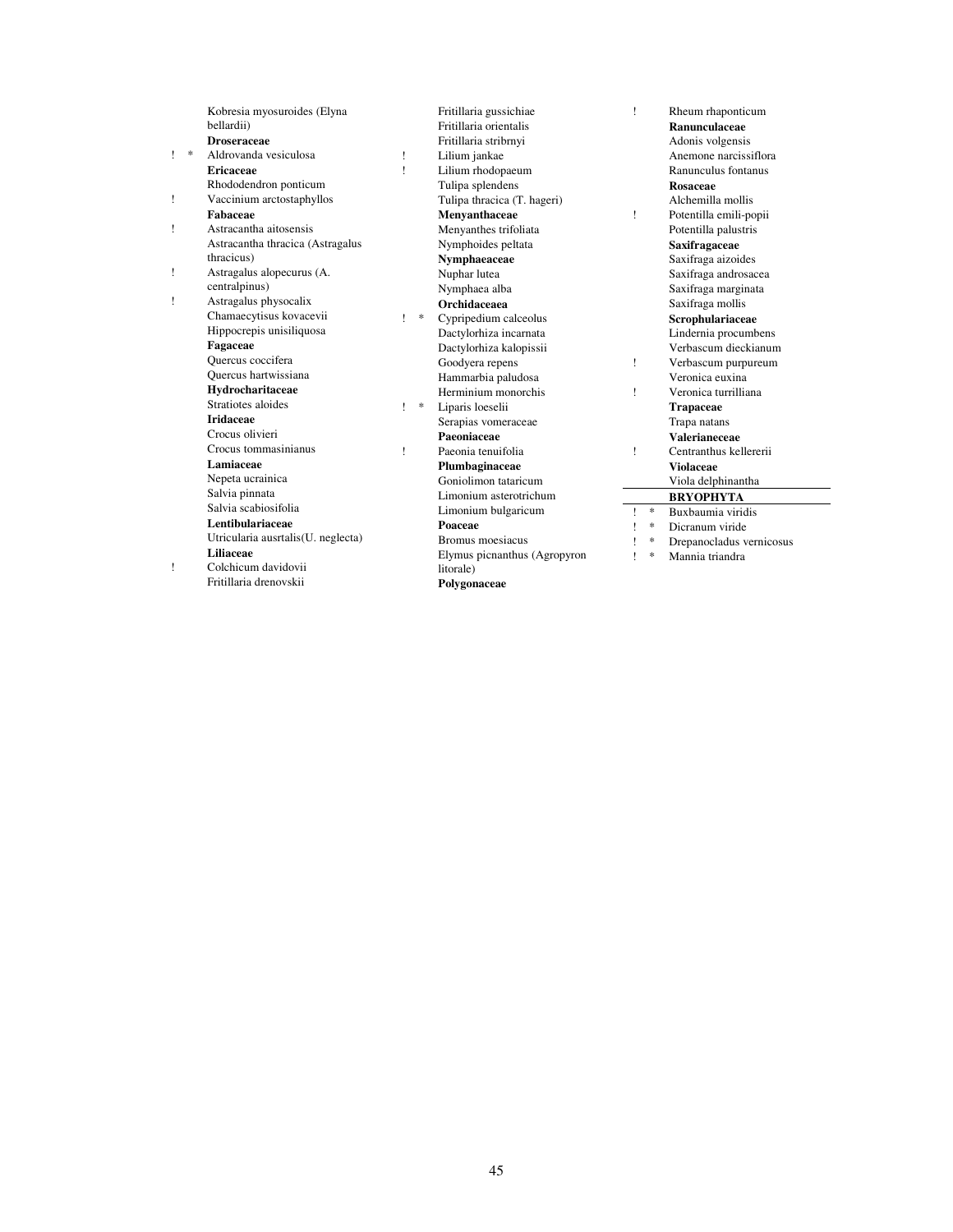Kobresia myosuroides (Elyna bellardii)

**Droseraceae**

! * Aldrovanda vesiculosa

**Ericaceae**

Rhododendron ponticum

! Vaccinium arctostaphyllos

**Fabaceae**

! Astracantha aitosensis

Astracantha thracica (Astragalus thracicus)

! Astragalus alopecurus (A. centralpinus)

! Astragalus physocalix

Chamaecytisus kovacevii

Hippocrepis unisiliquosa

**Fagaceae**

Quercus coccifera

Quercus hartwissiana

**Hydrocharitaceae**

Stratiotes aloides

**Iridaceae**

Crocus olivieri

Crocus tommasinianus

**Lamiaceae**

Nepeta ucrainica

Salvia pinnata

Salvia scabiosifolia

**Lentibulariaceae**

Utricularia ausrtalis(U. neglecta)

**Liliaceae**

! Colchicum davidovii

Fritillaria drenovskii

Fritillaria gussichiae

Fritillaria orientalis

Fritillaria stribrnyi

! Lilium jankae

! Lilium rhodopaeum

Tulipa splendens

Tulipa thracica (T. hageri)

**Menyanthaceae**

Menyanthes trifoliata

Nymphoides peltata

**Nymphaeaceae**

Nuphar lutea

Nymphaea alba

**Orchidaceaea**

! * Cypripedium calceolus

Dactylorhiza incarnata

Dactylorhiza kalopissii

Goodyera repens

Hammarbia paludosa

Herminium monorchis

! * Liparis loeselii

Serapias vomeraceae

**Paeoniaceae**

! Paeonia tenuifolia

**Plumbaginaceae**

Goniolimon tataricum

Limonium asterotrichum

Limonium bulgaricum

**Poaceae**

Bromus moesiacus

Elymus picnanthus (Agropyron litorale)

**Polygonaceae**

! Rheum rhaponticum

**Ranunculaceae**

Adonis volgensis

Anemone narcissiflora

Ranunculus fontanus

**Rosaceae**

Alchemilla mollis

! Potentilla emili-popii

Potentilla palustris

**Saxifragaceae**

Saxifraga aizoides

Saxifraga androsacea

Saxifraga marginata

Saxifraga mollis

**Scrophulariaceae**

Lindernia procumbens

Verbascum dieckianum

! Verbascum purpureum

Veronica euxina

! Veronica turrilliana

**Trapaceae**

Trapa natans

**Valerianeceae**

! Centranthus kellererii

**Violaceae**

Viola delphinantha

**BRYOPHYTA**

! * Buxbaumia viridis

! * Dicranum viride

! * Drepanocladus vernicosus

! * Mannia triandra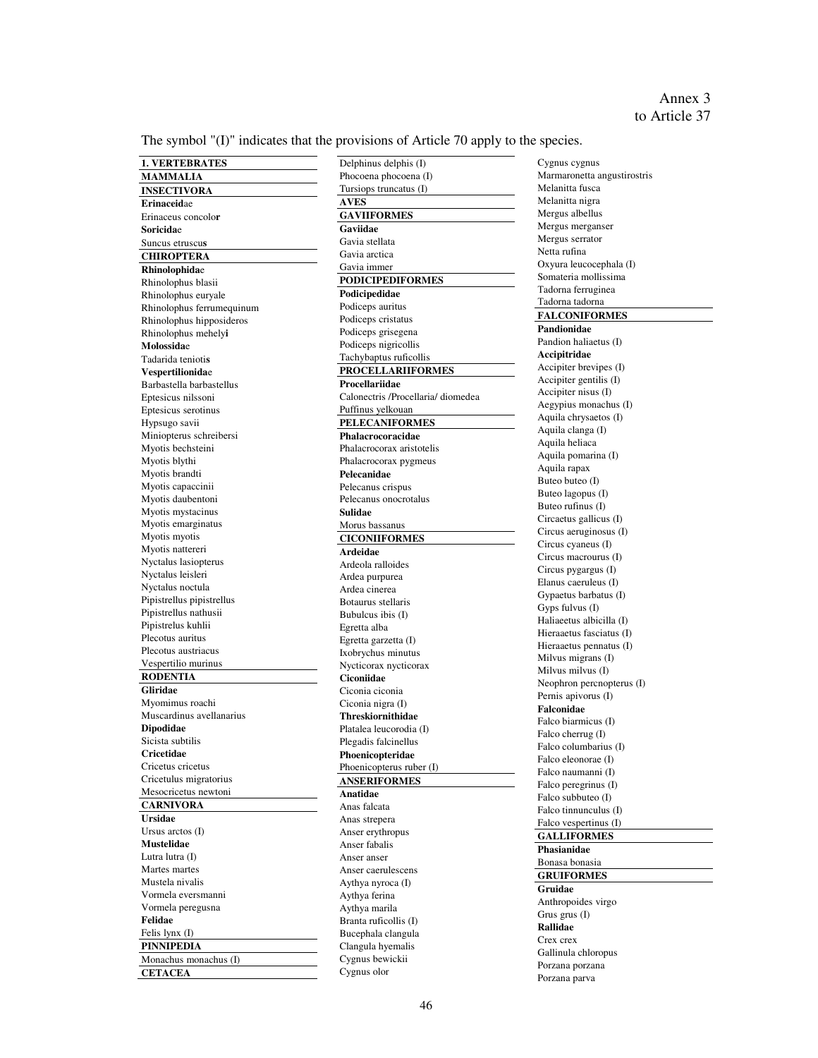Annex 3
to Article 37

The symbol "(I)" indicates that the provisions of Article 70 apply to the species.

**1. VERTEBRATES**

**MAMMALIA**

**INSECTIVORA**

**Erinaceidae**

Erinaceus concolor

**Soricidae**

Suncus etruscus

**CHIROPTERA**

**Rhinolophidae**

Rhinolophus blasii
Rhinolophus euryale
Rhinolophus ferrumequinum
Rhinolophus hipposideros
Rhinolophus mehelyi

**Molossidae**

Tadarida teniotis

**Vespertilionidae**

Barbastella barbastellus
Eptesicus nilssoni
Eptesicus serotinus
Hypsugo savii
Miniopterus schreibersi
Myotis bechsteini
Myotis blythi
Myotis brandti
Myotis capaccinii
Myotis daubentoni
Myotis mystacinus
Myotis emarginatus
Myotis myotis
Myotis nattereri
Nyctalus lasiopterus
Nyctalus leisleri
Nyctalus noctula
Pipistrellus pipistrellus
Pipistrellus nathusii
Pipistrelus kuhlii
Plecotus auritus
Plecotus austriacus
Vespertilio murinus

**RODENTIA**

**Gliridae**

Myomimus roachi
Muscardinus avellanarius

**Dipodidae**

Sicista subtilis

**Cricetidae**

Cricetus cricetus
Cricetulus migratorius
Mesocricetus newtoni

**CARNIVORA**

**Ursidae**

Ursus arctos (I)

**Mustelidae**

Lutra lutra (I)
Martes martes
Mustela nivalis
Vormela eversmanni
Vormela peregusna

**Felidae**

Felis lynx (I)

**PINNIPEDIA**

Monachus monachus (I)

**CETACEA**

Delphinus delphis (I)
Phocoena phocoena (I)
Tursiops truncatus (I)

**AVES**

**GAVIIFORMES**

**Gaviidae**

Gavia stellata
Gavia arctica
Gavia immer

**PODICIPEDIFORMES**

**Podicipedidae**

Podiceps auritus
Podiceps cristatus
Podiceps grisegena
Podiceps nigricollis
Tachybaptus ruficollis

**PROCELLARIIFORMES**

**Procellariidae**

Calonectris /Procellaria/ diomedea
Puffinus yelkouan

**PELECANIFORMES**

**Phalacrocoracidae**

Phalacrocorax aristotelis
Phalacrocorax pygmeus

**Pelecanidae**

Pelecanus crispus
Pelecanus onocrotalus

**Sulidae**

Morus bassanus

**CICONIIFORMES**

**Ardeidae**

Ardeola ralloides
Ardea purpurea
Ardea cinerea
Botaurus stellaris
Bubulcus ibis (I)
Egretta alba
Egretta garzetta (I)
Ixobrychus minutus
Nycticorax nycticorax

**Ciconiidae**

Ciconia ciconia
Ciconia nigra (I)

**Threskiornithidae**

Platalea leucorodia (I)
Plegadis falcinellus

**Phoenicopteridae**

Phoenicopterus ruber (I)

**ANSERIFORMES**

**Anatidae**

Anas falcata
Anas strepera
Anser erythropus
Anser fabalis
Anser anser
Anser caerulescens
Aythya nyroca (I)
Aythya ferina
Aythya marila
Branta ruficollis (I)
Bucephala clangula
Clangula hyemalis
Cygnus bewickii
Cygnus olor
Cygnus cygnus
Marmaronetta angustirostris
Melanitta fusca
Melanitta nigra
Mergus albellus
Mergus merganser
Mergus serrator
Netta rufina
Oxyura leucocephala (I)
Somateria mollissima
Tadorna ferruginea
Tadorna tadorna

**FALCONIFORMES**

**Pandionidae**

Pandion haliaetus (I)

**Accipitridae**

Accipiter brevipes (I)
Accipiter gentilis (I)
Accipiter nisus (I)
Aegypius monachus (I)
Aquila chrysaetos (I)
Aquila clanga (I)
Aquila heliaca
Aquila pomarina (I)
Aquila rapax
Buteo buteo (I)
Buteo lagopus (I)
Buteo rufinus (I)
Circaetus gallicus (I)
Circus aeruginosus (I)
Circus cyaneus (I)
Circus macrourus (I)
Circus pygargus (I)
Elanus caeruleus (I)
Gypaetus barbatus (I)
Gyps fulvus (I)
Haliaeetus albicilla (I)
Hieraaetus fasciatus (I)
Hieraaetus pennatus (I)
Milvus migrans (I)
Milvus milvus (I)
Neophron percnopterus (I)
Pernis apivorus (I)

**Falconidae**

Falco biarmicus (I)
Falco cherrug (I)
Falco columbarius (I)
Falco eleonorae (I)
Falco naumanni (I)
Falco peregrinus (I)
Falco subbuteo (I)
Falco tinnunculus (I)
Falco vespertinus (I)

**GALLIFORMES**

**Phasianidae**

Bonasa bonasia

**GRUIFORMES**

**Gruidae**

Anthropoides virgo
Grus grus (I)

**Rallidae**

Crex crex
Gallinula chloropus
Porzana porzana
Porzana parva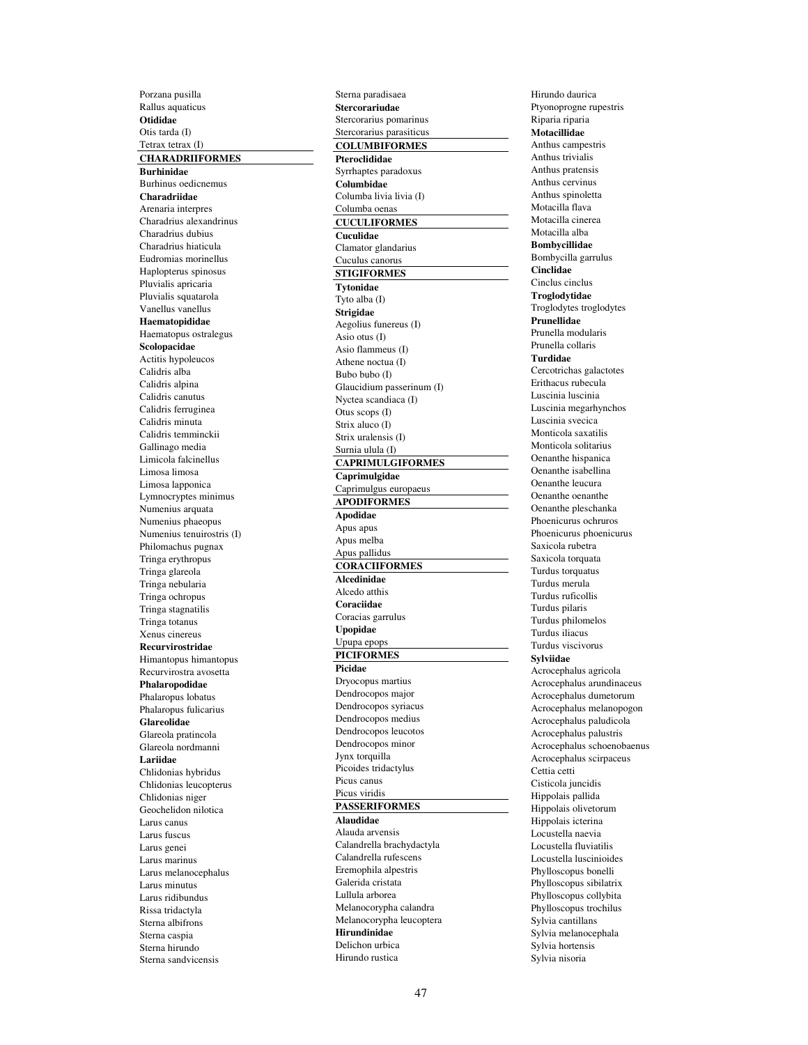Porzana pusilla
Rallus aquaticus
**Otididae**
Otis tarda (I)
Tetrax tetrax (I)

**CHARADRIIFORMES**

**Burhinidae**
Burhinus oedicnemus
**Charadriidae**
Arenaria interpres
Charadrius alexandrinus
Charadrius dubius
Charadrius hiaticula
Eudromias morinellus
Haplopterus spinosus
Pluvialis apricaria
Pluvialis squatarola
Vanellus vanellus
**Haematopididae**
Haematopus ostralegus
**Scolopacidae**
Actitis hypoleucos
Calidris alba
Calidris alpina
Calidris canutus
Calidris ferruginea
Calidris minuta
Calidris temminckii
Gallinago media
Limicola falcinellus
Limosa limosa
Limosa lapponica
Lymnocryptes minimus
Numenius arquata
Numenius phaeopus
Numenius tenuirostris (I)
Philomachus pugnax
Tringa erythropus
Tringa glareola
Tringa nebularia
Tringa ochropus
Tringa stagnatilis
Tringa totanus
Xenus cinereus
**Recurvirostridae**
Himantopus himantopus
Recurvirostra avosetta
**Phalaropodidae**
Phalaropus lobatus
Phalaropus fulicarius
**Glareolidae**
Glareola pratincola
Glareola nordmanni
**Lariidae**
Chlidonias hybridus
Chlidonias leucopterus
Chlidonias niger
Geochelidon nilotica
Larus canus
Larus fuscus
Larus genei
Larus marinus
Larus melanocephalus
Larus minutus
Larus ridibundus
Rissa tridactyla
Sterna albifrons
Sterna caspia
Sterna hirundo
Sterna sandvicensis
Sterna paradisaea
**Stercorariudae**
Stercorarius pomarinus
Stercorarius parasiticus

**COLUMBIFORMES**

**Pteroclididae**
Syrrhaptes paradoxus
**Columbidae**
Columba livia livia (I)
Columba oenas

**CUCULIFORMES**

**Cuculidae**
Clamator glandarius
Cuculus canorus

**STIGIFORMES**

**Tytonidae**
Tyto alba (I)
**Strigidae**
Aegolius funereus (I)
Asio otus (I)
Asio flammeus (I)
Athene noctua (I)
Bubo bubo (I)
Glaucidium passerinum (I)
Nyctea scandiaca (I)
Otus scops (I)
Strix aluco (I)
Strix uralensis (I)
Surnia ulula (I)

**CAPRIMULGIFORMES**

**Caprimulgidae**
Caprimulgus europaeus

**APODIFORMES**

**Apodidae**
Apus apus
Apus melba
Apus pallidus

**CORACIIFORMES**

**Alcedinidae**
Alcedo atthis
**Coraciidae**
Coracias garrulus
**Upopidae**
Upupa epops

**PICIFORMES**

**Picidae**
Dryocopus martius
Dendrocopos major
Dendrocopos syriacus
Dendrocopos medius
Dendrocopos leucotos
Dendrocopos minor
Jynx torquilla
Picoides tridactylus
Picus canus
Picus viridis

**PASSERIFORMES**

**Alaudidae**
Alauda arvensis
Calandrella brachydactyla
Calandrella rufescens
Eremophila alpestris
Galerida cristata
Lullula arborea
Melanocorypha calandra
Melanocorypha leucoptera
**Hirundinidae**
Delichon urbica
Hirundo rustica
Hirundo daurica
Ptyonoprogne rupestris
Riparia riparia
**Motacillidae**
Anthus campestris
Anthus trivialis
Anthus pratensis
Anthus cervinus
Anthus spinoletta
Motacilla flava
Motacilla cinerea
Motacilla alba
**Bombycillidae**
Bombycilla garrulus
**Cinclidae**
Cinclus cinclus
**Troglodytidae**
Troglodytes troglodytes
**Prunellidae**
Prunella modularis
Prunella collaris
**Turdidae**
Cercotrichas galactotes
Erithacus rubecula
Luscinia luscinia
Luscinia megarhynchos
Luscinia svecica
Monticola saxatilis
Monticola solitarius
Oenanthe hispanica
Oenanthe isabellina
Oenanthe leucura
Oenanthe oenanthe
Oenanthe pleschanka
Phoenicurus ochruros
Phoenicurus phoenicurus
Saxicola rubetra
Saxicola torquata
Turdus torquatus
Turdus merula
Turdus ruficollis
Turdus pilaris
Turdus philomelos
Turdus iliacus
Turdus viscivorus
**Sylviidae**
Acrocephalus agricola
Acrocephalus arundinaceus
Acrocephalus dumetorum
Acrocephalus melanopogon
Acrocephalus paludicola
Acrocephalus palustris
Acrocephalus schoenobaenus
Acrocephalus scirpaceus
Cettia cetti
Cisticola juncidis
Hippolais pallida
Hippolais olivetorum
Hippolais icterina
Locustella naevia
Locustella fluviatilis
Locustella luscinioides
Phylloscopus bonelli
Phylloscopus sibilatrix
Phylloscopus collybita
Phylloscopus trochilus
Sylvia cantillans
Sylvia melanocephala
Sylvia hortensis
Sylvia nisoria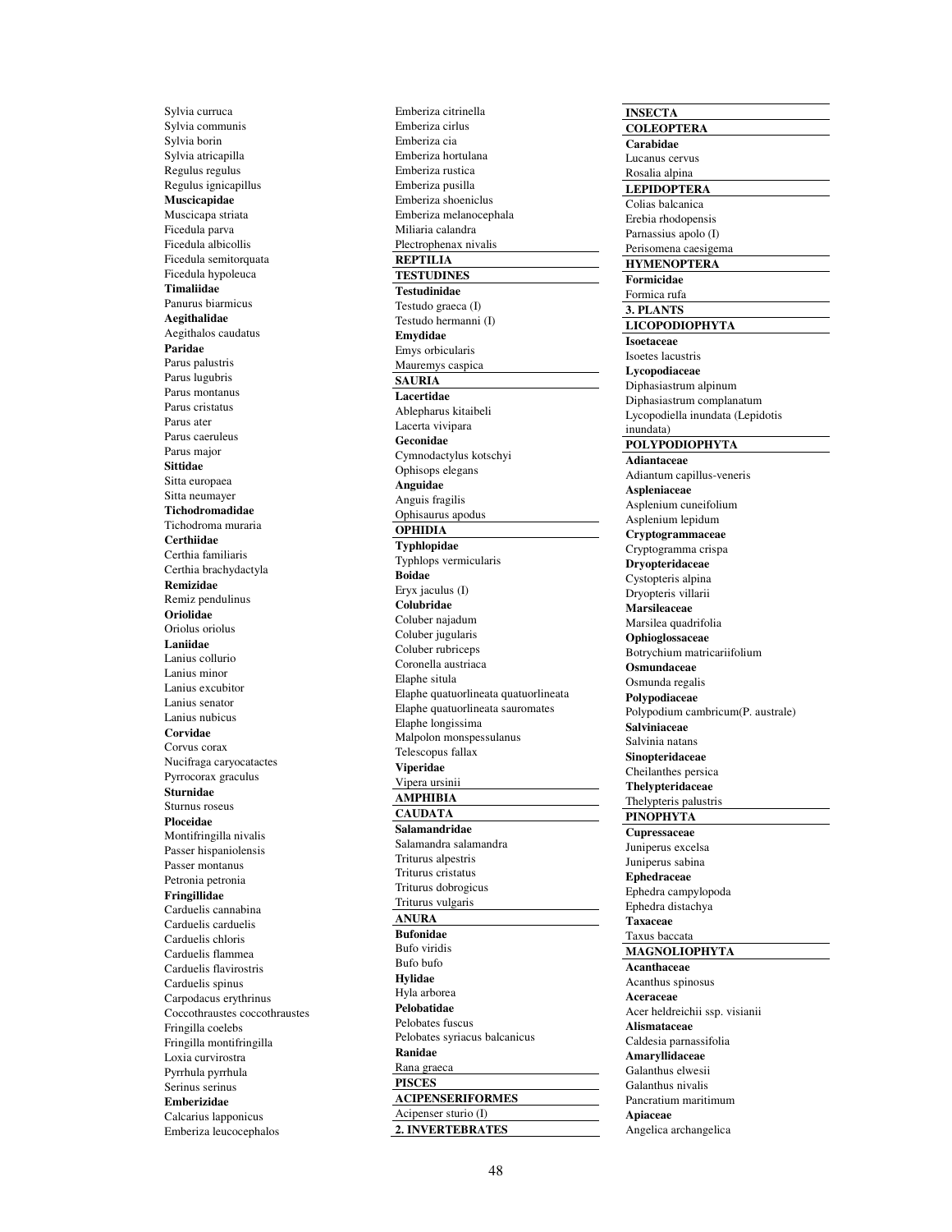Sylvia curruca
Sylvia communis
Sylvia borin
Sylvia atricapilla
Regulus regulus
Regulus ignicapillus

**Muscicapidae**
Muscicapa striata
Ficedula parva
Ficedula albicollis
Ficedula semitorquata
Ficedula hypoleuca

**Timaliidae**
Panurus biarmicus

**Aegithalidae**
Aegithalos caudatus

**Paridae**
Parus palustris
Parus lugubris
Parus montanus
Parus cristatus
Parus ater
Parus caeruleus
Parus major

**Sittidae**
Sitta europaea
Sitta neumayer

**Tichodromadidae**
Tichodroma muraria

**Certhiidae**
Certhia familiaris
Certhia brachydactyla

**Remizidae**
Remiz pendulinus

**Oriolidae**
Oriolus oriolus

**Laniidae**
Lanius collurio
Lanius minor
Lanius excubitor
Lanius senator
Lanius nubicus

**Corvidae**
Corvus corax
Nucifraga caryocatactes
Pyrrocorax graculus

**Sturnidae**
Sturnus roseus

**Ploceidae**
Montifringilla nivalis
Passer hispaniolensis
Passer montanus
Petronia petronia

**Fringillidae**
Carduelis cannabina
Carduelis carduelis
Carduelis chloris
Carduelis flammea
Carduelis flavirostris
Carduelis spinus
Carpodacus erythrinus
Coccothraustes coccothraustes
Fringilla coelebs
Fringilla montifringilla
Loxia curvirostra
Pyrrhula pyrrhula
Serinus serinus

**Emberizidae**
Calcarius lapponicus
Emberiza leucocephalos
Emberiza citrinella
Emberiza cirlus
Emberiza cia
Emberiza hortulana
Emberiza rustica
Emberiza pusilla
Emberiza shoeniclus
Emberiza melanocephala
Miliaria calandra
Plectrophenax nivalis

**REPTILIA**

**TESTUDINES**

**Testudinidae**
Testudo graeca (I)
Testudo hermanni (I)

**Emydidae**
Emys orbicularis
Mauremys caspica

**SAURIA**

**Lacertidae**
Ablepharus kitaibeli
Lacerta vivipara

**Geconidae**
Cymnodactylus kotschyi
Ophisops elegans

**Anguidae**
Anguis fragilis
Ophisaurus apodus

**OPHIDIA**

**Typhlopidae**
Typhlops vermicularis

**Boidae**
Eryx jaculus (I)

**Colubridae**
Coluber najadum
Coluber jugularis
Coluber rubriceps
Coronella austriaca
Elaphe situla
Elaphe quatuorlineata quatuorlineata
Elaphe quatuorlineata sauromates
Elaphe longissima
Malpolon monspessulanus
Telescopus fallax

**Viperidae**
Vipera ursinii

**AMPHIBIA**

**CAUDATA**

**Salamandridae**
Salamandra salamandra
Triturus alpestris
Triturus cristatus
Triturus dobrogicus
Triturus vulgaris

**ANURA**

**Bufonidae**
Bufo viridis
Bufo bufo

**Hylidae**
Hyla arborea

**Pelobatidae**
Pelobates fuscus
Pelobates syriacus balcanicus

**Ranidae**
Rana graeca

**PISCES**

**ACIPENSERIFORMES**
Acipenser sturio (I)

**2. INVERTEBRATES**

**INSECTA**

**COLEOPTERA**

**Carabidae**
Lucanus cervus
Rosalia alpina

**LEPIDOPTERA**
Colias balcanica
Erebia rhodopensis
Parnassius apolo (I)
Perisomena caesigema

**HYMENOPTERA**

**Formicidae**
Formica rufa

**3. PLANTS**

**LICOPODIOPHYTA**

**Isoetaceae**
Isoetes lacustris

**Lycopodiaceae**
Diphasiastrum alpinum
Diphasiastrum complanatum
Lycopodiella inundata (Lepidotis inundata)

**POLYPODIOPHYTA**

**Adiantaceae**
Adiantum capillus-veneris

**Aspleniaceae**
Asplenium cuneifolium
Asplenium lepidum

**Cryptogrammaceae**
Cryptogramma crispa

**Dryopteridaceae**
Cystopteris alpina
Dryopteris villarii

**Marsileaceae**
Marsilea quadrifolia

**Ophioglossaceae**
Botrychium matricariifolium

**Osmundaceae**
Osmunda regalis

**Polypodiaceae**
Polypodium cambricum(P. australe)

**Salviniaceae**
Salvinia natans

**Sinopteridaceae**
Cheilanthes persica

**Thelypteridaceae**
Thelypteris palustris

**PINOPHYTA**

**Cupressaceae**
Juniperus excelsa
Juniperus sabina

**Ephedraceae**
Ephedra campylopoda
Ephedra distachya

**Taxaceae**
Taxus baccata

**MAGNOLIOPHYTA**

**Acanthaceae**
Acanthus spinosus

**Aceraceae**
Acer heldreichii ssp. visianii

**Alismataceae**
Caldesia parnassifolia

**Amaryllidaceae**
Galanthus elwesii
Galanthus nivalis
Pancratium maritimum

**Apiaceae**
Angelica archangelica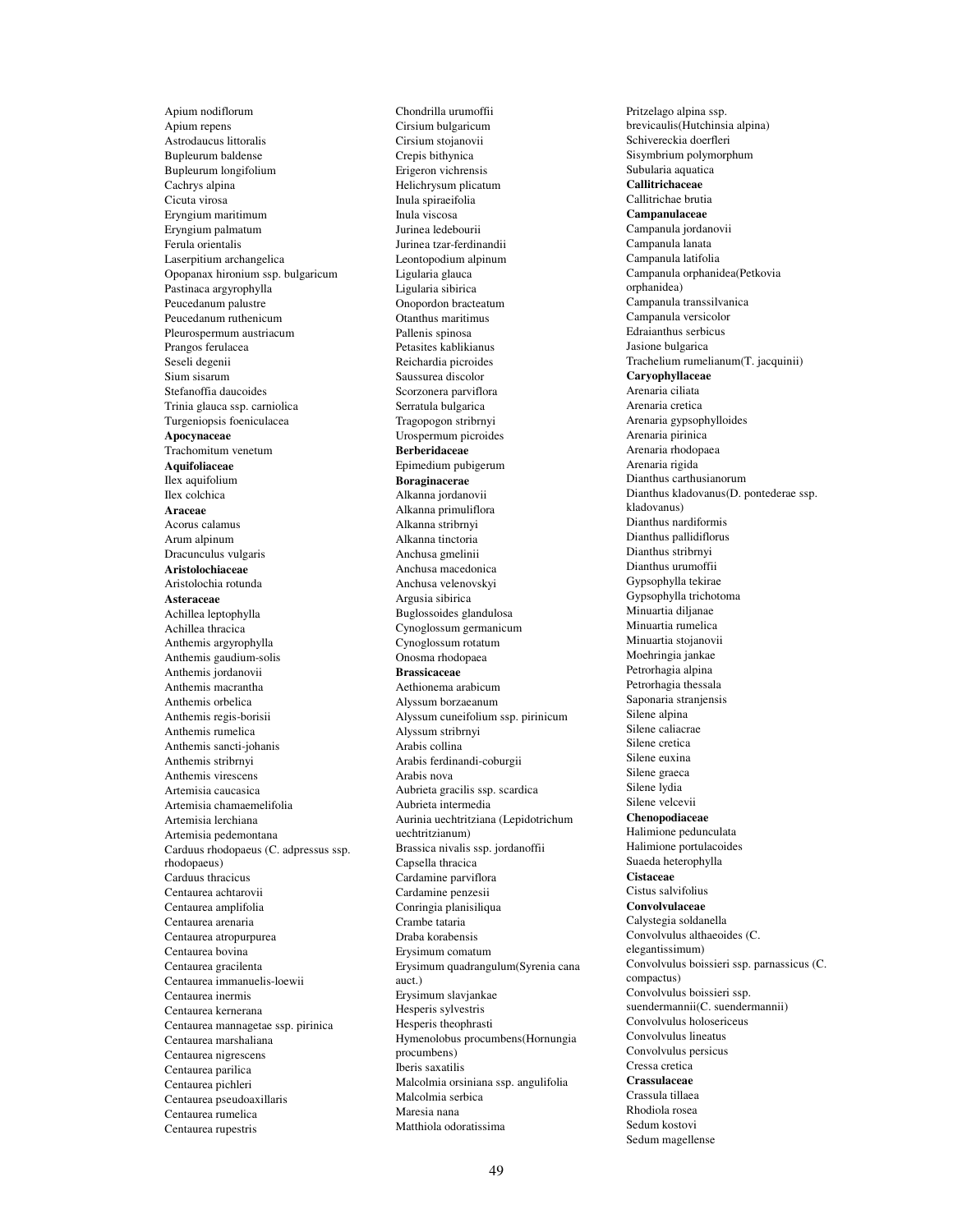Apium nodiflorum
Apium repens
Astrodaucus littoralis
Bupleurum baldense
Bupleurum longifolium
Cachrys alpina
Cicuta virosa
Eryngium maritimum
Eryngium palmatum
Ferula orientalis
Laserpitium archangelica
Opopanax hironium ssp. bulgaricum
Pastinaca argyrophylla
Peucedanum palustre
Peucedanum ruthenicum
Pleurospermum austriacum
Prangos ferulacea
Seseli degenii
Sium sisarum
Stefanoffia daucoides
Trinia glauca ssp. carniolica
Turgeniopsis foeniculacea

**Apocynaceae**

Trachomitum venetum

**Aquifoliaceae**

Ilex aquifolium
Ilex colchica

**Araceae**

Acorus calamus
Arum alpinum
Dracunculus vulgaris

**Aristolochiaceae**

Aristolochia rotunda

**Asteraceae**

Achillea leptophylla
Achillea thracica
Anthemis argyrophylla
Anthemis gaudium-solis
Anthemis jordanovii
Anthemis macrantha
Anthemis orbelica
Anthemis regis-borisii
Anthemis rumelica
Anthemis sancti-johanis
Anthemis stribrnyi
Anthemis virescens
Artemisia caucasica
Artemisia chamaemelifolia
Artemisia lerchiana
Artemisia pedemontana
Carduus rhodopaeus (C. adpressus ssp. rhodopaeus)
Carduus thracicus
Centaurea achtarovii
Centaurea amplifolia
Centaurea arenaria
Centaurea atropurpurea
Centaurea bovina
Centaurea gracilenta
Centaurea immanuelis-loewii
Centaurea inermis
Centaurea kernerana
Centaurea mannagetae ssp. pirinica
Centaurea marshaliana
Centaurea nigrescens
Centaurea parilica
Centaurea pichleri
Centaurea pseudoaxillaris
Centaurea rumelica
Centaurea rupestris
Chondrilla urumoffii
Cirsium bulgaricum
Cirsium stojanovii
Crepis bithynica
Erigeron vichrensis
Helichrysum plicatum
Inula spiraeifolia
Inula viscosa
Jurinea ledebourii
Jurinea tzar-ferdinandii
Leontopodium alpinum
Ligularia glauca
Ligularia sibirica
Onopordon bracteatum
Otanthus maritimus
Pallenis spinosa
Petasites kablikianus
Reichardia picroides
Saussurea discolor
Scorzonera parviflora
Serratula bulgarica
Tragopogon stribrnyi
Urospermum picroides

**Berberidaceae**

Epimedium pubigerum

**Boraginacerae**

Alkanna jordanovii
Alkanna primuliflora
Alkanna stribrnyi
Alkanna tinctoria
Anchusa gmelinii
Anchusa macedonica
Anchusa velenovskyi
Argusia sibirica
Buglossoides glandulosa
Cynoglossum germanicum
Cynoglossum rotatum
Onosma rhodopaea

**Brassicaceae**

Aethionema arabicum
Alyssum borzaeanum
Alyssum cuneifolium ssp. pirinicum
Alyssum stribrnyi
Arabis collina
Arabis ferdinandi-coburgii
Arabis nova
Aubrieta gracilis ssp. scardica
Aubrieta intermedia
Aurinia uechtritziana (Lepidotrichum uechtritzianum)
Brassica nivalis ssp. jordanoffii
Capsella thracica
Cardamine parviflora
Cardamine penzesii
Conringia planisiliqua
Crambe tataria
Draba korabensis
Erysimum comatum
Erysimum quadrangulum(Syrenia cana auct.)
Erysimum slavjankae
Hesperis sylvestris
Hesperis theophrasti
Hymenolobus procumbens(Hornungia procumbens)
Iberis saxatilis
Malcolmia orsiniana ssp. angulifolia
Malcolmia serbica
Maresia nana
Matthiola odoratissima
Pritzelago alpina ssp. brevicaulis(Hutchinsia alpina)
Schivereckia doerfleri
Sisymbrium polymorphum
Subularia aquatica

**Callitrichaceae**

Callitrichae brutia

**Campanulaceae**

Campanula jordanovii
Campanula lanata
Campanula latifolia
Campanula orphanidea(Petkovia orphanidea)
Campanula transsilvanica
Campanula versicolor
Edraianthus serbicus
Jasione bulgarica
Trachelium rumelianum(T. jacquinii)

**Caryophyllaceae**

Arenaria ciliata
Arenaria cretica
Arenaria gypsophylloides
Arenaria pirinica
Arenaria rhodopaea
Arenaria rigida
Dianthus carthusianorum
Dianthus kladovanus(D. pontederae ssp. kladovanus)
Dianthus nardiformis
Dianthus pallidiflorus
Dianthus stribrnyi
Dianthus urumoffii
Gypsophylla tekirae
Gypsophylla trichotoma
Minuartia diljanae
Minuartia rumelica
Minuartia stojanovii
Moehringia jankae
Petrorhagia alpina
Petrorhagia thessala
Saponaria stranjensis
Silene alpina
Silene caliacrae
Silene cretica
Silene euxina
Silene graeca
Silene lydia
Silene velcevii

**Chenopodiaceae**

Halimione pedunculata
Halimione portulacoides
Suaeda heterophylla

**Cistaceae**

Cistus salvifolius

**Convolvulaceae**

Calystegia soldanella
Convolvulus althaeoides (C. elegantissimum)
Convolvulus boissieri ssp. parnassicus (C. compactus)
Convolvulus boissieri ssp. suendermannii(C. suendermannii)
Convolvulus holosericeus
Convolvulus lineatus
Convolvulus persicus
Cressa cretica

**Crassulaceae**

Crassula tillaea
Rhodiola rosea
Sedum kostovi
Sedum magellense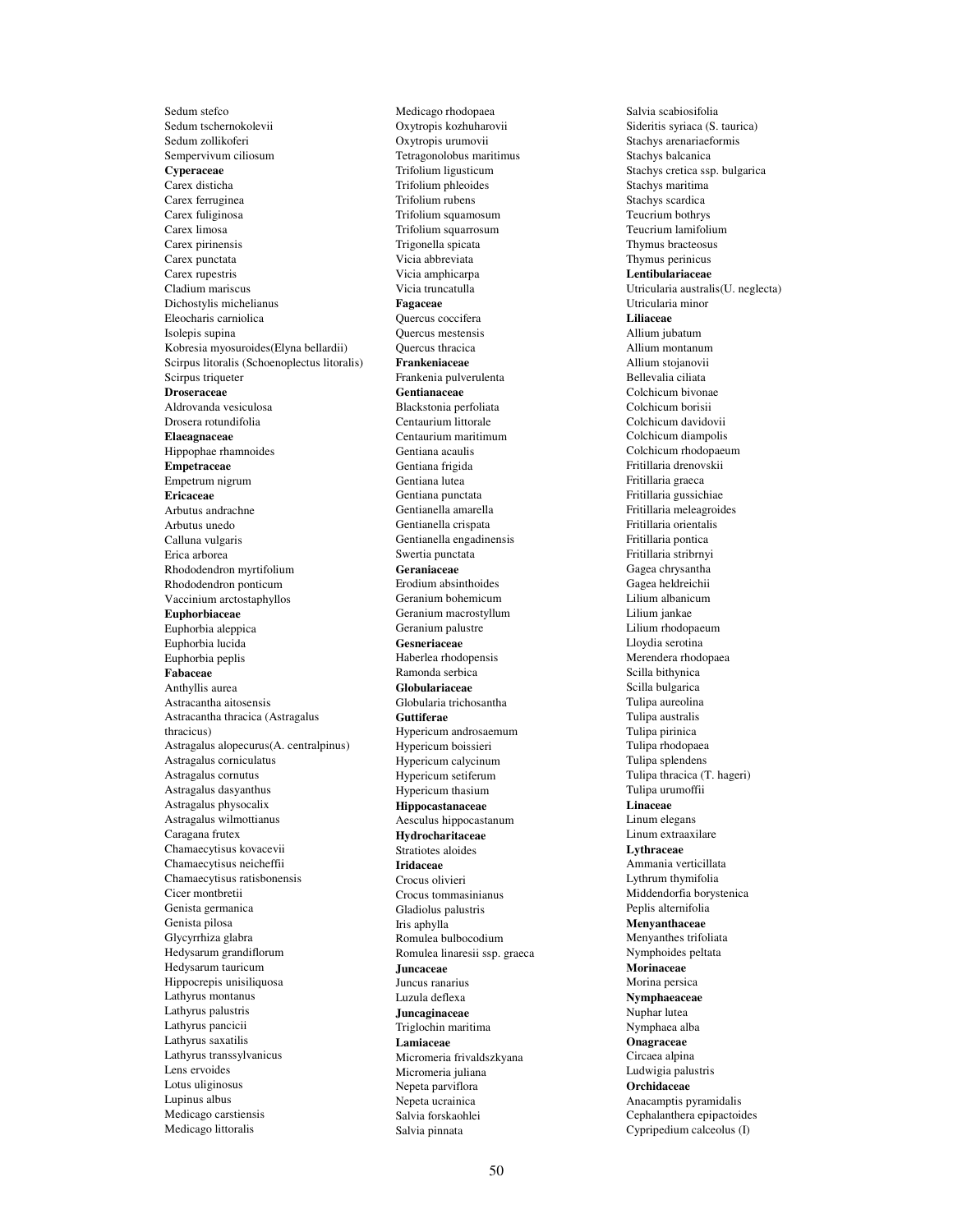Sedum stefco
Sedum tschernokolevii
Sedum zollikoferi
Sempervivum ciliosum
**Cyperaceae**
Carex disticha
Carex ferruginea
Carex fuliginosa
Carex limosa
Carex pirinensis
Carex punctata
Carex rupestris
Cladium mariscus
Dichostylis michelianus
Eleocharis carniolica
Isolepis supina
Kobresia myosuroides(Elyna bellardii)
Scirpus litoralis (Schoenoplectus litoralis)
Scirpus triqueter
**Droseraceae**
Aldrovanda vesiculosa
Drosera rotundifolia
**Elaeagnaceae**
Hippophae rhamnoides
**Empetraceae**
Empetrum nigrum
**Ericaceae**
Arbutus andrachne
Arbutus unedo
Calluna vulgaris
Erica arborea
Rhododendron myrtifolium
Rhododendron ponticum
Vaccinium arctostaphyllos
**Euphorbiaceae**
Euphorbia aleppica
Euphorbia lucida
Euphorbia peplis
**Fabaceae**
Anthyllis aurea
Astracantha aitosensis
Astracantha thracica (Astragalus thracicus)
Astragalus alopecurus(A. centralpinus)
Astragalus corniculatus
Astragalus cornutus
Astragalus dasyanthus
Astragalus physocalix
Astragalus wilmottianus
Caragana frutex
Chamaecytisus kovacevii
Chamaecytisus neicheffii
Chamaecytisus ratisbonensis
Cicer montbretii
Genista germanica
Genista pilosa
Glycyrrhiza glabra
Hedysarum grandiflorum
Hedysarum tauricum
Hippocrepis unisiliquosa
Lathyrus montanus
Lathyrus palustris
Lathyrus pancicii
Lathyrus saxatilis
Lathyrus transsylvanicus
Lens ervoides
Lotus uliginosus
Lupinus albus
Medicago carstiensis
Medicago littoralis
Medicago rhodopaea
Oxytropis kozhuharovii
Oxytropis urumovii
Tetragonolobus maritimus
Trifolium ligusticum
Trifolium phleoides
Trifolium rubens
Trifolium squamosum
Trifolium squarrosum
Trigonella spicata
Vicia abbreviata
Vicia amphicarpa
Vicia truncatulla
**Fagaceae**
Quercus coccifera
Quercus mestensis
Quercus thracica
**Frankeniaceae**
Frankenia pulverulenta
**Gentianaceae**
Blackstonia perfoliata
Centaurium littorale
Centaurium maritimum
Gentiana acaulis
Gentiana frigida
Gentiana lutea
Gentiana punctata
Gentianella amarella
Gentianella crispata
Gentianella engadinensis
Swertia punctata
**Geraniaceae**
Erodium absinthoides
Geranium bohemicum
Geranium macrostyllum
Geranium palustre
**Gesneriaceae**
Haberlea rhodopensis
Ramonda serbica
**Globulariaceae**
Globularia trichosantha
**Guttiferae**
Hypericum androsaemum
Hypericum boissieri
Hypericum calycinum
Hypericum setiferum
Hypericum thasium
**Hippocastanaceae**
Aesculus hippocastanum
**Hydrocharitaceae**
Stratiotes aloides
**Iridaceae**
Crocus olivieri
Crocus tommasinianus
Gladiolus palustris
Iris aphylla
Romulea bulbocodium
Romulea linaresii ssp. graeca
**Juncaceae**
Juncus ranarius
Luzula deflexa
**Juncaginaceae**
Triglochin maritima
**Lamiaceae**
Micromeria frivaldszkyana
Micromeria juliana
Nepeta parviflora
Nepeta ucrainica
Salvia forskaohlei
Salvia pinnata
Salvia scabiosifolia
Sideritis syriaca (S. taurica)
Stachys arenariaeformis
Stachys balcanica
Stachys cretica ssp. bulgarica
Stachys maritima
Stachys scardica
Teucrium bothrys
Teucrium lamifolium
Thymus bracteosus
Thymus perinicus
**Lentibulariaceae**
Utricularia australis(U. neglecta)
Utricularia minor
**Liliaceae**
Allium jubatum
Allium montanum
Allium stojanovii
Bellevalia ciliata
Colchicum bivonae
Colchicum borisii
Colchicum davidovii
Colchicum diampolis
Colchicum rhodopaeum
Fritillaria drenovskii
Fritillaria graeca
Fritillaria gussichiae
Fritillaria meleagroides
Fritillaria orientalis
Fritillaria pontica
Fritillaria stribrnyi
Gagea chrysantha
Gagea heldreichii
Lilium albanicum
Lilium jankae
Lilium rhodopaeum
Lloydia serotina
Merendera rhodopaea
Scilla bithynica
Scilla bulgarica
Tulipa aureolina
Tulipa australis
Tulipa pirinica
Tulipa rhodopaea
Tulipa splendens
Tulipa thracica (T. hageri)
Tulipa urumoffii
**Linaceae**
Linum elegans
Linum extraaxilare
**Lythraceae**
Ammania verticillata
Lythrum thymifolia
Middendorfia borystenica
Peplis alternifolia
**Menyanthaceae**
Menyanthes trifoliata
Nymphoides peltata
**Morinaceae**
Morina persica
**Nymphaeaceae**
Nuphar lutea
Nymphaea alba
**Onagraceae**
Circaea alpina
Ludwigia palustris
**Orchidaceae**
Anacamptis pyramidalis
Cephalanthera epipactoides
Cypripedium calceolus (I)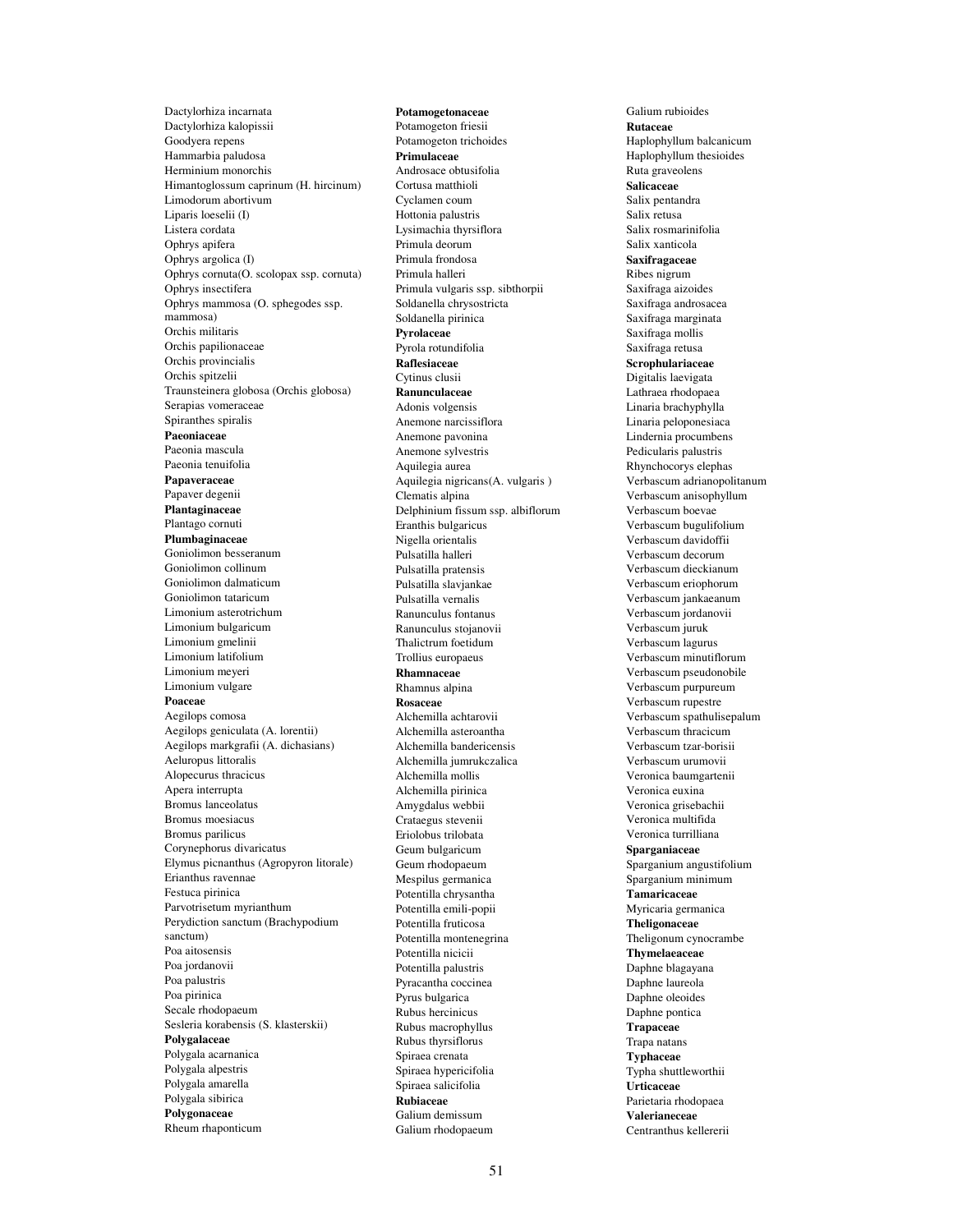Dactylorhiza incarnata
Dactylorhiza kalopissii
Goodyera repens
Hammarbia paludosa
Herminium monorchis
Himantoglossum caprinum (H. hircinum)
Limodorum abortivum
Liparis loeselii (I)
Listera cordata
Ophrys apifera
Ophrys argolica (I)
Ophrys cornuta(O. scolopax ssp. cornuta)
Ophrys insectifera
Ophrys mammosa (O. sphegodes ssp. mammosa)
Orchis militaris
Orchis papilionaceae
Orchis provincialis
Orchis spitzelii
Traunsteinera globosa (Orchis globosa)
Serapias vomeraceae
Spiranthes spiralis

**Paeoniaceae**
Paeonia mascula
Paeonia tenuifolia

**Papaveraceae**
Papaver degenii

**Plantaginaceae**
Plantago cornuti

**Plumbaginaceae**
Goniolimon besseranum
Goniolimon collinum
Goniolimon dalmaticum
Goniolimon tataricum
Limonium asterotrichum
Limonium bulgaricum
Limonium gmelinii
Limonium latifolium
Limonium meyeri
Limonium vulgare

**Poaceae**
Aegilops comosa
Aegilops geniculata (A. lorentii)
Aegilops markgrafii (A. dichasians)
Aeluropus littoralis
Alopecurus thracicus
Apera interrupta
Bromus lanceolatus
Bromus moesiacus
Bromus parilicus
Corynephorus divaricatus
Elymus picnanthus (Agropyron litorale)
Erianthus ravennae
Festuca pirinica
Parvotrisetum myrianthum
Perydiction sanctum (Brachypodium sanctum)
Poa aitosensis
Poa jordanovii
Poa palustris
Poa pirinica
Secale rhodopaeum
Sesleria korabensis (S. klasterskii)

**Polygalaceae**
Polygala acarnanica
Polygala alpestris
Polygala amarella
Polygala sibirica

**Polygonaceae**
Rheum rhaponticum

**Potamogetonaceae**
Potamogeton friesii
Potamogeton trichoides

**Primulaceae**
Androsace obtusifolia
Cortusa matthioli
Cyclamen coum
Hottonia palustris
Lysimachia thyrsiflora
Primula deorum
Primula frondosa
Primula halleri
Primula vulgaris ssp. sibthorpii
Soldanella chrysostricta
Soldanella pirinica

**Pyrolaceae**
Pyrola rotundifolia

**Raflesiaceae**
Cytinus clusii

**Ranunculaceae**
Adonis volgensis
Anemone narcissiflora
Anemone pavonina
Anemone sylvestris
Aquilegia aurea
Aquilegia nigricans(A. vulgaris )
Clematis alpina
Delphinium fissum ssp. albiflorum
Eranthis bulgaricus
Nigella orientalis
Pulsatilla halleri
Pulsatilla pratensis
Pulsatilla slavjankae
Pulsatilla vernalis
Ranunculus fontanus
Ranunculus stojanovii
Thalictrum foetidum
Trollius europaeus

**Rhamnaceae**
Rhamnus alpina

**Rosaceae**
Alchemilla achtarovii
Alchemilla asteroantha
Alchemilla bandericensis
Alchemilla jumrukczalica
Alchemilla mollis
Alchemilla pirinica
Amygdalus webbii
Crataegus stevenii
Eriolobus trilobata
Geum bulgaricum
Geum rhodopaeum
Mespilus germanica
Potentilla chrysantha
Potentilla emili-popii
Potentilla fruticosa
Potentilla montenegrina
Potentilla nicicii
Potentilla palustris
Pyracantha coccinea
Pyrus bulgarica
Rubus hercinicus
Rubus macrophyllus
Rubus thyrsiflorus
Spiraea crenata
Spiraea hypericifolia
Spiraea salicifolia

**Rubiaceae**
Galium demissum
Galium rhodopaeum
Galium rubioides

**Rutaceae**
Haplophyllum balcanicum
Haplophyllum thesioides
Ruta graveolens

**Salicaceae**
Salix pentandra
Salix retusa
Salix rosmarinifolia
Salix xanticola

**Saxifragaceae**
Ribes nigrum
Saxifraga aizoides
Saxifraga androsacea
Saxifraga marginata
Saxifraga mollis
Saxifraga retusa

**Scrophulariaceae**
Digitalis laevigata
Lathraea rhodopaea
Linaria brachyphylla
Linaria peloponesiaca
Lindernia procumbens
Pedicularis palustris
Rhynchocorys elephas
Verbascum adrianopolitanum
Verbascum anisophyllum
Verbascum boevae
Verbascum bugulifolium
Verbascum davidoffii
Verbascum decorum
Verbascum dieckianum
Verbascum eriophorum
Verbascum jankaeanum
Verbascum jordanovii
Verbascum juruk
Verbascum lagurus
Verbascum minutiflorum
Verbascum pseudonobile
Verbascum purpureum
Verbascum rupestre
Verbascum spathulisepalum
Verbascum thracicum
Verbascum tzar-borisii
Verbascum urumovii
Veronica baumgartenii
Veronica euxina
Veronica grisebachii
Veronica multifida
Veronica turrilliana

**Sparganiaceae**
Sparganium angustifolium
Sparganium minimum

**Tamaricaceae**
Myricaria germanica

**Theligonaceae**
Theligonum cynocrambe

**Thymelaeaceae**
Daphne blagayana
Daphne laureola
Daphne oleoides
Daphne pontica

**Trapaceae**
Trapa natans

**Typhaceae**
Typha shuttleworthii

**Urticaceae**
Parietaria rhodopaea

**Valerianeceae**
Centranthus kellererii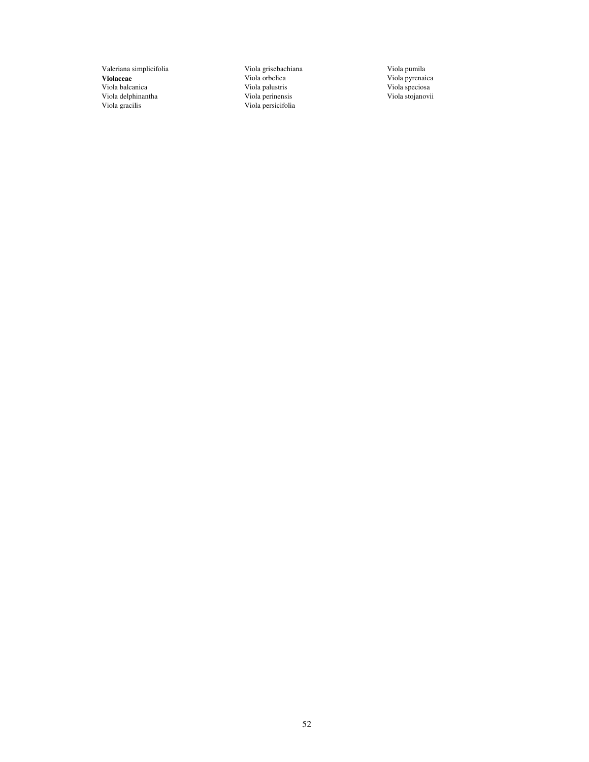Valeriana simplicifolia
**Violaceae**
Viola balcanica
Viola delphinantha
Viola gracilis
Viola grisebachiana
Viola orbelica
Viola palustris
Viola perinensis
Viola persicifolia
Viola pumila
Viola pyrenaica
Viola speciosa
Viola stojanovii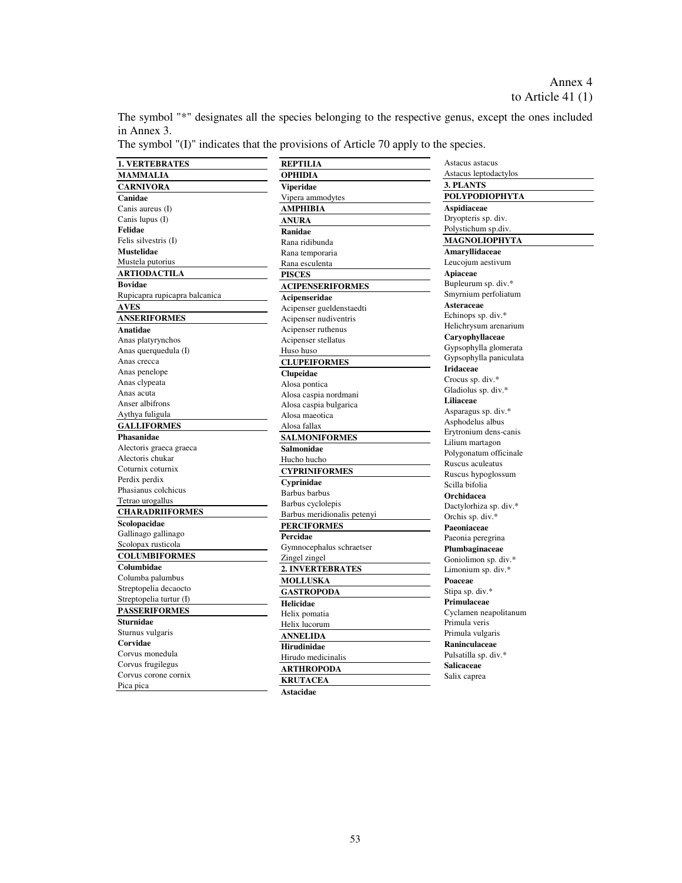Annex 4
to Article 41 (1)

The symbol "*" designates all the species belonging to the respective genus, except the ones included in Annex 3.
The symbol "(I)" indicates that the provisions of Article 70 apply to the species.

**1. VERTEBRATES**

**MAMMALIA**

**CARNIVORA**

**Canidae**

Canis aureus (I)
Canis lupus (I)

**Felidae**

Felis silvestris (I)

**Mustelidae**

Mustela putorius

**ARTIODACTILA**

**Bovidae**

Rupicapra rupicapra balcanica

**AVES**

**ANSERIFORMES**

**Anatidae**

Anas platyrynchos
Anas querquedula (I)
Anas crecca
Anas penelope
Anas clypeata
Anas acuta
Anser albifrons
Aythya fuligula

**GALLIFORMES**

**Phasanidae**

Alectoris graeca graeca
Alectoris chukar
Coturnix coturnix
Perdix perdix
Phasianus colchicus
Tetrao urogallus

**CHARADRIIFORMES**

**Scolopacidae**

Gallinago gallinago
Scolopax rusticola

**COLUMBIFORMES**

**Columbidae**

Columba palumbus
Streptopelia decaocto
Streptopelia turtur (I)

**PASSERIFORMES**

**Sturnidae**

Sturnus vulgaris

**Corvidae**

Corvus monedula
Corvus frugilegus
Corvus corone cornix
Pica pica

**REPTILIA**

**OPHIDIA**

**Viperidae**

Vipera ammodytes

**AMPHIBIA**

**ANURA**

**Ranidae**

Rana ridibunda
Rana temporaria
Rana esculenta

**PISCES**

**ACIPENSERIFORMES**

**Acipenseridae**

Acipenser gueldenstaedti
Acipenser nudiventris
Acipenser ruthenus
Acipenser stellatus
Huso huso

**CLUPEIFORMES**

**Clupeidae**

Alosa pontica
Alosa caspia nordmani
Alosa caspia bulgarica
Alosa maeotica
Alosa fallax

**SALMONIFORMES**

**Salmonidae**

Hucho hucho

**CYPRINIFORMES**

**Cyprinidae**

Barbus barbus
Barbus cyclolepis
Barbus meridionalis petenyi

**PERCIFORMES**

**Percidae**

Gymnocephalus schraetser
Zingel zingel

**2. INVERTEBRATES**

**MOLLUSKA**

**GASTROPODA**

**Helicidae**

Helix pomatia
Helix lucorum

**ANNELIDA**

**Hirudinidae**

Hirudo medicinalis

**ARTHROPODA**

**KRUTACEA**

**Astacidae**

Astacus astacus
Astacus leptodactylos

**3. PLANTS**

**POLYPODIOPHYTA**

**Aspidiaceae**

Dryopteris sp. div.
Polystichum sp.div.

**MAGNOLIOPHYTA**

**Amaryllidaceae**

Leucojum aestivum

**Apiaceae**

Bupleurum sp. div.*
Smyrnium perfoliatum

**Asteraceae**

Echinops sp. div.*
Helichrysum arenarium

**Caryophyllaceae**

Gypsophylla glomerata
Gypsophylla paniculata

**Iridaceae**

Crocus sp. div.*
Gladiolus sp. div.*

**Liliaceae**

Asparagus sp. div.*
Asphodelus albus
Erytronium dens-canis
Lilium martagon
Polygonatum officinale
Ruscus aculeatus
Ruscus hypoglossum
Scilla bifolia

**Orchidacea**

Dactylorhiza sp. div.*
Orchis sp. div.*

**Paeoniaceae**

Paeonia peregrina

**Plumbaginaceae**

Goniolimon sp. div.*
Limonium sp. div.*

**Poaceae**

Stipa sp. div.*

**Primulaceae**

Cyclamen neapolitanum
Primula veris
Primula vulgaris

**Raninculaceae**

Pulsatilla sp. div.*

**Salicaceae**

Salix caprea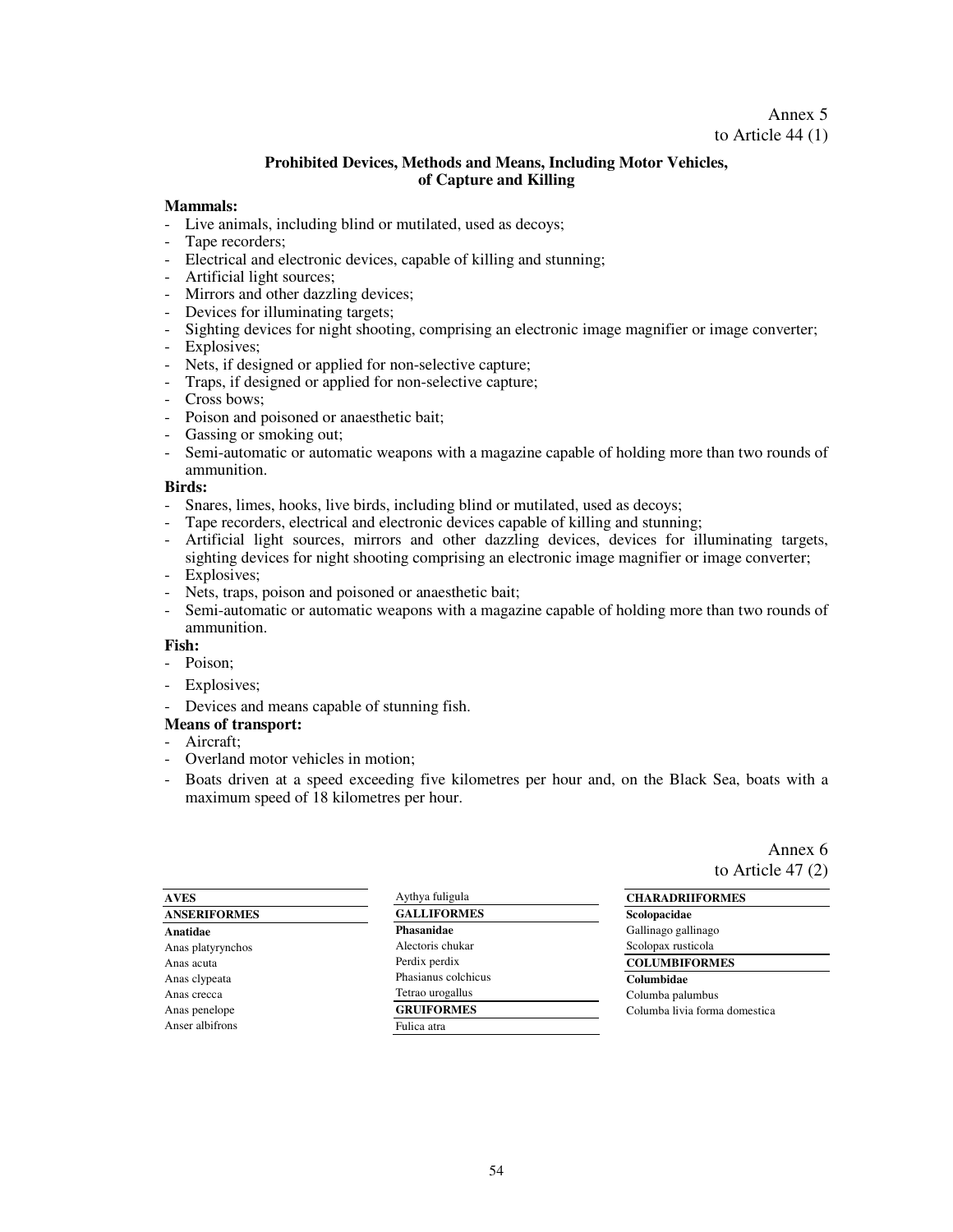Annex 5
to Article 44 (1)

**Prohibited Devices, Methods and Means, Including Motor Vehicles, of Capture and Killing**

**Mammals:**

- Live animals, including blind or mutilated, used as decoys;
- Tape recorders;
- Electrical and electronic devices, capable of killing and stunning;
- Artificial light sources;
- Mirrors and other dazzling devices;
- Devices for illuminating targets;
- Sighting devices for night shooting, comprising an electronic image magnifier or image converter;
- Explosives;
- Nets, if designed or applied for non-selective capture;
- Traps, if designed or applied for non-selective capture;
- Cross bows;
- Poison and poisoned or anaesthetic bait;
- Gassing or smoking out;
- Semi-automatic or automatic weapons with a magazine capable of holding more than two rounds of ammunition.

**Birds:**

- Snares, limes, hooks, live birds, including blind or mutilated, used as decoys;
- Tape recorders, electrical and electronic devices capable of killing and stunning;
- Artificial light sources, mirrors and other dazzling devices, devices for illuminating targets, sighting devices for night shooting comprising an electronic image magnifier or image converter;
- Explosives;
- Nets, traps, poison and poisoned or anaesthetic bait;
- Semi-automatic or automatic weapons with a magazine capable of holding more than two rounds of ammunition.

**Fish:**

- Poison;
- Explosives;
- Devices and means capable of stunning fish.

**Means of transport:**

- Aircraft;
- Overland motor vehicles in motion;
- Boats driven at a speed exceeding five kilometres per hour and, on the Black Sea, boats with a maximum speed of 18 kilometres per hour.

Annex 6
to Article 47 (2)

**AVES**

**ANSERIFORMES**

**Anatidae**

Anas platyrynchos
Anas acuta
Anas clypeata
Anas crecca
Anas penelope
Anser albifrons
Aythya fuligula

**GALLIFORMES**

**Phasanidae**

Alectoris chukar
Perdix perdix
Phasianus colchicus
Tetrao urogallus

**GRUIFORMES**

Fulica atra

**CHARADRIIFORMES**

**Scolopacidae**

Gallinago gallinago
Scolopax rusticola

**COLUMBIFORMES**

**Columbidae**

Columba palumbus
Columba livia forma domestica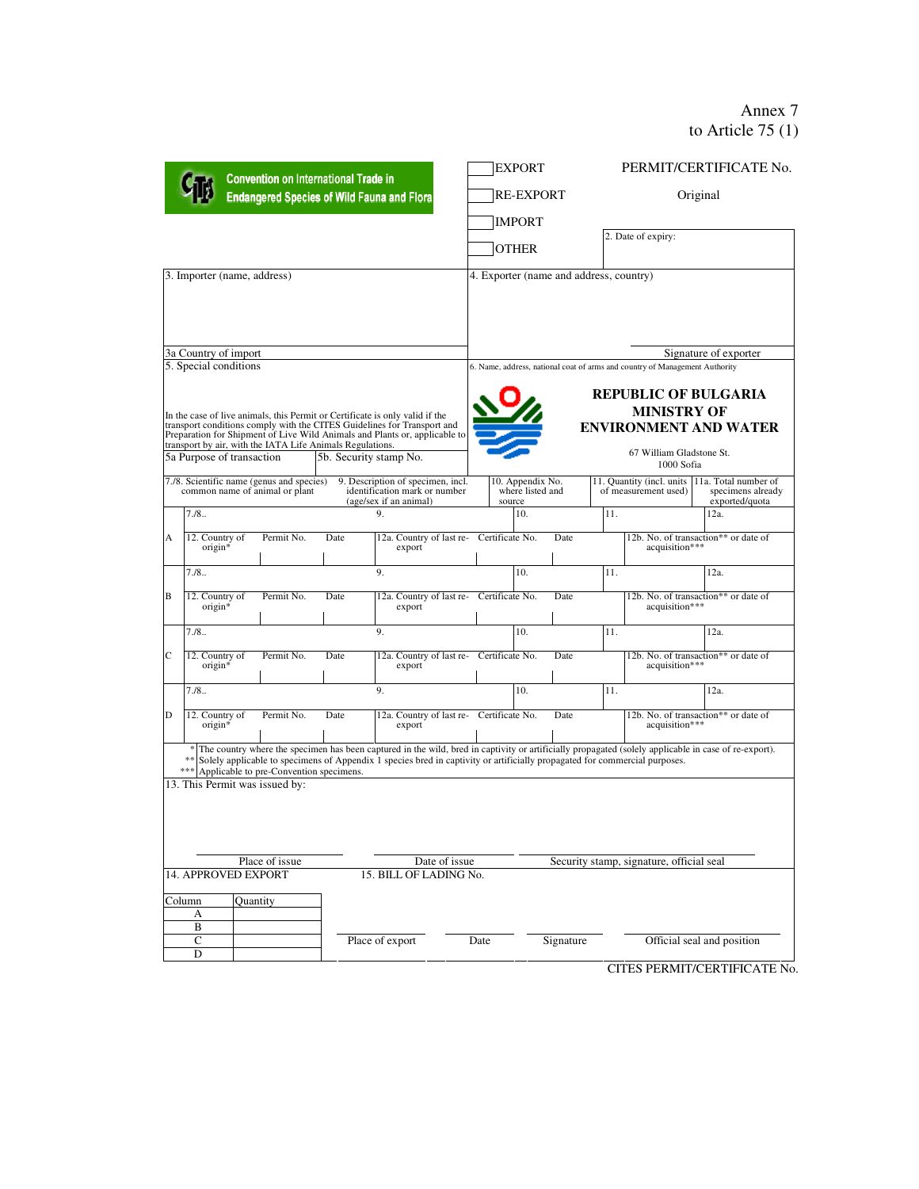Annex 7
to Article 75 (1)

Convention on International Trade in Endangered Species of Wild Fauna and Flora

EXPORT

RE-EXPORT

IMPORT

OTHER

PERMIT/CERTIFICATE No.

Original

2. Date of expiry:

3. Importer (name, address)

4. Exporter (name and address, country)

3a Country of import

Signature of exporter

5. Special conditions

In the case of live animals, this Permit or Certificate is only valid if the transport conditions comply with the CITES Guidelines for Transport and Preparation for Shipment of Live Wild Animals and Plants or, applicable to transport by air, with the IATA Life Animals Regulations.

6. Name, address, national coat of arms and country of Management Authority

**REPUBLIC OF BULGARIA**
**MINISTRY OF**
**ENVIRONMENT AND WATER**

67 William Gladstone St.
1000 Sofia

5a Purpose of transaction

5b. Security stamp No.

| | 7./8. Scientific name (genus and species) common name of animal or plant | | | 9. Description of specimen, incl. identification mark or number (age/sex if an animal) | | | 10. Appendix No. where listed and source | 11. Quantity (incl. units of measurement used) | 11a. Total number of specimens already exported/quota |
|---|---|---|---|---|---|---|---|---|---|
| | 7./8.. | | | 9. | | | 10. | 11. | 12a. |
| A | 12. Country of origin* | Permit No. | Date | 12a. Country of last re-export | Certificate No. | Date | | 12b. No. of transaction** or date of acquisition*** | |
| | 7./8.. | | | 9. | | | 10. | 11. | 12a. |
| B | 12. Country of origin* | Permit No. | Date | 12a. Country of last re-export | Certificate No. | Date | | 12b. No. of transaction** or date of acquisition*** | |
| | 7./8.. | | | 9. | | | 10. | 11. | 12a. |
| C | 12. Country of origin* | Permit No. | Date | 12a. Country of last re-export | Certificate No. | Date | | 12b. No. of transaction** or date of acquisition*** | |
| | 7./8.. | | | 9. | | | 10. | 11. | 12a. |
| D | 12. Country of origin* | Permit No. | Date | 12a. Country of last re-export | Certificate No. | Date | | 12b. No. of transaction** or date of acquisition*** | |

\* The country where the specimen has been captured in the wild, bred in captivity or artificially propagated (solely applicable in case of re-export).
\*\* Solely applicable to specimens of Appendix 1 species bred in captivity or artificially propagated for commercial purposes.
\*\*\* Applicable to pre-Convention specimens.

13. This Permit was issued by:

Place of issue | Date of issue | Security stamp, signature, official seal

14. APPROVED EXPORT

15. BILL OF LADING No.

| Column | Quantity |
|---|---|
| A | |
| B | |
| C | |
| D | |

Place of export | Date | Signature | Official seal and position

CITES PERMIT/CERTIFICATE No.